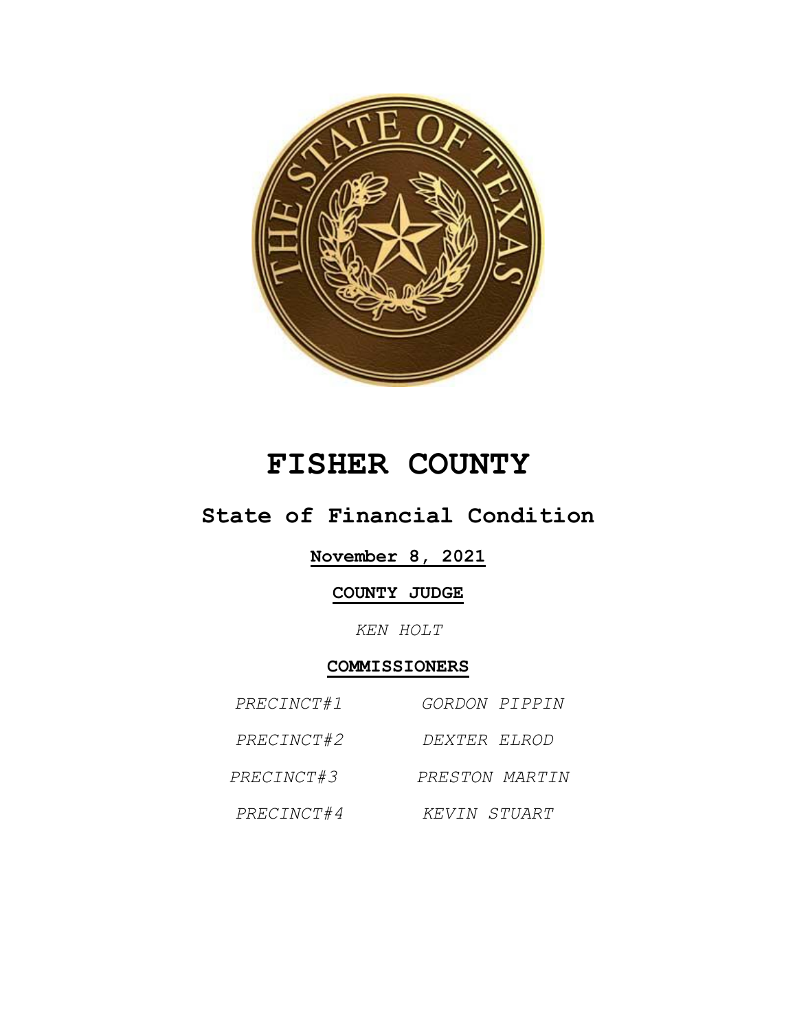# FISHER COUNTY

## State of Financial Condition

**November 8, 2021**

**COUNTY JUDGE**

*KEN HOLT*

**COMMISSIONERS**

| | |
|---|---|
| *PRECINCT#1* | *GORDON PIPPIN* |
| *PRECINCT#2* | *DEXTER ELROD* |
| *PRECINCT#3* | *PRESTON MARTIN* |
| *PRECINCT#4* | *KEVIN STUART* |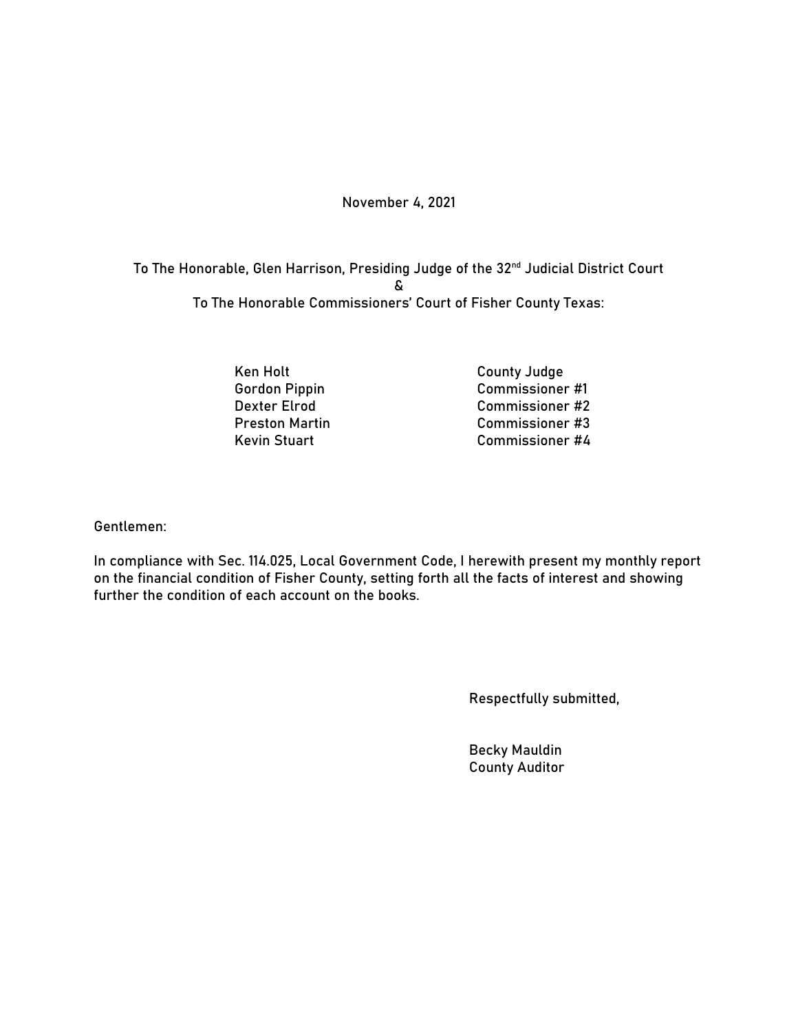November 4, 2021

To The Honorable, Glen Harrison, Presiding Judge of the 32nd Judicial District Court

&

To The Honorable Commissioners' Court of Fisher County Texas:

| | |
|---|---|
| Ken Holt | County Judge |
| Gordon Pippin | Commissioner #1 |
| Dexter Elrod | Commissioner #2 |
| Preston Martin | Commissioner #3 |
| Kevin Stuart | Commissioner #4 |

Gentlemen:

In compliance with Sec. 114.025, Local Government Code, I herewith present my monthly report on the financial condition of Fisher County, setting forth all the facts of interest and showing further the condition of each account on the books.

Respectfully submitted,

Becky Mauldin
County Auditor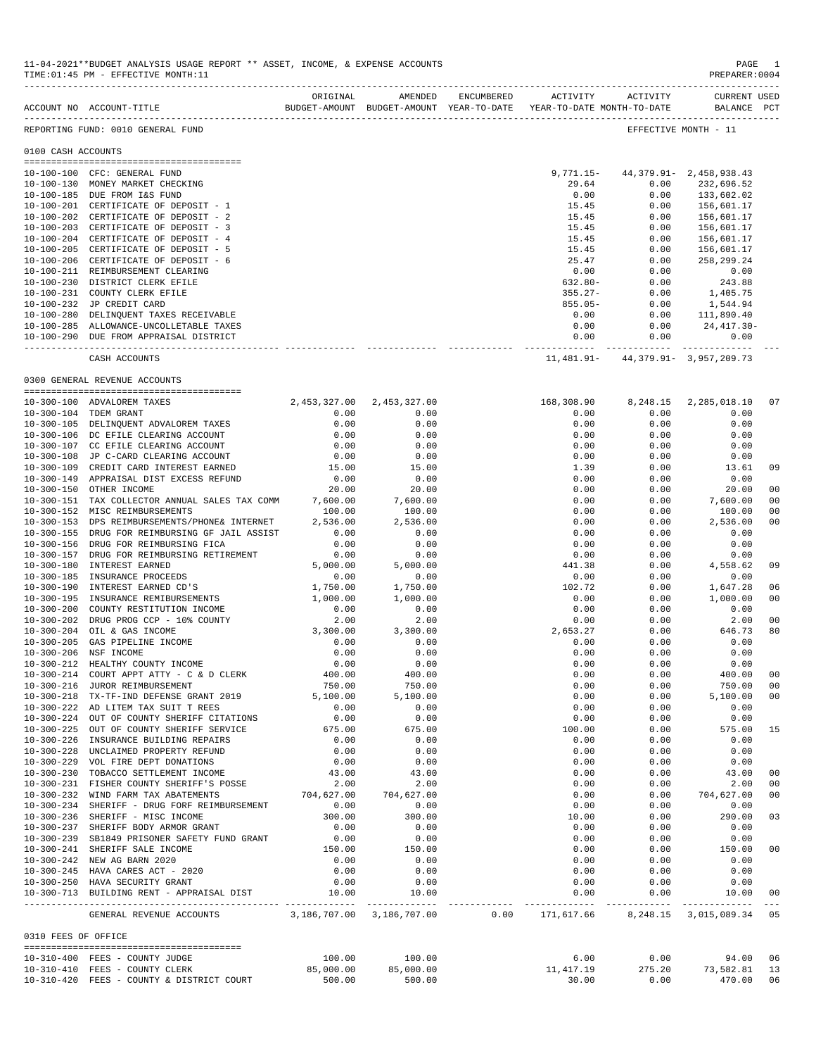11-04-2021**BUDGET ANALYSIS USAGE REPORT ** ASSET, INCOME, & EXPENSE ACCOUNTS
TIME:01:45 PM - EFFECTIVE MONTH:11
PREPARER:0004

REPORTING FUND: 0010 GENERAL FUND — EFFECTIVE MONTH - 11

## 0100 CASH ACCOUNTS

| ACCOUNT NO | ACCOUNT-TITLE | ORIGINAL BUDGET-AMOUNT | AMENDED BUDGET-AMOUNT | ENCUMBERED YEAR-TO-DATE | ACTIVITY YEAR-TO-DATE | ACTIVITY MONTH-TO-DATE | CURRENT BALANCE | USED PCT |
|---|---|---|---|---|---|---|---|---|
| 10-100-100 | CFC: GENERAL FUND | | | | 9,771.15- | 44,379.91- | 2,458,938.43 | |
| 10-100-130 | MONEY MARKET CHECKING | | | | 29.64 | 0.00 | 232,696.52 | |
| 10-100-185 | DUE FROM I&S FUND | | | | 0.00 | 0.00 | 133,602.02 | |
| 10-100-201 | CERTIFICATE OF DEPOSIT - 1 | | | | 15.45 | 0.00 | 156,601.17 | |
| 10-100-202 | CERTIFICATE OF DEPOSIT - 2 | | | | 15.45 | 0.00 | 156,601.17 | |
| 10-100-203 | CERTIFICATE OF DEPOSIT - 3 | | | | 15.45 | 0.00 | 156,601.17 | |
| 10-100-204 | CERTIFICATE OF DEPOSIT - 4 | | | | 15.45 | 0.00 | 156,601.17 | |
| 10-100-205 | CERTIFICATE OF DEPOSIT - 5 | | | | 15.45 | 0.00 | 156,601.17 | |
| 10-100-206 | CERTIFICATE OF DEPOSIT - 6 | | | | 25.47 | 0.00 | 258,299.24 | |
| 10-100-211 | REIMBURSEMENT CLEARING | | | | 0.00 | 0.00 | 0.00 | |
| 10-100-230 | DISTRICT CLERK EFILE | | | | 632.80- | 0.00 | 243.88 | |
| 10-100-231 | COUNTY CLERK EFILE | | | | 355.27- | 0.00 | 1,405.75 | |
| 10-100-232 | JP CREDIT CARD | | | | 855.05- | 0.00 | 1,544.94 | |
| 10-100-280 | DELINQUENT TAXES RECEIVABLE | | | | 0.00 | 0.00 | 111,890.40 | |
| 10-100-285 | ALLOWANCE-UNCOLLETABLE TAXES | | | | 0.00 | 0.00 | 24,417.30- | |
| 10-100-290 | DUE FROM APPRAISAL DISTRICT | | | | 0.00 | 0.00 | 0.00 | |
| | CASH ACCOUNTS | | | | 11,481.91- | 44,379.91- | 3,957,209.73 | |

## 0300 GENERAL REVENUE ACCOUNTS

| ACCOUNT NO | ACCOUNT-TITLE | ORIGINAL BUDGET-AMOUNT | AMENDED BUDGET-AMOUNT | ENCUMBERED YEAR-TO-DATE | ACTIVITY YEAR-TO-DATE | ACTIVITY MONTH-TO-DATE | CURRENT BALANCE | USED PCT |
|---|---|---|---|---|---|---|---|---|
| 10-300-100 | ADVALOREM TAXES | 2,453,327.00 | 2,453,327.00 | | 168,308.90 | 8,248.15 | 2,285,018.10 | 07 |
| 10-300-104 | TDEM GRANT | 0.00 | 0.00 | | 0.00 | 0.00 | 0.00 | |
| 10-300-105 | DELINQUENT ADVALOREM TAXES | 0.00 | 0.00 | | 0.00 | 0.00 | 0.00 | |
| 10-300-106 | DC EFILE CLEARING ACCOUNT | 0.00 | 0.00 | | 0.00 | 0.00 | 0.00 | |
| 10-300-107 | CC EFILE CLEARING ACCOUNT | 0.00 | 0.00 | | 0.00 | 0.00 | 0.00 | |
| 10-300-108 | JP C-CARD CLEARING ACCOUNT | 0.00 | 0.00 | | 0.00 | 0.00 | 0.00 | |
| 10-300-109 | CREDIT CARD INTEREST EARNED | 15.00 | 15.00 | | 1.39 | 0.00 | 13.61 | 09 |
| 10-300-149 | APPRAISAL DIST EXCESS REFUND | 0.00 | 0.00 | | 0.00 | 0.00 | 0.00 | |
| 10-300-150 | OTHER INCOME | 20.00 | 20.00 | | 0.00 | 0.00 | 20.00 | 00 |
| 10-300-151 | TAX COLLECTOR ANNUAL SALES TAX COMM | 7,600.00 | 7,600.00 | | 0.00 | 0.00 | 7,600.00 | 00 |
| 10-300-152 | MISC REIMBURSEMENTS | 100.00 | 100.00 | | 0.00 | 0.00 | 100.00 | 00 |
| 10-300-153 | DPS REIMBURSEMENTS/PHONE& INTERNET | 2,536.00 | 2,536.00 | | 0.00 | 0.00 | 2,536.00 | 00 |
| 10-300-155 | DRUG FOR REIMBURSING GF JAIL ASSIST | 0.00 | 0.00 | | 0.00 | 0.00 | 0.00 | |
| 10-300-156 | DRUG FOR REIMBURSING FICA | 0.00 | 0.00 | | 0.00 | 0.00 | 0.00 | |
| 10-300-157 | DRUG FOR REIMBURSING RETIREMENT | 0.00 | 0.00 | | 0.00 | 0.00 | 0.00 | |
| 10-300-180 | INTEREST EARNED | 5,000.00 | 5,000.00 | | 441.38 | 0.00 | 4,558.62 | 09 |
| 10-300-185 | INSURANCE PROCEEDS | 0.00 | 0.00 | | 0.00 | 0.00 | 0.00 | |
| 10-300-190 | INTEREST EARNED CD'S | 1,750.00 | 1,750.00 | | 102.72 | 0.00 | 1,647.28 | 06 |
| 10-300-195 | INSURANCE REMIBURSEMENTS | 1,000.00 | 1,000.00 | | 0.00 | 0.00 | 1,000.00 | 00 |
| 10-300-200 | COUNTY RESTITUTION INCOME | 0.00 | 0.00 | | 0.00 | 0.00 | 0.00 | |
| 10-300-202 | DRUG PROG CCP - 10% COUNTY | 2.00 | 2.00 | | 0.00 | 0.00 | 2.00 | 00 |
| 10-300-204 | OIL & GAS INCOME | 3,300.00 | 3,300.00 | | 2,653.27 | 0.00 | 646.73 | 80 |
| 10-300-205 | GAS PIPELINE INCOME | 0.00 | 0.00 | | 0.00 | 0.00 | 0.00 | |
| 10-300-206 | NSF INCOME | 0.00 | 0.00 | | 0.00 | 0.00 | 0.00 | |
| 10-300-212 | HEALTHY COUNTY INCOME | 0.00 | 0.00 | | 0.00 | 0.00 | 0.00 | |
| 10-300-214 | COURT APPT ATTY - C & D CLERK | 400.00 | 400.00 | | 0.00 | 0.00 | 400.00 | 00 |
| 10-300-216 | JUROR REIMBURSEMENT | 750.00 | 750.00 | | 0.00 | 0.00 | 750.00 | 00 |
| 10-300-218 | TX-TF-IND DEFENSE GRANT 2019 | 5,100.00 | 5,100.00 | | 0.00 | 0.00 | 5,100.00 | 00 |
| 10-300-222 | AD LITEM TAX SUIT T REES | 0.00 | 0.00 | | 0.00 | 0.00 | 0.00 | |
| 10-300-224 | OUT OF COUNTY SHERIFF CITATIONS | 0.00 | 0.00 | | 0.00 | 0.00 | 0.00 | |
| 10-300-225 | OUT OF COUNTY SHERIFF SERVICE | 675.00 | 675.00 | | 100.00 | 0.00 | 575.00 | 15 |
| 10-300-226 | INSURANCE BUILDING REPAIRS | 0.00 | 0.00 | | 0.00 | 0.00 | 0.00 | |
| 10-300-228 | UNCLAIMED PROPERTY REFUND | 0.00 | 0.00 | | 0.00 | 0.00 | 0.00 | |
| 10-300-229 | VOL FIRE DEPT DONATIONS | 0.00 | 0.00 | | 0.00 | 0.00 | 0.00 | |
| 10-300-230 | TOBACCO SETTLEMENT INCOME | 43.00 | 43.00 | | 0.00 | 0.00 | 43.00 | 00 |
| 10-300-231 | FISHER COUNTY SHERIFF'S POSSE | 2.00 | 2.00 | | 0.00 | 0.00 | 2.00 | 00 |
| 10-300-232 | WIND FARM TAX ABATEMENTS | 704,627.00 | 704,627.00 | | 0.00 | 0.00 | 704,627.00 | 00 |
| 10-300-234 | SHERIFF - DRUG FORF REIMBURSEMENT | 0.00 | 0.00 | | 0.00 | 0.00 | 0.00 | |
| 10-300-236 | SHERIFF - MISC INCOME | 300.00 | 300.00 | | 10.00 | 0.00 | 290.00 | 03 |
| 10-300-237 | SHERIFF BODY ARMOR GRANT | 0.00 | 0.00 | | 0.00 | 0.00 | 0.00 | |
| 10-300-239 | SB1849 PRISONER SAFETY FUND GRANT | 0.00 | 0.00 | | 0.00 | 0.00 | 0.00 | |
| 10-300-241 | SHERIFF SALE INCOME | 150.00 | 150.00 | | 0.00 | 0.00 | 150.00 | 00 |
| 10-300-242 | NEW AG BARN 2020 | 0.00 | 0.00 | | 0.00 | 0.00 | 0.00 | |
| 10-300-245 | HAVA CARES ACT - 2020 | 0.00 | 0.00 | | 0.00 | 0.00 | 0.00 | |
| 10-300-250 | HAVA SECURITY GRANT | 0.00 | 0.00 | | 0.00 | 0.00 | 0.00 | |
| 10-300-713 | BUILDING RENT - APPRAISAL DIST | 10.00 | 10.00 | | 0.00 | 0.00 | 10.00 | 00 |
| | GENERAL REVENUE ACCOUNTS | 3,186,707.00 | 3,186,707.00 | 0.00 | 171,617.66 | 8,248.15 | 3,015,089.34 | 05 |

## 0310 FEES OF OFFICE

| ACCOUNT NO | ACCOUNT-TITLE | ORIGINAL BUDGET-AMOUNT | AMENDED BUDGET-AMOUNT | ENCUMBERED YEAR-TO-DATE | ACTIVITY YEAR-TO-DATE | ACTIVITY MONTH-TO-DATE | CURRENT BALANCE | USED PCT |
|---|---|---|---|---|---|---|---|---|
| 10-310-400 | FEES - COUNTY JUDGE | 100.00 | 100.00 | | 6.00 | 0.00 | 94.00 | 06 |
| 10-310-410 | FEES - COUNTY CLERK | 85,000.00 | 85,000.00 | | 11,417.19 | 275.20 | 73,582.81 | 13 |
| 10-310-420 | FEES - COUNTY & DISTRICT COURT | 500.00 | 500.00 | | 30.00 | 0.00 | 470.00 | 06 |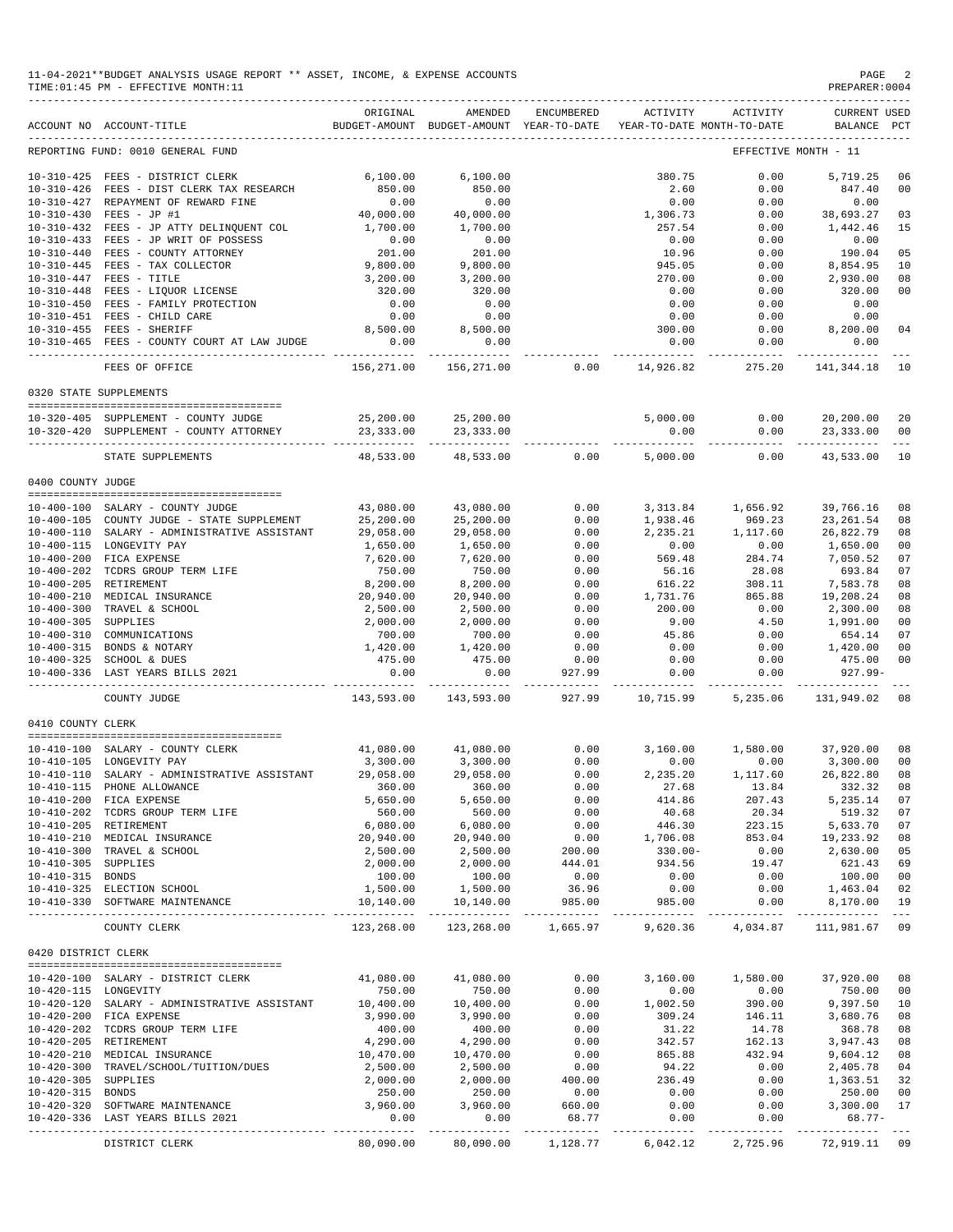11-04-2021**BUDGET ANALYSIS USAGE REPORT ** ASSET, INCOME, & EXPENSE ACCOUNTS
TIME:01:45 PM - EFFECTIVE MONTH:11

| ACCOUNT NO | ACCOUNT-TITLE | ORIGINAL BUDGET-AMOUNT | AMENDED BUDGET-AMOUNT | ENCUMBERED YEAR-TO-DATE | ACTIVITY YEAR-TO-DATE | ACTIVITY MONTH-TO-DATE | CURRENT BALANCE | USED PCT |
|---|---|---|---|---|---|---|---|---|
| REPORTING FUND: 0010 GENERAL FUND | | | | | | EFFECTIVE MONTH - 11 | | |
| 10-310-425 | FEES - DISTRICT CLERK | 6,100.00 | 6,100.00 | | 380.75 | 0.00 | 5,719.25 | 06 |
| 10-310-426 | FEES - DIST CLERK TAX RESEARCH | 850.00 | 850.00 | | 2.60 | 0.00 | 847.40 | 00 |
| 10-310-427 | REPAYMENT OF REWARD FINE | 0.00 | 0.00 | | 0.00 | 0.00 | 0.00 | |
| 10-310-430 | FEES - JP #1 | 40,000.00 | 40,000.00 | | 1,306.73 | 0.00 | 38,693.27 | 03 |
| 10-310-432 | FEES - JP ATTY DELINQUENT COL | 1,700.00 | 1,700.00 | | 257.54 | 0.00 | 1,442.46 | 15 |
| 10-310-433 | FEES - JP WRIT OF POSSESS | 0.00 | 0.00 | | 0.00 | 0.00 | 0.00 | |
| 10-310-440 | FEES - COUNTY ATTORNEY | 201.00 | 201.00 | | 10.96 | 0.00 | 190.04 | 05 |
| 10-310-445 | FEES - TAX COLLECTOR | 9,800.00 | 9,800.00 | | 945.05 | 0.00 | 8,854.95 | 10 |
| 10-310-447 | FEES - TITLE | 3,200.00 | 3,200.00 | | 270.00 | 0.00 | 2,930.00 | 08 |
| 10-310-448 | FEES - LIQUOR LICENSE | 320.00 | 320.00 | | 0.00 | 0.00 | 320.00 | 00 |
| 10-310-450 | FEES - FAMILY PROTECTION | 0.00 | 0.00 | | 0.00 | 0.00 | 0.00 | |
| 10-310-451 | FEES - CHILD CARE | 0.00 | 0.00 | | 0.00 | 0.00 | 0.00 | |
| 10-310-455 | FEES - SHERIFF | 8,500.00 | 8,500.00 | | 300.00 | 0.00 | 8,200.00 | 04 |
| 10-310-465 | FEES - COUNTY COURT AT LAW JUDGE | 0.00 | 0.00 | | 0.00 | 0.00 | 0.00 | |
| | FEES OF OFFICE | 156,271.00 | 156,271.00 | 0.00 | 14,926.82 | 275.20 | 141,344.18 | 10 |
| 0320 STATE SUPPLEMENTS | | | | | | | | |
| 10-320-405 | SUPPLEMENT - COUNTY JUDGE | 25,200.00 | 25,200.00 | | 5,000.00 | 0.00 | 20,200.00 | 20 |
| 10-320-420 | SUPPLEMENT - COUNTY ATTORNEY | 23,333.00 | 23,333.00 | | 0.00 | 0.00 | 23,333.00 | 00 |
| | STATE SUPPLEMENTS | 48,533.00 | 48,533.00 | 0.00 | 5,000.00 | 0.00 | 43,533.00 | 10 |
| 0400 COUNTY JUDGE | | | | | | | | |
| 10-400-100 | SALARY - COUNTY JUDGE | 43,080.00 | 43,080.00 | 0.00 | 3,313.84 | 1,656.92 | 39,766.16 | 08 |
| 10-400-105 | COUNTY JUDGE - STATE SUPPLEMENT | 25,200.00 | 25,200.00 | 0.00 | 1,938.46 | 969.23 | 23,261.54 | 08 |
| 10-400-110 | SALARY - ADMINISTRATIVE ASSISTANT | 29,058.00 | 29,058.00 | 0.00 | 2,235.21 | 1,117.60 | 26,822.79 | 08 |
| 10-400-115 | LONGEVITY PAY | 1,650.00 | 1,650.00 | 0.00 | 0.00 | 0.00 | 1,650.00 | 00 |
| 10-400-200 | FICA EXPENSE | 7,620.00 | 7,620.00 | 0.00 | 569.48 | 284.74 | 7,050.52 | 07 |
| 10-400-202 | TCDRS GROUP TERM LIFE | 750.00 | 750.00 | 0.00 | 56.16 | 28.08 | 693.84 | 07 |
| 10-400-205 | RETIREMENT | 8,200.00 | 8,200.00 | 0.00 | 616.22 | 308.11 | 7,583.78 | 08 |
| 10-400-210 | MEDICAL INSURANCE | 20,940.00 | 20,940.00 | 0.00 | 1,731.76 | 865.88 | 19,208.24 | 08 |
| 10-400-300 | TRAVEL & SCHOOL | 2,500.00 | 2,500.00 | 0.00 | 200.00 | 0.00 | 2,300.00 | 08 |
| 10-400-305 | SUPPLIES | 2,000.00 | 2,000.00 | 0.00 | 9.00 | 4.50 | 1,991.00 | 00 |
| 10-400-310 | COMMUNICATIONS | 700.00 | 700.00 | 0.00 | 45.86 | 0.00 | 654.14 | 07 |
| 10-400-315 | BONDS & NOTARY | 1,420.00 | 1,420.00 | 0.00 | 0.00 | 0.00 | 1,420.00 | 00 |
| 10-400-325 | SCHOOL & DUES | 475.00 | 475.00 | 0.00 | 0.00 | 0.00 | 475.00 | 00 |
| 10-400-336 | LAST YEARS BILLS 2021 | 0.00 | 0.00 | 927.99 | 0.00 | 0.00 | 927.99- | |
| | COUNTY JUDGE | 143,593.00 | 143,593.00 | 927.99 | 10,715.99 | 5,235.06 | 131,949.02 | 08 |
| 0410 COUNTY CLERK | | | | | | | | |
| 10-410-100 | SALARY - COUNTY CLERK | 41,080.00 | 41,080.00 | 0.00 | 3,160.00 | 1,580.00 | 37,920.00 | 08 |
| 10-410-105 | LONGEVITY PAY | 3,300.00 | 3,300.00 | 0.00 | 0.00 | 0.00 | 3,300.00 | 00 |
| 10-410-110 | SALARY - ADMINISTRATIVE ASSISTANT | 29,058.00 | 29,058.00 | 0.00 | 2,235.20 | 1,117.60 | 26,822.80 | 08 |
| 10-410-115 | PHONE ALLOWANCE | 360.00 | 360.00 | 0.00 | 27.68 | 13.84 | 332.32 | 08 |
| 10-410-200 | FICA EXPENSE | 5,650.00 | 5,650.00 | 0.00 | 414.86 | 207.43 | 5,235.14 | 07 |
| 10-410-202 | TCDRS GROUP TERM LIFE | 560.00 | 560.00 | 0.00 | 40.68 | 20.34 | 519.32 | 07 |
| 10-410-205 | RETIREMENT | 6,080.00 | 6,080.00 | 0.00 | 446.30 | 223.15 | 5,633.70 | 07 |
| 10-410-210 | MEDICAL INSURANCE | 20,940.00 | 20,940.00 | 0.00 | 1,706.08 | 853.04 | 19,233.92 | 08 |
| 10-410-300 | TRAVEL & SCHOOL | 2,500.00 | 2,500.00 | 200.00 | 330.00- | 0.00 | 2,630.00 | 05 |
| 10-410-305 | SUPPLIES | 2,000.00 | 2,000.00 | 444.01 | 934.56 | 19.47 | 621.43 | 69 |
| 10-410-315 | BONDS | 100.00 | 100.00 | 0.00 | 0.00 | 0.00 | 100.00 | 00 |
| 10-410-325 | ELECTION SCHOOL | 1,500.00 | 1,500.00 | 36.96 | 0.00 | 0.00 | 1,463.04 | 02 |
| 10-410-330 | SOFTWARE MAINTENANCE | 10,140.00 | 10,140.00 | 985.00 | 985.00 | 0.00 | 8,170.00 | 19 |
| | COUNTY CLERK | 123,268.00 | 123,268.00 | 1,665.97 | 9,620.36 | 4,034.87 | 111,981.67 | 09 |
| 0420 DISTRICT CLERK | | | | | | | | |
| 10-420-100 | SALARY - DISTRICT CLERK | 41,080.00 | 41,080.00 | 0.00 | 3,160.00 | 1,580.00 | 37,920.00 | 08 |
| 10-420-115 | LONGEVITY | 750.00 | 750.00 | 0.00 | 0.00 | 0.00 | 750.00 | 00 |
| 10-420-120 | SALARY - ADMINISTRATIVE ASSISTANT | 10,400.00 | 10,400.00 | 0.00 | 1,002.50 | 390.00 | 9,397.50 | 10 |
| 10-420-200 | FICA EXPENSE | 3,990.00 | 3,990.00 | 0.00 | 309.24 | 146.11 | 3,680.76 | 08 |
| 10-420-202 | TCDRS GROUP TERM LIFE | 400.00 | 400.00 | 0.00 | 31.22 | 14.78 | 368.78 | 08 |
| 10-420-205 | RETIREMENT | 4,290.00 | 4,290.00 | 0.00 | 342.57 | 162.13 | 3,947.43 | 08 |
| 10-420-210 | MEDICAL INSURANCE | 10,470.00 | 10,470.00 | 0.00 | 865.88 | 432.94 | 9,604.12 | 08 |
| 10-420-300 | TRAVEL/SCHOOL/TUITION/DUES | 2,500.00 | 2,500.00 | 0.00 | 94.22 | 0.00 | 2,405.78 | 04 |
| 10-420-305 | SUPPLIES | 2,000.00 | 2,000.00 | 400.00 | 236.49 | 0.00 | 1,363.51 | 32 |
| 10-420-315 | BONDS | 250.00 | 250.00 | 0.00 | 0.00 | 0.00 | 250.00 | 00 |
| 10-420-320 | SOFTWARE MAINTENANCE | 3,960.00 | 3,960.00 | 660.00 | 0.00 | 0.00 | 3,300.00 | 17 |
| 10-420-336 | LAST YEARS BILLS 2021 | 0.00 | 0.00 | 68.77 | 0.00 | 0.00 | 68.77- | |
| | DISTRICT CLERK | 80,090.00 | 80,090.00 | 1,128.77 | 6,042.12 | 2,725.96 | 72,919.11 | 09 |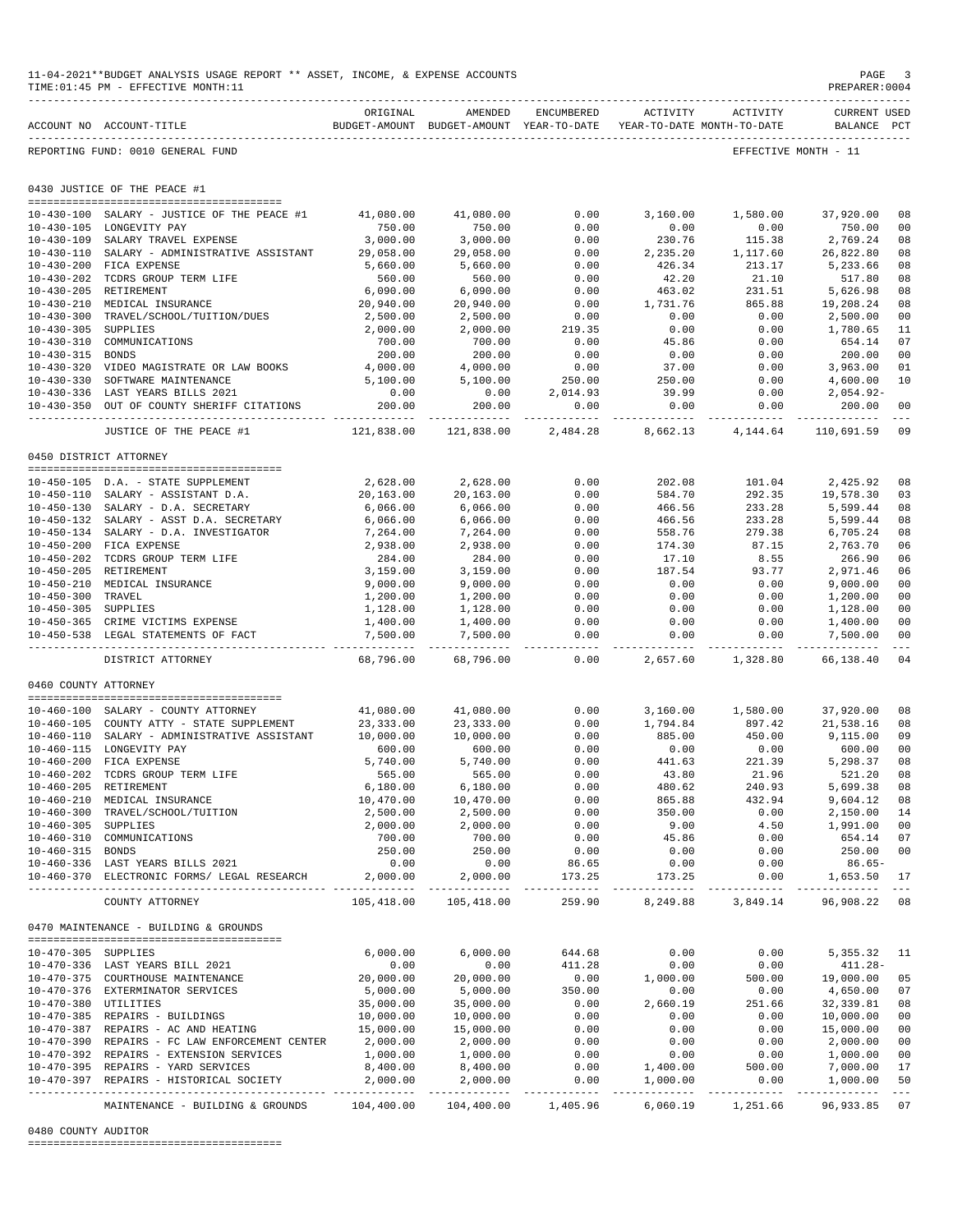11-04-2021**BUDGET ANALYSIS USAGE REPORT ** ASSET, INCOME, & EXPENSE ACCOUNTS
TIME:01:45 PM - EFFECTIVE MONTH:11
PREPARER:0004

REPORTING FUND: 0010 GENERAL FUND — EFFECTIVE MONTH - 11

## 0430 JUSTICE OF THE PEACE #1

| ACCOUNT NO | ACCOUNT-TITLE | ORIGINAL BUDGET-AMOUNT | AMENDED BUDGET-AMOUNT | ENCUMBERED YEAR-TO-DATE | ACTIVITY YEAR-TO-DATE | ACTIVITY MONTH-TO-DATE | CURRENT BALANCE | USED PCT |
|---|---|---|---|---|---|---|---|---|
| 10-430-100 | SALARY - JUSTICE OF THE PEACE #1 | 41,080.00 | 41,080.00 | 0.00 | 3,160.00 | 1,580.00 | 37,920.00 | 08 |
| 10-430-105 | LONGEVITY PAY | 750.00 | 750.00 | 0.00 | 0.00 | 0.00 | 750.00 | 00 |
| 10-430-109 | SALARY TRAVEL EXPENSE | 3,000.00 | 3,000.00 | 0.00 | 230.76 | 115.38 | 2,769.24 | 08 |
| 10-430-110 | SALARY - ADMINISTRATIVE ASSISTANT | 29,058.00 | 29,058.00 | 0.00 | 2,235.20 | 1,117.60 | 26,822.80 | 08 |
| 10-430-200 | FICA EXPENSE | 5,660.00 | 5,660.00 | 0.00 | 426.34 | 213.17 | 5,233.66 | 08 |
| 10-430-202 | TCDRS GROUP TERM LIFE | 560.00 | 560.00 | 0.00 | 42.20 | 21.10 | 517.80 | 08 |
| 10-430-205 | RETIREMENT | 6,090.00 | 6,090.00 | 0.00 | 463.02 | 231.51 | 5,626.98 | 08 |
| 10-430-210 | MEDICAL INSURANCE | 20,940.00 | 20,940.00 | 0.00 | 1,731.76 | 865.88 | 19,208.24 | 08 |
| 10-430-300 | TRAVEL/SCHOOL/TUITION/DUES | 2,500.00 | 2,500.00 | 0.00 | 0.00 | 0.00 | 2,500.00 | 00 |
| 10-430-305 | SUPPLIES | 2,000.00 | 2,000.00 | 219.35 | 0.00 | 0.00 | 1,780.65 | 11 |
| 10-430-310 | COMMUNICATIONS | 700.00 | 700.00 | 0.00 | 45.86 | 0.00 | 654.14 | 07 |
| 10-430-315 | BONDS | 200.00 | 200.00 | 0.00 | 0.00 | 0.00 | 200.00 | 00 |
| 10-430-320 | VIDEO MAGISTRATE OR LAW BOOKS | 4,000.00 | 4,000.00 | 0.00 | 37.00 | 0.00 | 3,963.00 | 01 |
| 10-430-330 | SOFTWARE MAINTENANCE | 5,100.00 | 5,100.00 | 250.00 | 250.00 | 0.00 | 4,600.00 | 10 |
| 10-430-336 | LAST YEARS BILLS 2021 | 0.00 | 0.00 | 2,014.93 | 39.99 | 0.00 | 2,054.92- | |
| 10-430-350 | OUT OF COUNTY SHERIFF CITATIONS | 200.00 | 200.00 | 0.00 | 0.00 | 0.00 | 200.00 | 00 |
| | JUSTICE OF THE PEACE #1 | 121,838.00 | 121,838.00 | 2,484.28 | 8,662.13 | 4,144.64 | 110,691.59 | 09 |

## 0450 DISTRICT ATTORNEY

| ACCOUNT NO | ACCOUNT-TITLE | ORIGINAL BUDGET-AMOUNT | AMENDED BUDGET-AMOUNT | ENCUMBERED YEAR-TO-DATE | ACTIVITY YEAR-TO-DATE | ACTIVITY MONTH-TO-DATE | CURRENT BALANCE | USED PCT |
|---|---|---|---|---|---|---|---|---|
| 10-450-105 | D.A. - STATE SUPPLEMENT | 2,628.00 | 2,628.00 | 0.00 | 202.08 | 101.04 | 2,425.92 | 08 |
| 10-450-110 | SALARY - ASSISTANT D.A. | 20,163.00 | 20,163.00 | 0.00 | 584.70 | 292.35 | 19,578.30 | 03 |
| 10-450-130 | SALARY - D.A. SECRETARY | 6,066.00 | 6,066.00 | 0.00 | 466.56 | 233.28 | 5,599.44 | 08 |
| 10-450-132 | SALARY - ASST D.A. SECRETARY | 6,066.00 | 6,066.00 | 0.00 | 466.56 | 233.28 | 5,599.44 | 08 |
| 10-450-134 | SALARY - D.A. INVESTIGATOR | 7,264.00 | 7,264.00 | 0.00 | 558.76 | 279.38 | 6,705.24 | 08 |
| 10-450-200 | FICA EXPENSE | 2,938.00 | 2,938.00 | 0.00 | 174.30 | 87.15 | 2,763.70 | 06 |
| 10-450-202 | TCDRS GROUP TERM LIFE | 284.00 | 284.00 | 0.00 | 17.10 | 8.55 | 266.90 | 06 |
| 10-450-205 | RETIREMENT | 3,159.00 | 3,159.00 | 0.00 | 187.54 | 93.77 | 2,971.46 | 06 |
| 10-450-210 | MEDICAL INSURANCE | 9,000.00 | 9,000.00 | 0.00 | 0.00 | 0.00 | 9,000.00 | 00 |
| 10-450-300 | TRAVEL | 1,200.00 | 1,200.00 | 0.00 | 0.00 | 0.00 | 1,200.00 | 00 |
| 10-450-305 | SUPPLIES | 1,128.00 | 1,128.00 | 0.00 | 0.00 | 0.00 | 1,128.00 | 00 |
| 10-450-365 | CRIME VICTIMS EXPENSE | 1,400.00 | 1,400.00 | 0.00 | 0.00 | 0.00 | 1,400.00 | 00 |
| 10-450-538 | LEGAL STATEMENTS OF FACT | 7,500.00 | 7,500.00 | 0.00 | 0.00 | 0.00 | 7,500.00 | 00 |
| | DISTRICT ATTORNEY | 68,796.00 | 68,796.00 | 0.00 | 2,657.60 | 1,328.80 | 66,138.40 | 04 |

## 0460 COUNTY ATTORNEY

| ACCOUNT NO | ACCOUNT-TITLE | ORIGINAL BUDGET-AMOUNT | AMENDED BUDGET-AMOUNT | ENCUMBERED YEAR-TO-DATE | ACTIVITY YEAR-TO-DATE | ACTIVITY MONTH-TO-DATE | CURRENT BALANCE | USED PCT |
|---|---|---|---|---|---|---|---|---|
| 10-460-100 | SALARY - COUNTY ATTORNEY | 41,080.00 | 41,080.00 | 0.00 | 3,160.00 | 1,580.00 | 37,920.00 | 08 |
| 10-460-105 | COUNTY ATTY - STATE SUPPLEMENT | 23,333.00 | 23,333.00 | 0.00 | 1,794.84 | 897.42 | 21,538.16 | 08 |
| 10-460-110 | SALARY - ADMINISTRATIVE ASSISTANT | 10,000.00 | 10,000.00 | 0.00 | 885.00 | 450.00 | 9,115.00 | 09 |
| 10-460-115 | LONGEVITY PAY | 600.00 | 600.00 | 0.00 | 0.00 | 0.00 | 600.00 | 00 |
| 10-460-200 | FICA EXPENSE | 5,740.00 | 5,740.00 | 0.00 | 441.63 | 221.39 | 5,298.37 | 08 |
| 10-460-202 | TCDRS GROUP TERM LIFE | 565.00 | 565.00 | 0.00 | 43.80 | 21.96 | 521.20 | 08 |
| 10-460-205 | RETIREMENT | 6,180.00 | 6,180.00 | 0.00 | 480.62 | 240.93 | 5,699.38 | 08 |
| 10-460-210 | MEDICAL INSURANCE | 10,470.00 | 10,470.00 | 0.00 | 865.88 | 432.94 | 9,604.12 | 08 |
| 10-460-300 | TRAVEL/SCHOOL/TUITION | 2,500.00 | 2,500.00 | 0.00 | 350.00 | 0.00 | 2,150.00 | 14 |
| 10-460-305 | SUPPLIES | 2,000.00 | 2,000.00 | 0.00 | 9.00 | 4.50 | 1,991.00 | 00 |
| 10-460-310 | COMMUNICATIONS | 700.00 | 700.00 | 0.00 | 45.86 | 0.00 | 654.14 | 07 |
| 10-460-315 | BONDS | 250.00 | 250.00 | 0.00 | 0.00 | 0.00 | 250.00 | 00 |
| 10-460-336 | LAST YEARS BILLS 2021 | 0.00 | 0.00 | 86.65 | 0.00 | 0.00 | 86.65- | |
| 10-460-370 | ELECTRONIC FORMS/ LEGAL RESEARCH | 2,000.00 | 2,000.00 | 173.25 | 173.25 | 0.00 | 1,653.50 | 17 |
| | COUNTY ATTORNEY | 105,418.00 | 105,418.00 | 259.90 | 8,249.88 | 3,849.14 | 96,908.22 | 08 |

## 0470 MAINTENANCE - BUILDING & GROUNDS

| ACCOUNT NO | ACCOUNT-TITLE | ORIGINAL BUDGET-AMOUNT | AMENDED BUDGET-AMOUNT | ENCUMBERED YEAR-TO-DATE | ACTIVITY YEAR-TO-DATE | ACTIVITY MONTH-TO-DATE | CURRENT BALANCE | USED PCT |
|---|---|---|---|---|---|---|---|---|
| 10-470-305 | SUPPLIES | 6,000.00 | 6,000.00 | 644.68 | 0.00 | 0.00 | 5,355.32 | 11 |
| 10-470-336 | LAST YEARS BILL 2021 | 0.00 | 0.00 | 411.28 | 0.00 | 0.00 | 411.28- | |
| 10-470-375 | COURTHOUSE MAINTENANCE | 20,000.00 | 20,000.00 | 0.00 | 1,000.00 | 500.00 | 19,000.00 | 05 |
| 10-470-376 | EXTERMINATOR SERVICES | 5,000.00 | 5,000.00 | 350.00 | 0.00 | 0.00 | 4,650.00 | 07 |
| 10-470-380 | UTILITIES | 35,000.00 | 35,000.00 | 0.00 | 2,660.19 | 251.66 | 32,339.81 | 08 |
| 10-470-385 | REPAIRS - BUILDINGS | 10,000.00 | 10,000.00 | 0.00 | 0.00 | 0.00 | 10,000.00 | 00 |
| 10-470-387 | REPAIRS - AC AND HEATING | 15,000.00 | 15,000.00 | 0.00 | 0.00 | 0.00 | 15,000.00 | 00 |
| 10-470-390 | REPAIRS - FC LAW ENFORCEMENT CENTER | 2,000.00 | 2,000.00 | 0.00 | 0.00 | 0.00 | 2,000.00 | 00 |
| 10-470-392 | REPAIRS - EXTENSION SERVICES | 1,000.00 | 1,000.00 | 0.00 | 0.00 | 0.00 | 1,000.00 | 00 |
| 10-470-395 | REPAIRS - YARD SERVICES | 8,400.00 | 8,400.00 | 0.00 | 1,400.00 | 500.00 | 7,000.00 | 17 |
| 10-470-397 | REPAIRS - HISTORICAL SOCIETY | 2,000.00 | 2,000.00 | 0.00 | 1,000.00 | 0.00 | 1,000.00 | 50 |
| | MAINTENANCE - BUILDING & GROUNDS | 104,400.00 | 104,400.00 | 1,405.96 | 6,060.19 | 1,251.66 | 96,933.85 | 07 |

## 0480 COUNTY AUDITOR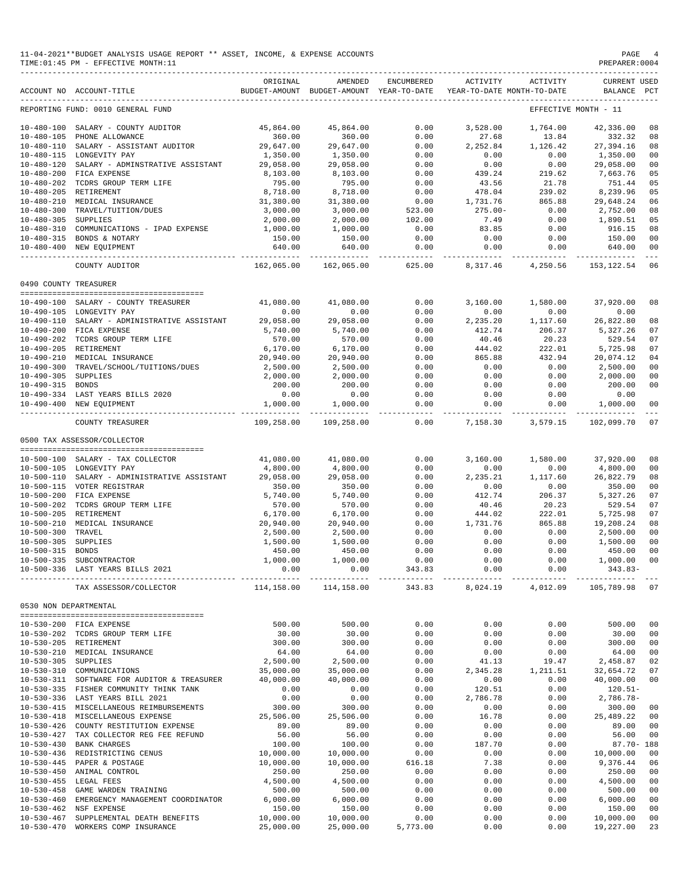11-04-2021**BUDGET ANALYSIS USAGE REPORT ** ASSET, INCOME, & EXPENSE ACCOUNTS
TIME:01:45 PM - EFFECTIVE MONTH:11
PREPARER:0004

| ACCOUNT NO | ACCOUNT-TITLE | ORIGINAL BUDGET-AMOUNT | AMENDED BUDGET-AMOUNT | ENCUMBERED YEAR-TO-DATE | ACTIVITY YEAR-TO-DATE | ACTIVITY MONTH-TO-DATE | CURRENT BALANCE | USED PCT |
|---|---|---|---|---|---|---|---|---|
| REPORTING FUND: 0010 GENERAL FUND | | | | | | EFFECTIVE MONTH - 11 | | |
| 10-480-100 | SALARY - COUNTY AUDITOR | 45,864.00 | 45,864.00 | 0.00 | 3,528.00 | 1,764.00 | 42,336.00 | 08 |
| 10-480-105 | PHONE ALLOWANCE | 360.00 | 360.00 | 0.00 | 27.68 | 13.84 | 332.32 | 08 |
| 10-480-110 | SALARY - ASSISTANT AUDITOR | 29,647.00 | 29,647.00 | 0.00 | 2,252.84 | 1,126.42 | 27,394.16 | 08 |
| 10-480-115 | LONGEVITY PAY | 1,350.00 | 1,350.00 | 0.00 | 0.00 | 0.00 | 1,350.00 | 00 |
| 10-480-120 | SALARY - ADMINSTRATIVE ASSISTANT | 29,058.00 | 29,058.00 | 0.00 | 0.00 | 0.00 | 29,058.00 | 00 |
| 10-480-200 | FICA EXPENSE | 8,103.00 | 8,103.00 | 0.00 | 439.24 | 219.62 | 7,663.76 | 05 |
| 10-480-202 | TCDRS GROUP TERM LIFE | 795.00 | 795.00 | 0.00 | 43.56 | 21.78 | 751.44 | 05 |
| 10-480-205 | RETIREMENT | 8,718.00 | 8,718.00 | 0.00 | 478.04 | 239.02 | 8,239.96 | 05 |
| 10-480-210 | MEDICAL INSURANCE | 31,380.00 | 31,380.00 | 0.00 | 1,731.76 | 865.88 | 29,648.24 | 06 |
| 10-480-300 | TRAVEL/TUITION/DUES | 3,000.00 | 3,000.00 | 523.00 | 275.00- | 0.00 | 2,752.00 | 08 |
| 10-480-305 | SUPPLIES | 2,000.00 | 2,000.00 | 102.00 | 7.49 | 0.00 | 1,890.51 | 05 |
| 10-480-310 | COMMUNICATIONS - IPAD EXPENSE | 1,000.00 | 1,000.00 | 0.00 | 83.85 | 0.00 | 916.15 | 08 |
| 10-480-315 | BONDS & NOTARY | 150.00 | 150.00 | 0.00 | 0.00 | 0.00 | 150.00 | 00 |
| 10-480-400 | NEW EQUIPMENT | 640.00 | 640.00 | 0.00 | 0.00 | 0.00 | 640.00 | 00 |
| | COUNTY AUDITOR | 162,065.00 | 162,065.00 | 625.00 | 8,317.46 | 4,250.56 | 153,122.54 | 06 |
| 0490 COUNTY TREASURER | | | | | | | | |
| 10-490-100 | SALARY - COUNTY TREASURER | 41,080.00 | 41,080.00 | 0.00 | 3,160.00 | 1,580.00 | 37,920.00 | 08 |
| 10-490-105 | LONGEVITY PAY | 0.00 | 0.00 | 0.00 | 0.00 | 0.00 | 0.00 | |
| 10-490-110 | SALARY - ADMINISTRATIVE ASSISTANT | 29,058.00 | 29,058.00 | 0.00 | 2,235.20 | 1,117.60 | 26,822.80 | 08 |
| 10-490-200 | FICA EXPENSE | 5,740.00 | 5,740.00 | 0.00 | 412.74 | 206.37 | 5,327.26 | 07 |
| 10-490-202 | TCDRS GROUP TERM LIFE | 570.00 | 570.00 | 0.00 | 40.46 | 20.23 | 529.54 | 07 |
| 10-490-205 | RETIREMENT | 6,170.00 | 6,170.00 | 0.00 | 444.02 | 222.01 | 5,725.98 | 07 |
| 10-490-210 | MEDICAL INSURANCE | 20,940.00 | 20,940.00 | 0.00 | 865.88 | 432.94 | 20,074.12 | 04 |
| 10-490-300 | TRAVEL/SCHOOL/TUITIONS/DUES | 2,500.00 | 2,500.00 | 0.00 | 0.00 | 0.00 | 2,500.00 | 00 |
| 10-490-305 | SUPPLIES | 2,000.00 | 2,000.00 | 0.00 | 0.00 | 0.00 | 2,000.00 | 00 |
| 10-490-315 | BONDS | 200.00 | 200.00 | 0.00 | 0.00 | 0.00 | 200.00 | 00 |
| 10-490-334 | LAST YEARS BILLS 2020 | 0.00 | 0.00 | 0.00 | 0.00 | 0.00 | 0.00 | |
| 10-490-400 | NEW EQUIPMENT | 1,000.00 | 1,000.00 | 0.00 | 0.00 | 0.00 | 1,000.00 | 00 |
| | COUNTY TREASURER | 109,258.00 | 109,258.00 | 0.00 | 7,158.30 | 3,579.15 | 102,099.70 | 07 |
| 0500 TAX ASSESSOR/COLLECTOR | | | | | | | | |
| 10-500-100 | SALARY - TAX COLLECTOR | 41,080.00 | 41,080.00 | 0.00 | 3,160.00 | 1,580.00 | 37,920.00 | 08 |
| 10-500-105 | LONGEVITY PAY | 4,800.00 | 4,800.00 | 0.00 | 0.00 | 0.00 | 4,800.00 | 00 |
| 10-500-110 | SALARY - ADMINISTRATIVE ASSISTANT | 29,058.00 | 29,058.00 | 0.00 | 2,235.21 | 1,117.60 | 26,822.79 | 08 |
| 10-500-115 | VOTER REGISTRAR | 350.00 | 350.00 | 0.00 | 0.00 | 0.00 | 350.00 | 00 |
| 10-500-200 | FICA EXPENSE | 5,740.00 | 5,740.00 | 0.00 | 412.74 | 206.37 | 5,327.26 | 07 |
| 10-500-202 | TCDRS GROUP TERM LIFE | 570.00 | 570.00 | 0.00 | 40.46 | 20.23 | 529.54 | 07 |
| 10-500-205 | RETIREMENT | 6,170.00 | 6,170.00 | 0.00 | 444.02 | 222.01 | 5,725.98 | 07 |
| 10-500-210 | MEDICAL INSURANCE | 20,940.00 | 20,940.00 | 0.00 | 1,731.76 | 865.88 | 19,208.24 | 08 |
| 10-500-300 | TRAVEL | 2,500.00 | 2,500.00 | 0.00 | 0.00 | 0.00 | 2,500.00 | 00 |
| 10-500-305 | SUPPLIES | 1,500.00 | 1,500.00 | 0.00 | 0.00 | 0.00 | 1,500.00 | 00 |
| 10-500-315 | BONDS | 450.00 | 450.00 | 0.00 | 0.00 | 0.00 | 450.00 | 00 |
| 10-500-335 | SUBCONTRACTOR | 1,000.00 | 1,000.00 | 0.00 | 0.00 | 0.00 | 1,000.00 | 00 |
| 10-500-336 | LAST YEARS BILLS 2021 | 0.00 | 0.00 | 343.83 | 0.00 | 0.00 | 343.83- | |
| | TAX ASSESSOR/COLLECTOR | 114,158.00 | 114,158.00 | 343.83 | 8,024.19 | 4,012.09 | 105,789.98 | 07 |
| 0530 NON DEPARTMENTAL | | | | | | | | |
| 10-530-200 | FICA EXPENSE | 500.00 | 500.00 | 0.00 | 0.00 | 0.00 | 500.00 | 00 |
| 10-530-202 | TCDRS GROUP TERM LIFE | 30.00 | 30.00 | 0.00 | 0.00 | 0.00 | 30.00 | 00 |
| 10-530-205 | RETIREMENT | 300.00 | 300.00 | 0.00 | 0.00 | 0.00 | 300.00 | 00 |
| 10-530-210 | MEDICAL INSURANCE | 64.00 | 64.00 | 0.00 | 0.00 | 0.00 | 64.00 | 00 |
| 10-530-305 | SUPPLIES | 2,500.00 | 2,500.00 | 0.00 | 41.13 | 19.47 | 2,458.87 | 02 |
| 10-530-310 | COMMUNICATIONS | 35,000.00 | 35,000.00 | 0.00 | 2,345.28 | 1,211.51 | 32,654.72 | 07 |
| 10-530-311 | SOFTWARE FOR AUDITOR & TREASURER | 40,000.00 | 40,000.00 | 0.00 | 0.00 | 0.00 | 40,000.00 | 00 |
| 10-530-335 | FISHER COMMUNITY THINK TANK | 0.00 | 0.00 | 0.00 | 120.51 | 0.00 | 120.51- | |
| 10-530-336 | LAST YEARS BILL 2021 | 0.00 | 0.00 | 0.00 | 2,786.78 | 0.00 | 2,786.78- | |
| 10-530-415 | MISCELLANEOUS REIMBURSEMENTS | 300.00 | 300.00 | 0.00 | 0.00 | 0.00 | 300.00 | 00 |
| 10-530-418 | MISCELLANEOUS EXPENSE | 25,506.00 | 25,506.00 | 0.00 | 16.78 | 0.00 | 25,489.22 | 00 |
| 10-530-426 | COUNTY RESTITUTION EXPENSE | 89.00 | 89.00 | 0.00 | 0.00 | 0.00 | 89.00 | 00 |
| 10-530-427 | TAX COLLECTOR REG FEE REFUND | 56.00 | 56.00 | 0.00 | 0.00 | 0.00 | 56.00 | 00 |
| 10-530-430 | BANK CHARGES | 100.00 | 100.00 | 0.00 | 187.70 | 0.00 | 87.70- | 188 |
| 10-530-436 | REDISTRICTING CENUS | 10,000.00 | 10,000.00 | 0.00 | 0.00 | 0.00 | 10,000.00 | 00 |
| 10-530-445 | PAPER & POSTAGE | 10,000.00 | 10,000.00 | 616.18 | 7.38 | 0.00 | 9,376.44 | 06 |
| 10-530-450 | ANIMAL CONTROL | 250.00 | 250.00 | 0.00 | 0.00 | 0.00 | 250.00 | 00 |
| 10-530-455 | LEGAL FEES | 4,500.00 | 4,500.00 | 0.00 | 0.00 | 0.00 | 4,500.00 | 00 |
| 10-530-458 | GAME WARDEN TRAINING | 500.00 | 500.00 | 0.00 | 0.00 | 0.00 | 500.00 | 00 |
| 10-530-460 | EMERGENCY MANAGEMENT COORDINATOR | 6,000.00 | 6,000.00 | 0.00 | 0.00 | 0.00 | 6,000.00 | 00 |
| 10-530-462 | NSF EXPENSE | 150.00 | 150.00 | 0.00 | 0.00 | 0.00 | 150.00 | 00 |
| 10-530-467 | SUPPLEMENTAL DEATH BENEFITS | 10,000.00 | 10,000.00 | 0.00 | 0.00 | 0.00 | 10,000.00 | 00 |
| 10-530-470 | WORKERS COMP INSURANCE | 25,000.00 | 25,000.00 | 5,773.00 | 0.00 | 0.00 | 19,227.00 | 23 |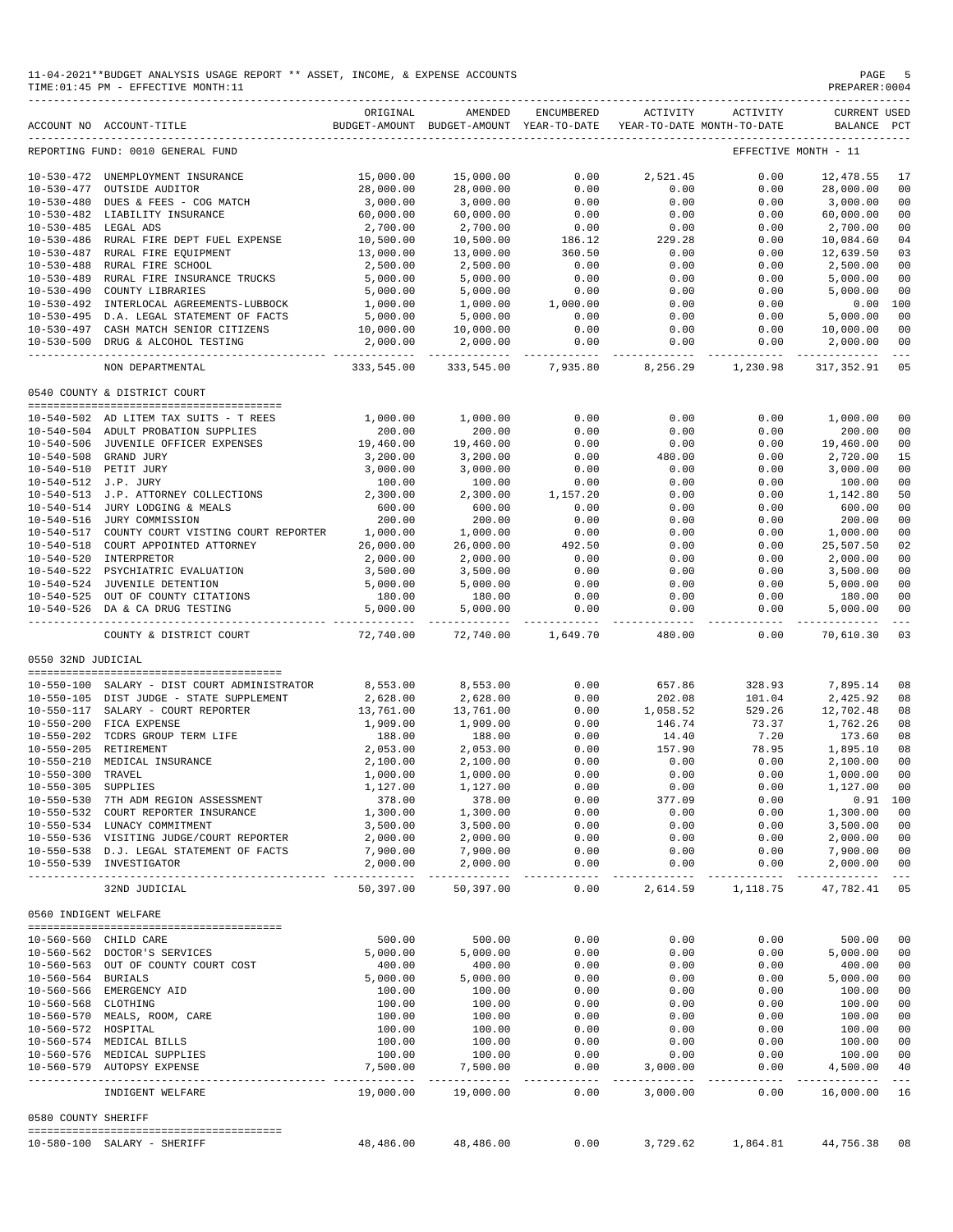11-04-2021**BUDGET ANALYSIS USAGE REPORT ** ASSET, INCOME, & EXPENSE ACCOUNTS
TIME:01:45 PM - EFFECTIVE MONTH:11
PREPARER:0004

| ACCOUNT NO | ACCOUNT-TITLE | ORIGINAL BUDGET-AMOUNT | AMENDED BUDGET-AMOUNT | ENCUMBERED YEAR-TO-DATE | ACTIVITY YEAR-TO-DATE | ACTIVITY MONTH-TO-DATE | CURRENT BALANCE | USED PCT |
|---|---|---|---|---|---|---|---|---|
| REPORTING FUND: 0010 GENERAL FUND | | | | | | EFFECTIVE MONTH - 11 | | |
| 10-530-472 | UNEMPLOYMENT INSURANCE | 15,000.00 | 15,000.00 | 0.00 | 2,521.45 | 0.00 | 12,478.55 | 17 |
| 10-530-477 | OUTSIDE AUDITOR | 28,000.00 | 28,000.00 | 0.00 | 0.00 | 0.00 | 28,000.00 | 00 |
| 10-530-480 | DUES & FEES - COG MATCH | 3,000.00 | 3,000.00 | 0.00 | 0.00 | 0.00 | 3,000.00 | 00 |
| 10-530-482 | LIABILITY INSURANCE | 60,000.00 | 60,000.00 | 0.00 | 0.00 | 0.00 | 60,000.00 | 00 |
| 10-530-485 | LEGAL ADS | 2,700.00 | 2,700.00 | 0.00 | 0.00 | 0.00 | 2,700.00 | 00 |
| 10-530-486 | RURAL FIRE DEPT FUEL EXPENSE | 10,500.00 | 10,500.00 | 186.12 | 229.28 | 0.00 | 10,084.60 | 04 |
| 10-530-487 | RURAL FIRE EQUIPMENT | 13,000.00 | 13,000.00 | 360.50 | 0.00 | 0.00 | 12,639.50 | 03 |
| 10-530-488 | RURAL FIRE SCHOOL | 2,500.00 | 2,500.00 | 0.00 | 0.00 | 0.00 | 2,500.00 | 00 |
| 10-530-489 | RURAL FIRE INSURANCE TRUCKS | 5,000.00 | 5,000.00 | 0.00 | 0.00 | 0.00 | 5,000.00 | 00 |
| 10-530-490 | COUNTY LIBRARIES | 5,000.00 | 5,000.00 | 0.00 | 0.00 | 0.00 | 5,000.00 | 00 |
| 10-530-492 | INTERLOCAL AGREEMENTS-LUBBOCK | 1,000.00 | 1,000.00 | 1,000.00 | 0.00 | 0.00 | 0.00 | 100 |
| 10-530-495 | D.A. LEGAL STATEMENT OF FACTS | 5,000.00 | 5,000.00 | 0.00 | 0.00 | 0.00 | 5,000.00 | 00 |
| 10-530-497 | CASH MATCH SENIOR CITIZENS | 10,000.00 | 10,000.00 | 0.00 | 0.00 | 0.00 | 10,000.00 | 00 |
| 10-530-500 | DRUG & ALCOHOL TESTING | 2,000.00 | 2,000.00 | 0.00 | 0.00 | 0.00 | 2,000.00 | 00 |
| | NON DEPARTMENTAL | 333,545.00 | 333,545.00 | 7,935.80 | 8,256.29 | 1,230.98 | 317,352.91 | 05 |
| 0540 COUNTY & DISTRICT COURT | | | | | | | | |
| 10-540-502 | AD LITEM TAX SUITS - T REES | 1,000.00 | 1,000.00 | 0.00 | 0.00 | 0.00 | 1,000.00 | 00 |
| 10-540-504 | ADULT PROBATION SUPPLIES | 200.00 | 200.00 | 0.00 | 0.00 | 0.00 | 200.00 | 00 |
| 10-540-506 | JUVENILE OFFICER EXPENSES | 19,460.00 | 19,460.00 | 0.00 | 0.00 | 0.00 | 19,460.00 | 00 |
| 10-540-508 | GRAND JURY | 3,200.00 | 3,200.00 | 0.00 | 480.00 | 0.00 | 2,720.00 | 15 |
| 10-540-510 | PETIT JURY | 3,000.00 | 3,000.00 | 0.00 | 0.00 | 0.00 | 3,000.00 | 00 |
| 10-540-512 | J.P. JURY | 100.00 | 100.00 | 0.00 | 0.00 | 0.00 | 100.00 | 00 |
| 10-540-513 | J.P. ATTORNEY COLLECTIONS | 2,300.00 | 2,300.00 | 1,157.20 | 0.00 | 0.00 | 1,142.80 | 50 |
| 10-540-514 | JURY LODGING & MEALS | 600.00 | 600.00 | 0.00 | 0.00 | 0.00 | 600.00 | 00 |
| 10-540-516 | JURY COMMISSION | 200.00 | 200.00 | 0.00 | 0.00 | 0.00 | 200.00 | 00 |
| 10-540-517 | COUNTY COURT VISTING COURT REPORTER | 1,000.00 | 1,000.00 | 0.00 | 0.00 | 0.00 | 1,000.00 | 00 |
| 10-540-518 | COURT APPOINTED ATTORNEY | 26,000.00 | 26,000.00 | 492.50 | 0.00 | 0.00 | 25,507.50 | 02 |
| 10-540-520 | INTERPRETOR | 2,000.00 | 2,000.00 | 0.00 | 0.00 | 0.00 | 2,000.00 | 00 |
| 10-540-522 | PSYCHIATRIC EVALUATION | 3,500.00 | 3,500.00 | 0.00 | 0.00 | 0.00 | 3,500.00 | 00 |
| 10-540-524 | JUVENILE DETENTION | 5,000.00 | 5,000.00 | 0.00 | 0.00 | 0.00 | 5,000.00 | 00 |
| 10-540-525 | OUT OF COUNTY CITATIONS | 180.00 | 180.00 | 0.00 | 0.00 | 0.00 | 180.00 | 00 |
| 10-540-526 | DA & CA DRUG TESTING | 5,000.00 | 5,000.00 | 0.00 | 0.00 | 0.00 | 5,000.00 | 00 |
| | COUNTY & DISTRICT COURT | 72,740.00 | 72,740.00 | 1,649.70 | 480.00 | 0.00 | 70,610.30 | 03 |
| 0550 32ND JUDICIAL | | | | | | | | |
| 10-550-100 | SALARY - DIST COURT ADMINISTRATOR | 8,553.00 | 8,553.00 | 0.00 | 657.86 | 328.93 | 7,895.14 | 08 |
| 10-550-105 | DIST JUDGE - STATE SUPPLEMENT | 2,628.00 | 2,628.00 | 0.00 | 202.08 | 101.04 | 2,425.92 | 08 |
| 10-550-117 | SALARY - COURT REPORTER | 13,761.00 | 13,761.00 | 0.00 | 1,058.52 | 529.26 | 12,702.48 | 08 |
| 10-550-200 | FICA EXPENSE | 1,909.00 | 1,909.00 | 0.00 | 146.74 | 73.37 | 1,762.26 | 08 |
| 10-550-202 | TCDRS GROUP TERM LIFE | 188.00 | 188.00 | 0.00 | 14.40 | 7.20 | 173.60 | 08 |
| 10-550-205 | RETIREMENT | 2,053.00 | 2,053.00 | 0.00 | 157.90 | 78.95 | 1,895.10 | 08 |
| 10-550-210 | MEDICAL INSURANCE | 2,100.00 | 2,100.00 | 0.00 | 0.00 | 0.00 | 2,100.00 | 00 |
| 10-550-300 | TRAVEL | 1,000.00 | 1,000.00 | 0.00 | 0.00 | 0.00 | 1,000.00 | 00 |
| 10-550-305 | SUPPLIES | 1,127.00 | 1,127.00 | 0.00 | 0.00 | 0.00 | 1,127.00 | 00 |
| 10-550-530 | 7TH ADM REGION ASSESSMENT | 378.00 | 378.00 | 0.00 | 377.09 | 0.00 | 0.91 | 100 |
| 10-550-532 | COURT REPORTER INSURANCE | 1,300.00 | 1,300.00 | 0.00 | 0.00 | 0.00 | 1,300.00 | 00 |
| 10-550-534 | LUNACY COMMITMENT | 3,500.00 | 3,500.00 | 0.00 | 0.00 | 0.00 | 3,500.00 | 00 |
| 10-550-536 | VISITING JUDGE/COURT REPORTER | 2,000.00 | 2,000.00 | 0.00 | 0.00 | 0.00 | 2,000.00 | 00 |
| 10-550-538 | D.J. LEGAL STATEMENT OF FACTS | 7,900.00 | 7,900.00 | 0.00 | 0.00 | 0.00 | 7,900.00 | 00 |
| 10-550-539 | INVESTIGATOR | 2,000.00 | 2,000.00 | 0.00 | 0.00 | 0.00 | 2,000.00 | 00 |
| | 32ND JUDICIAL | 50,397.00 | 50,397.00 | 0.00 | 2,614.59 | 1,118.75 | 47,782.41 | 05 |
| 0560 INDIGENT WELFARE | | | | | | | | |
| 10-560-560 | CHILD CARE | 500.00 | 500.00 | 0.00 | 0.00 | 0.00 | 500.00 | 00 |
| 10-560-562 | DOCTOR'S SERVICES | 5,000.00 | 5,000.00 | 0.00 | 0.00 | 0.00 | 5,000.00 | 00 |
| 10-560-563 | OUT OF COUNTY COURT COST | 400.00 | 400.00 | 0.00 | 0.00 | 0.00 | 400.00 | 00 |
| 10-560-564 | BURIALS | 5,000.00 | 5,000.00 | 0.00 | 0.00 | 0.00 | 5,000.00 | 00 |
| 10-560-566 | EMERGENCY AID | 100.00 | 100.00 | 0.00 | 0.00 | 0.00 | 100.00 | 00 |
| 10-560-568 | CLOTHING | 100.00 | 100.00 | 0.00 | 0.00 | 0.00 | 100.00 | 00 |
| 10-560-570 | MEALS, ROOM, CARE | 100.00 | 100.00 | 0.00 | 0.00 | 0.00 | 100.00 | 00 |
| 10-560-572 | HOSPITAL | 100.00 | 100.00 | 0.00 | 0.00 | 0.00 | 100.00 | 00 |
| 10-560-574 | MEDICAL BILLS | 100.00 | 100.00 | 0.00 | 0.00 | 0.00 | 100.00 | 00 |
| 10-560-576 | MEDICAL SUPPLIES | 100.00 | 100.00 | 0.00 | 0.00 | 0.00 | 100.00 | 00 |
| 10-560-579 | AUTOPSY EXPENSE | 7,500.00 | 7,500.00 | 0.00 | 3,000.00 | 0.00 | 4,500.00 | 40 |
| | INDIGENT WELFARE | 19,000.00 | 19,000.00 | 0.00 | 3,000.00 | 0.00 | 16,000.00 | 16 |
| 0580 COUNTY SHERIFF | | | | | | | | |
| 10-580-100 | SALARY - SHERIFF | 48,486.00 | 48,486.00 | 0.00 | 3,729.62 | 1,864.81 | 44,756.38 | 08 |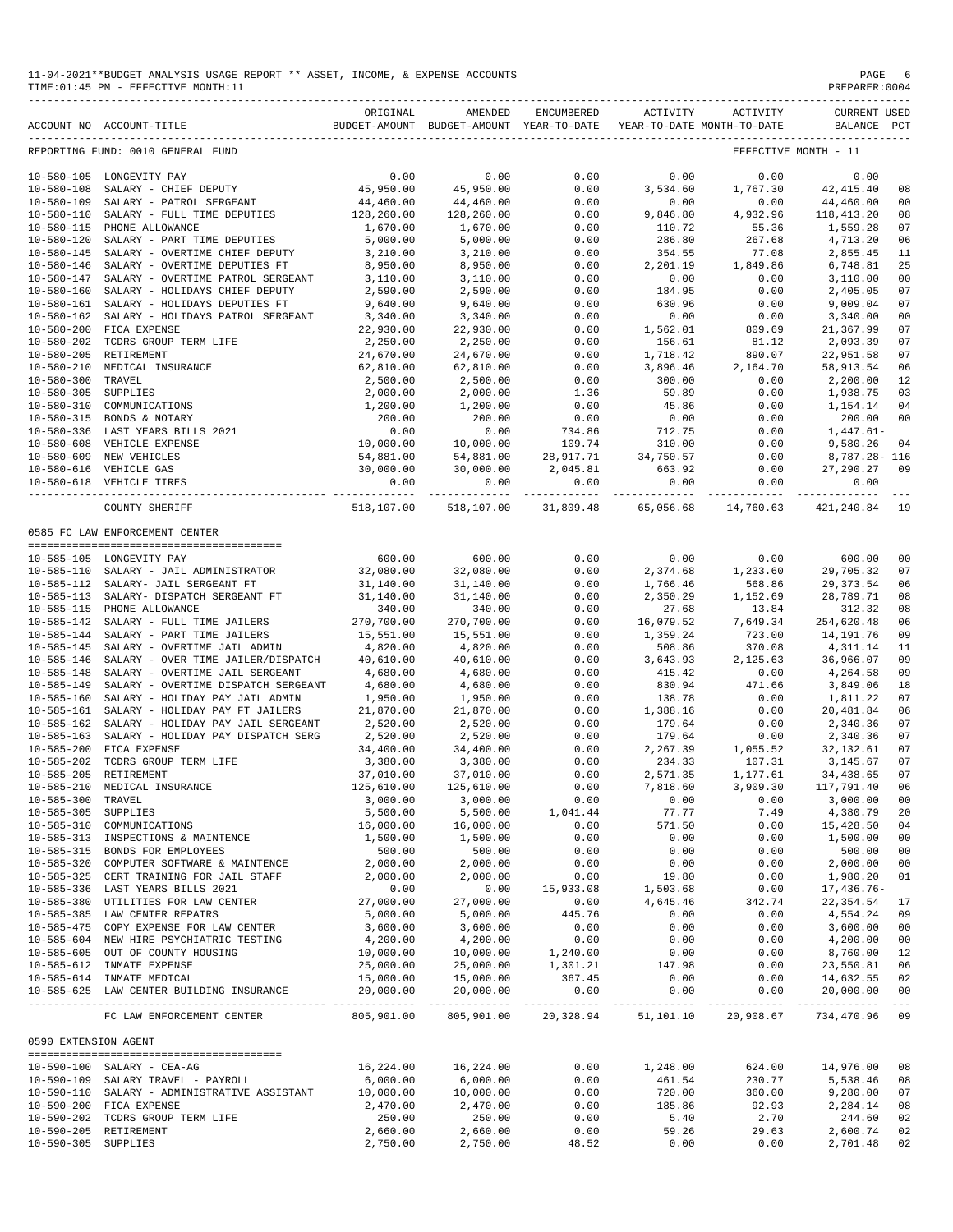11-04-2021**BUDGET ANALYSIS USAGE REPORT ** ASSET, INCOME, & EXPENSE ACCOUNTS
TIME:01:45 PM - EFFECTIVE MONTH:11
PREPARER:0004

| ACCOUNT NO | ACCOUNT-TITLE | ORIGINAL BUDGET-AMOUNT | AMENDED BUDGET-AMOUNT | ENCUMBERED YEAR-TO-DATE | ACTIVITY YEAR-TO-DATE | ACTIVITY MONTH-TO-DATE | CURRENT BALANCE | USED PCT |
|---|---|---|---|---|---|---|---|---|
| REPORTING FUND: 0010 GENERAL FUND | | | | | | | EFFECTIVE MONTH - 11 | |
| 10-580-105 | LONGEVITY PAY | 0.00 | 0.00 | 0.00 | 0.00 | 0.00 | 0.00 | |
| 10-580-108 | SALARY - CHIEF DEPUTY | 45,950.00 | 45,950.00 | 0.00 | 3,534.60 | 1,767.30 | 42,415.40 | 08 |
| 10-580-109 | SALARY - PATROL SERGEANT | 44,460.00 | 44,460.00 | 0.00 | 0.00 | 0.00 | 44,460.00 | 00 |
| 10-580-110 | SALARY - FULL TIME DEPUTIES | 128,260.00 | 128,260.00 | 0.00 | 9,846.80 | 4,932.96 | 118,413.20 | 08 |
| 10-580-115 | PHONE ALLOWANCE | 1,670.00 | 1,670.00 | 0.00 | 110.72 | 55.36 | 1,559.28 | 07 |
| 10-580-120 | SALARY - PART TIME DEPUTIES | 5,000.00 | 5,000.00 | 0.00 | 286.80 | 267.68 | 4,713.20 | 06 |
| 10-580-145 | SALARY - OVERTIME CHIEF DEPUTY | 3,210.00 | 3,210.00 | 0.00 | 354.55 | 77.08 | 2,855.45 | 11 |
| 10-580-146 | SALARY - OVERTIME DEPUTIES FT | 8,950.00 | 8,950.00 | 0.00 | 2,201.19 | 1,849.86 | 6,748.81 | 25 |
| 10-580-147 | SALARY - OVERTIME PATROL SERGEANT | 3,110.00 | 3,110.00 | 0.00 | 0.00 | 0.00 | 3,110.00 | 00 |
| 10-580-160 | SALARY - HOLIDAYS CHIEF DEPUTY | 2,590.00 | 2,590.00 | 0.00 | 184.95 | 0.00 | 2,405.05 | 07 |
| 10-580-161 | SALARY - HOLIDAYS DEPUTIES FT | 9,640.00 | 9,640.00 | 0.00 | 630.96 | 0.00 | 9,009.04 | 07 |
| 10-580-162 | SALARY - HOLIDAYS PATROL SERGEANT | 3,340.00 | 3,340.00 | 0.00 | 0.00 | 0.00 | 3,340.00 | 00 |
| 10-580-200 | FICA EXPENSE | 22,930.00 | 22,930.00 | 0.00 | 1,562.01 | 809.69 | 21,367.99 | 07 |
| 10-580-202 | TCDRS GROUP TERM LIFE | 2,250.00 | 2,250.00 | 0.00 | 156.61 | 81.12 | 2,093.39 | 07 |
| 10-580-205 | RETIREMENT | 24,670.00 | 24,670.00 | 0.00 | 1,718.42 | 890.07 | 22,951.58 | 07 |
| 10-580-210 | MEDICAL INSURANCE | 62,810.00 | 62,810.00 | 0.00 | 3,896.46 | 2,164.70 | 58,913.54 | 06 |
| 10-580-300 | TRAVEL | 2,500.00 | 2,500.00 | 0.00 | 300.00 | 0.00 | 2,200.00 | 12 |
| 10-580-305 | SUPPLIES | 2,000.00 | 2,000.00 | 1.36 | 59.89 | 0.00 | 1,938.75 | 03 |
| 10-580-310 | COMMUNICATIONS | 1,200.00 | 1,200.00 | 0.00 | 45.86 | 0.00 | 1,154.14 | 04 |
| 10-580-315 | BONDS & NOTARY | 200.00 | 200.00 | 0.00 | 0.00 | 0.00 | 200.00 | 00 |
| 10-580-336 | LAST YEARS BILLS 2021 | 0.00 | 0.00 | 734.86 | 712.75 | 0.00 | 1,447.61- | |
| 10-580-608 | VEHICLE EXPENSE | 10,000.00 | 10,000.00 | 109.74 | 310.00 | 0.00 | 9,580.26 | 04 |
| 10-580-609 | NEW VEHICLES | 54,881.00 | 54,881.00 | 28,917.71 | 34,750.57 | 0.00 | 8,787.28- | 116 |
| 10-580-616 | VEHICLE GAS | 30,000.00 | 30,000.00 | 2,045.81 | 663.92 | 0.00 | 27,290.27 | 09 |
| 10-580-618 | VEHICLE TIRES | 0.00 | 0.00 | 0.00 | 0.00 | 0.00 | 0.00 | |
| | COUNTY SHERIFF | 518,107.00 | 518,107.00 | 31,809.48 | 65,056.68 | 14,760.63 | 421,240.84 | 19 |

0585 FC LAW ENFORCEMENT CENTER

| ACCOUNT NO | ACCOUNT-TITLE | ORIGINAL BUDGET-AMOUNT | AMENDED BUDGET-AMOUNT | ENCUMBERED YEAR-TO-DATE | ACTIVITY YEAR-TO-DATE | ACTIVITY MONTH-TO-DATE | CURRENT BALANCE | USED PCT |
|---|---|---|---|---|---|---|---|---|
| 10-585-105 | LONGEVITY PAY | 600.00 | 600.00 | 0.00 | 0.00 | 0.00 | 600.00 | 00 |
| 10-585-110 | SALARY - JAIL ADMINISTRATOR | 32,080.00 | 32,080.00 | 0.00 | 2,374.68 | 1,233.60 | 29,705.32 | 07 |
| 10-585-112 | SALARY- JAIL SERGEANT FT | 31,140.00 | 31,140.00 | 0.00 | 1,766.46 | 568.86 | 29,373.54 | 06 |
| 10-585-113 | SALARY- DISPATCH SERGEANT FT | 31,140.00 | 31,140.00 | 0.00 | 2,350.29 | 1,152.69 | 28,789.71 | 08 |
| 10-585-115 | PHONE ALLOWANCE | 340.00 | 340.00 | 0.00 | 27.68 | 13.84 | 312.32 | 08 |
| 10-585-142 | SALARY - FULL TIME JAILERS | 270,700.00 | 270,700.00 | 0.00 | 16,079.52 | 7,649.34 | 254,620.48 | 06 |
| 10-585-144 | SALARY - PART TIME JAILERS | 15,551.00 | 15,551.00 | 0.00 | 1,359.24 | 723.00 | 14,191.76 | 09 |
| 10-585-145 | SALARY - OVERTIME JAIL ADMIN | 4,820.00 | 4,820.00 | 0.00 | 508.86 | 370.08 | 4,311.14 | 11 |
| 10-585-146 | SALARY - OVER TIME JAILER/DISPATCH | 40,610.00 | 40,610.00 | 0.00 | 3,643.93 | 2,125.63 | 36,966.07 | 09 |
| 10-585-148 | SALARY - OVERTIME JAIL SERGEANT | 4,680.00 | 4,680.00 | 0.00 | 415.42 | 0.00 | 4,264.58 | 09 |
| 10-585-149 | SALARY - OVERTIME DISPATCH SERGEANT | 4,680.00 | 4,680.00 | 0.00 | 830.94 | 471.66 | 3,849.06 | 18 |
| 10-585-160 | SALARY - HOLIDAY PAY JAIL ADMIN | 1,950.00 | 1,950.00 | 0.00 | 138.78 | 0.00 | 1,811.22 | 07 |
| 10-585-161 | SALARY - HOLIDAY PAY FT JAILERS | 21,870.00 | 21,870.00 | 0.00 | 1,388.16 | 0.00 | 20,481.84 | 06 |
| 10-585-162 | SALARY - HOLIDAY PAY JAIL SERGEANT | 2,520.00 | 2,520.00 | 0.00 | 179.64 | 0.00 | 2,340.36 | 07 |
| 10-585-163 | SALARY - HOLIDAY PAY DISPATCH SERG | 2,520.00 | 2,520.00 | 0.00 | 179.64 | 0.00 | 2,340.36 | 07 |
| 10-585-200 | FICA EXPENSE | 34,400.00 | 34,400.00 | 0.00 | 2,267.39 | 1,055.52 | 32,132.61 | 07 |
| 10-585-202 | TCDRS GROUP TERM LIFE | 3,380.00 | 3,380.00 | 0.00 | 234.33 | 107.31 | 3,145.67 | 07 |
| 10-585-205 | RETIREMENT | 37,010.00 | 37,010.00 | 0.00 | 2,571.35 | 1,177.61 | 34,438.65 | 07 |
| 10-585-210 | MEDICAL INSURANCE | 125,610.00 | 125,610.00 | 0.00 | 7,818.60 | 3,909.30 | 117,791.40 | 06 |
| 10-585-300 | TRAVEL | 3,000.00 | 3,000.00 | 0.00 | 0.00 | 0.00 | 3,000.00 | 00 |
| 10-585-305 | SUPPLIES | 5,500.00 | 5,500.00 | 1,041.44 | 77.77 | 7.49 | 4,380.79 | 20 |
| 10-585-310 | COMMUNICATIONS | 16,000.00 | 16,000.00 | 0.00 | 571.50 | 0.00 | 15,428.50 | 04 |
| 10-585-313 | INSPECTIONS & MAINTENCE | 1,500.00 | 1,500.00 | 0.00 | 0.00 | 0.00 | 1,500.00 | 00 |
| 10-585-315 | BONDS FOR EMPLOYEES | 500.00 | 500.00 | 0.00 | 0.00 | 0.00 | 500.00 | 00 |
| 10-585-320 | COMPUTER SOFTWARE & MAINTENCE | 2,000.00 | 2,000.00 | 0.00 | 0.00 | 0.00 | 2,000.00 | 00 |
| 10-585-325 | CERT TRAINING FOR JAIL STAFF | 2,000.00 | 2,000.00 | 0.00 | 19.80 | 0.00 | 1,980.20 | 01 |
| 10-585-336 | LAST YEARS BILLS 2021 | 0.00 | 0.00 | 15,933.08 | 1,503.68 | 0.00 | 17,436.76- | |
| 10-585-380 | UTILITIES FOR LAW CENTER | 27,000.00 | 27,000.00 | 0.00 | 4,645.46 | 342.74 | 22,354.54 | 17 |
| 10-585-385 | LAW CENTER REPAIRS | 5,000.00 | 5,000.00 | 445.76 | 0.00 | 0.00 | 4,554.24 | 09 |
| 10-585-475 | COPY EXPENSE FOR LAW CENTER | 3,600.00 | 3,600.00 | 0.00 | 0.00 | 0.00 | 3,600.00 | 00 |
| 10-585-604 | NEW HIRE PSYCHIATRIC TESTING | 4,200.00 | 4,200.00 | 0.00 | 0.00 | 0.00 | 4,200.00 | 00 |
| 10-585-605 | OUT OF COUNTY HOUSING | 10,000.00 | 10,000.00 | 1,240.00 | 0.00 | 0.00 | 8,760.00 | 12 |
| 10-585-612 | INMATE EXPENSE | 25,000.00 | 25,000.00 | 1,301.21 | 147.98 | 0.00 | 23,550.81 | 06 |
| 10-585-614 | INMATE MEDICAL | 15,000.00 | 15,000.00 | 367.45 | 0.00 | 0.00 | 14,632.55 | 02 |
| 10-585-625 | LAW CENTER BUILDING INSURANCE | 20,000.00 | 20,000.00 | 0.00 | 0.00 | 0.00 | 20,000.00 | 00 |
| | FC LAW ENFORCEMENT CENTER | 805,901.00 | 805,901.00 | 20,328.94 | 51,101.10 | 20,908.67 | 734,470.96 | 09 |

0590 EXTENSION AGENT

| ACCOUNT NO | ACCOUNT-TITLE | ORIGINAL BUDGET-AMOUNT | AMENDED BUDGET-AMOUNT | ENCUMBERED YEAR-TO-DATE | ACTIVITY YEAR-TO-DATE | ACTIVITY MONTH-TO-DATE | CURRENT BALANCE | USED PCT |
|---|---|---|---|---|---|---|---|---|
| 10-590-100 | SALARY - CEA-AG | 16,224.00 | 16,224.00 | 0.00 | 1,248.00 | 624.00 | 14,976.00 | 08 |
| 10-590-109 | SALARY TRAVEL - PAYROLL | 6,000.00 | 6,000.00 | 0.00 | 461.54 | 230.77 | 5,538.46 | 08 |
| 10-590-110 | SALARY - ADMINISTRATIVE ASSISTANT | 10,000.00 | 10,000.00 | 0.00 | 720.00 | 360.00 | 9,280.00 | 07 |
| 10-590-200 | FICA EXPENSE | 2,470.00 | 2,470.00 | 0.00 | 185.86 | 92.93 | 2,284.14 | 08 |
| 10-590-202 | TCDRS GROUP TERM LIFE | 250.00 | 250.00 | 0.00 | 5.40 | 2.70 | 244.60 | 02 |
| 10-590-205 | RETIREMENT | 2,660.00 | 2,660.00 | 0.00 | 59.26 | 29.63 | 2,600.74 | 02 |
| 10-590-305 | SUPPLIES | 2,750.00 | 2,750.00 | 48.52 | 0.00 | 0.00 | 2,701.48 | 02 |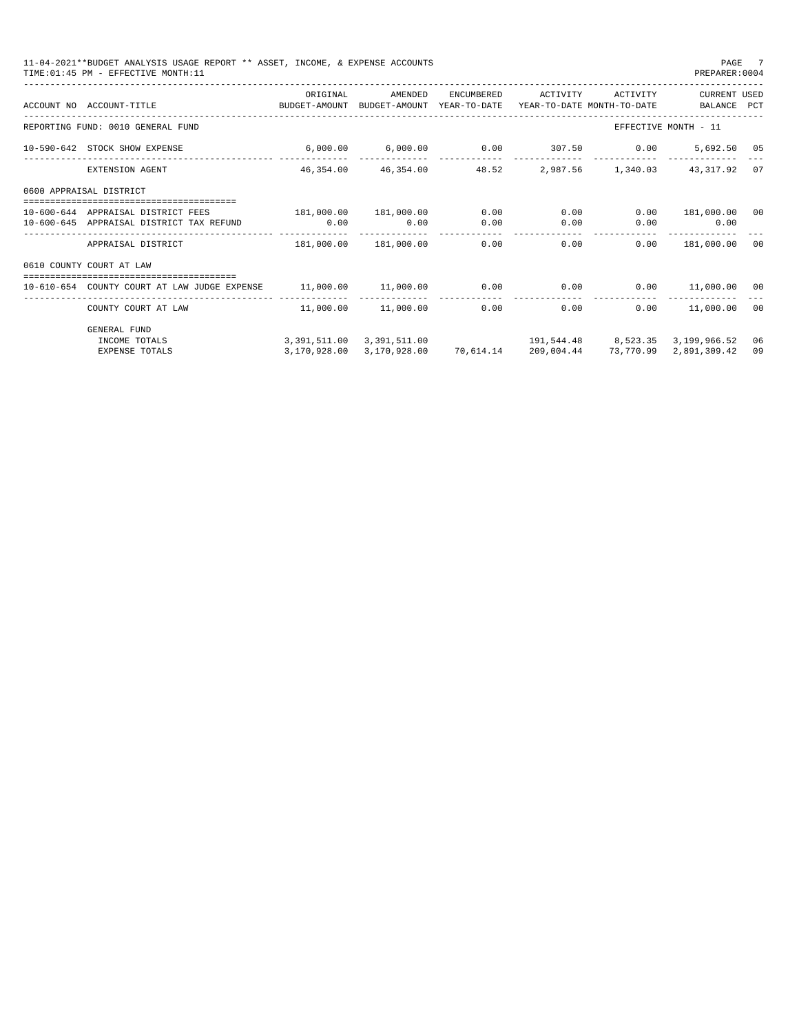11-04-2021**BUDGET ANALYSIS USAGE REPORT ** ASSET, INCOME, & EXPENSE ACCOUNTS
TIME:01:45 PM - EFFECTIVE MONTH:11
PREPARER:0004

| ACCOUNT NO | ACCOUNT-TITLE | ORIGINAL BUDGET-AMOUNT | AMENDED BUDGET-AMOUNT | ENCUMBERED YEAR-TO-DATE | ACTIVITY YEAR-TO-DATE | ACTIVITY MONTH-TO-DATE | CURRENT BALANCE | USED PCT |
|---|---|---|---|---|---|---|---|---|
| REPORTING FUND: 0010 GENERAL FUND | | | | | | EFFECTIVE MONTH - 11 | | |
| 10-590-642 | STOCK SHOW EXPENSE | 6,000.00 | 6,000.00 | 0.00 | 307.50 | 0.00 | 5,692.50 | 05 |
| | EXTENSION AGENT | 46,354.00 | 46,354.00 | 48.52 | 2,987.56 | 1,340.03 | 43,317.92 | 07 |
| 0600 APPRAISAL DISTRICT | | | | | | | | |
| 10-600-644 | APPRAISAL DISTRICT FEES | 181,000.00 | 181,000.00 | 0.00 | 0.00 | 0.00 | 181,000.00 | 00 |
| 10-600-645 | APPRAISAL DISTRICT TAX REFUND | 0.00 | 0.00 | 0.00 | 0.00 | 0.00 | 0.00 | |
| | APPRAISAL DISTRICT | 181,000.00 | 181,000.00 | 0.00 | 0.00 | 0.00 | 181,000.00 | 00 |
| 0610 COUNTY COURT AT LAW | | | | | | | | |
| 10-610-654 | COUNTY COURT AT LAW JUDGE EXPENSE | 11,000.00 | 11,000.00 | 0.00 | 0.00 | 0.00 | 11,000.00 | 00 |
| | COUNTY COURT AT LAW | 11,000.00 | 11,000.00 | 0.00 | 0.00 | 0.00 | 11,000.00 | 00 |
| | GENERAL FUND | | | | | | | |
| | INCOME TOTALS | 3,391,511.00 | 3,391,511.00 | | 191,544.48 | 8,523.35 | 3,199,966.52 | 06 |
| | EXPENSE TOTALS | 3,170,928.00 | 3,170,928.00 | 70,614.14 | 209,004.44 | 73,770.99 | 2,891,309.42 | 09 |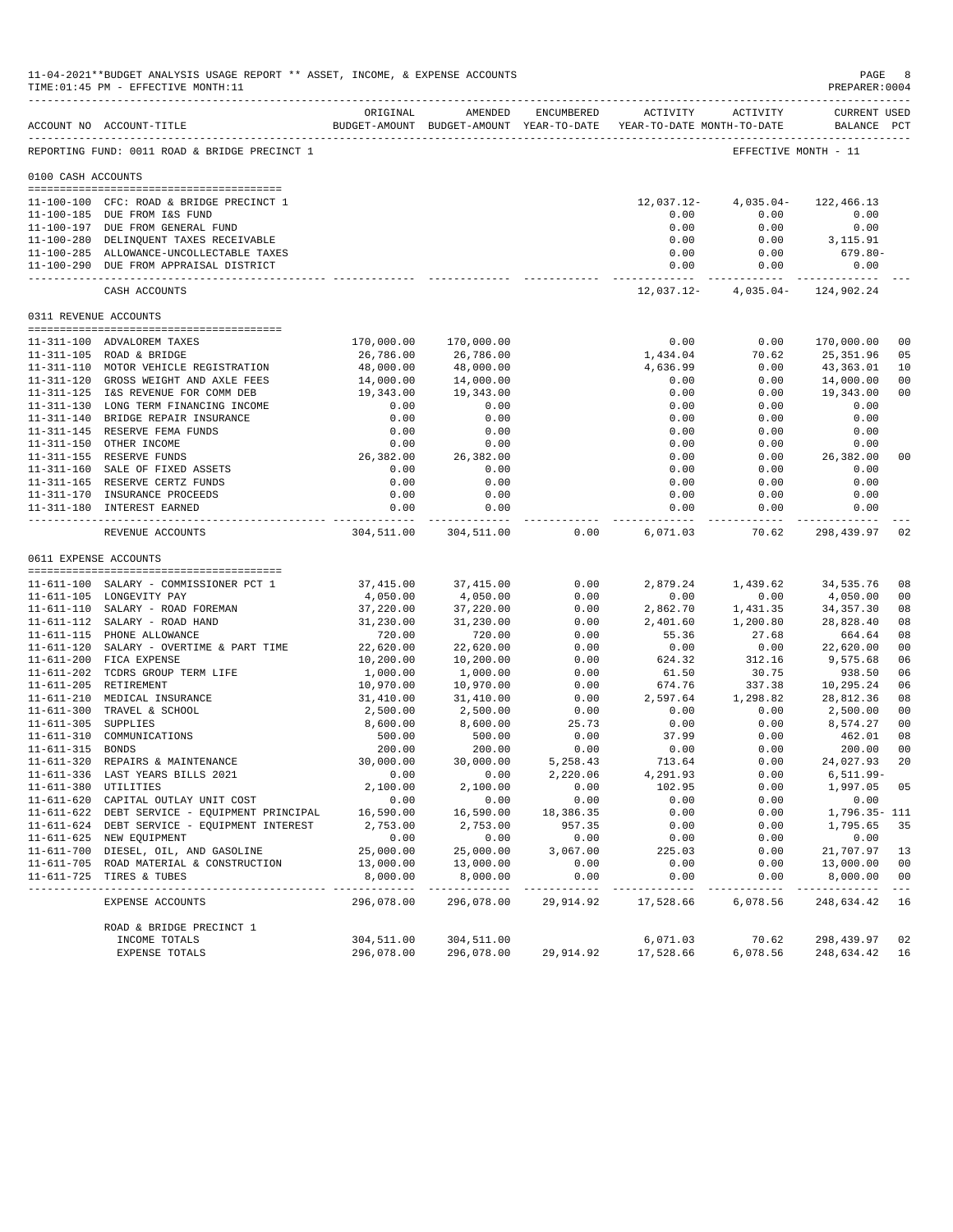11-04-2021**BUDGET ANALYSIS USAGE REPORT ** ASSET, INCOME, & EXPENSE ACCOUNTS

TIME:01:45 PM - EFFECTIVE MONTH:11

PREPARER:0004

| ACCOUNT NO | ACCOUNT-TITLE | ORIGINAL BUDGET-AMOUNT | AMENDED BUDGET-AMOUNT | ENCUMBERED YEAR-TO-DATE | ACTIVITY YEAR-TO-DATE | ACTIVITY MONTH-TO-DATE | CURRENT BALANCE | USED PCT |
|---|---|---|---|---|---|---|---|---|
| REPORTING FUND: 0011 ROAD & BRIDGE PRECINCT 1 | | | | | | | EFFECTIVE MONTH - 11 | |
| 0100 CASH ACCOUNTS | | | | | | | | |
| 11-100-100 | CFC: ROAD & BRIDGE PRECINCT 1 | | | | 12,037.12- | 4,035.04- | 122,466.13 | |
| 11-100-185 | DUE FROM I&S FUND | | | | 0.00 | 0.00 | 0.00 | |
| 11-100-197 | DUE FROM GENERAL FUND | | | | 0.00 | 0.00 | 0.00 | |
| 11-100-280 | DELINQUENT TAXES RECEIVABLE | | | | 0.00 | 0.00 | 3,115.91 | |
| 11-100-285 | ALLOWANCE-UNCOLLECTABLE TAXES | | | | 0.00 | 0.00 | 679.80- | |
| 11-100-290 | DUE FROM APPRAISAL DISTRICT | | | | 0.00 | 0.00 | 0.00 | |
| | CASH ACCOUNTS | | | | 12,037.12- | 4,035.04- | 124,902.24 | |
| 0311 REVENUE ACCOUNTS | | | | | | | | |
| 11-311-100 | ADVALOREM TAXES | 170,000.00 | 170,000.00 | | 0.00 | 0.00 | 170,000.00 | 00 |
| 11-311-105 | ROAD & BRIDGE | 26,786.00 | 26,786.00 | | 1,434.04 | 70.62 | 25,351.96 | 05 |
| 11-311-110 | MOTOR VEHICLE REGISTRATION | 48,000.00 | 48,000.00 | | 4,636.99 | 0.00 | 43,363.01 | 10 |
| 11-311-120 | GROSS WEIGHT AND AXLE FEES | 14,000.00 | 14,000.00 | | 0.00 | 0.00 | 14,000.00 | 00 |
| 11-311-125 | I&S REVENUE FOR COMM DEB | 19,343.00 | 19,343.00 | | 0.00 | 0.00 | 19,343.00 | 00 |
| 11-311-130 | LONG TERM FINANCING INCOME | 0.00 | 0.00 | | 0.00 | 0.00 | 0.00 | |
| 11-311-140 | BRIDGE REPAIR INSURANCE | 0.00 | 0.00 | | 0.00 | 0.00 | 0.00 | |
| 11-311-145 | RESERVE FEMA FUNDS | 0.00 | 0.00 | | 0.00 | 0.00 | 0.00 | |
| 11-311-150 | OTHER INCOME | 0.00 | 0.00 | | 0.00 | 0.00 | 0.00 | |
| 11-311-155 | RESERVE FUNDS | 26,382.00 | 26,382.00 | | 0.00 | 0.00 | 26,382.00 | 00 |
| 11-311-160 | SALE OF FIXED ASSETS | 0.00 | 0.00 | | 0.00 | 0.00 | 0.00 | |
| 11-311-165 | RESERVE CERTZ FUNDS | 0.00 | 0.00 | | 0.00 | 0.00 | 0.00 | |
| 11-311-170 | INSURANCE PROCEEDS | 0.00 | 0.00 | | 0.00 | 0.00 | 0.00 | |
| 11-311-180 | INTEREST EARNED | 0.00 | 0.00 | | 0.00 | 0.00 | 0.00 | |
| | REVENUE ACCOUNTS | 304,511.00 | 304,511.00 | 0.00 | 6,071.03 | 70.62 | 298,439.97 | 02 |
| 0611 EXPENSE ACCOUNTS | | | | | | | | |
| 11-611-100 | SALARY - COMMISSIONER PCT 1 | 37,415.00 | 37,415.00 | 0.00 | 2,879.24 | 1,439.62 | 34,535.76 | 08 |
| 11-611-105 | LONGEVITY PAY | 4,050.00 | 4,050.00 | 0.00 | 0.00 | 0.00 | 4,050.00 | 00 |
| 11-611-110 | SALARY - ROAD FOREMAN | 37,220.00 | 37,220.00 | 0.00 | 2,862.70 | 1,431.35 | 34,357.30 | 08 |
| 11-611-112 | SALARY - ROAD HAND | 31,230.00 | 31,230.00 | 0.00 | 2,401.60 | 1,200.80 | 28,828.40 | 08 |
| 11-611-115 | PHONE ALLOWANCE | 720.00 | 720.00 | 0.00 | 55.36 | 27.68 | 664.64 | 08 |
| 11-611-120 | SALARY - OVERTIME & PART TIME | 22,620.00 | 22,620.00 | 0.00 | 0.00 | 0.00 | 22,620.00 | 00 |
| 11-611-200 | FICA EXPENSE | 10,200.00 | 10,200.00 | 0.00 | 624.32 | 312.16 | 9,575.68 | 06 |
| 11-611-202 | TCDRS GROUP TERM LIFE | 1,000.00 | 1,000.00 | 0.00 | 61.50 | 30.75 | 938.50 | 06 |
| 11-611-205 | RETIREMENT | 10,970.00 | 10,970.00 | 0.00 | 674.76 | 337.38 | 10,295.24 | 06 |
| 11-611-210 | MEDICAL INSURANCE | 31,410.00 | 31,410.00 | 0.00 | 2,597.64 | 1,298.82 | 28,812.36 | 08 |
| 11-611-300 | TRAVEL & SCHOOL | 2,500.00 | 2,500.00 | 0.00 | 0.00 | 0.00 | 2,500.00 | 00 |
| 11-611-305 | SUPPLIES | 8,600.00 | 8,600.00 | 25.73 | 0.00 | 0.00 | 8,574.27 | 00 |
| 11-611-310 | COMMUNICATIONS | 500.00 | 500.00 | 0.00 | 37.99 | 0.00 | 462.01 | 08 |
| 11-611-315 | BONDS | 200.00 | 200.00 | 0.00 | 0.00 | 0.00 | 200.00 | 00 |
| 11-611-320 | REPAIRS & MAINTENANCE | 30,000.00 | 30,000.00 | 5,258.43 | 713.64 | 0.00 | 24,027.93 | 20 |
| 11-611-336 | LAST YEARS BILLS 2021 | 0.00 | 0.00 | 2,220.06 | 4,291.93 | 0.00 | 6,511.99- | |
| 11-611-380 | UTILITIES | 2,100.00 | 2,100.00 | 0.00 | 102.95 | 0.00 | 1,997.05 | 05 |
| 11-611-620 | CAPITAL OUTLAY UNIT COST | 0.00 | 0.00 | 0.00 | 0.00 | 0.00 | 0.00 | |
| 11-611-622 | DEBT SERVICE - EQUIPMENT PRINCIPAL | 16,590.00 | 16,590.00 | 18,386.35 | 0.00 | 0.00 | 1,796.35- | 111 |
| 11-611-624 | DEBT SERVICE - EQUIPMENT INTEREST | 2,753.00 | 2,753.00 | 957.35 | 0.00 | 0.00 | 1,795.65 | 35 |
| 11-611-625 | NEW EQUIPMENT | 0.00 | 0.00 | 0.00 | 0.00 | 0.00 | 0.00 | |
| 11-611-700 | DIESEL, OIL, AND GASOLINE | 25,000.00 | 25,000.00 | 3,067.00 | 225.03 | 0.00 | 21,707.97 | 13 |
| 11-611-705 | ROAD MATERIAL & CONSTRUCTION | 13,000.00 | 13,000.00 | 0.00 | 0.00 | 0.00 | 13,000.00 | 00 |
| 11-611-725 | TIRES & TUBES | 8,000.00 | 8,000.00 | 0.00 | 0.00 | 0.00 | 8,000.00 | 00 |
| | EXPENSE ACCOUNTS | 296,078.00 | 296,078.00 | 29,914.92 | 17,528.66 | 6,078.56 | 248,634.42 | 16 |
| | ROAD & BRIDGE PRECINCT 1 | | | | | | | |
| | INCOME TOTALS | 304,511.00 | 304,511.00 | | 6,071.03 | 70.62 | 298,439.97 | 02 |
| | EXPENSE TOTALS | 296,078.00 | 296,078.00 | 29,914.92 | 17,528.66 | 6,078.56 | 248,634.42 | 16 |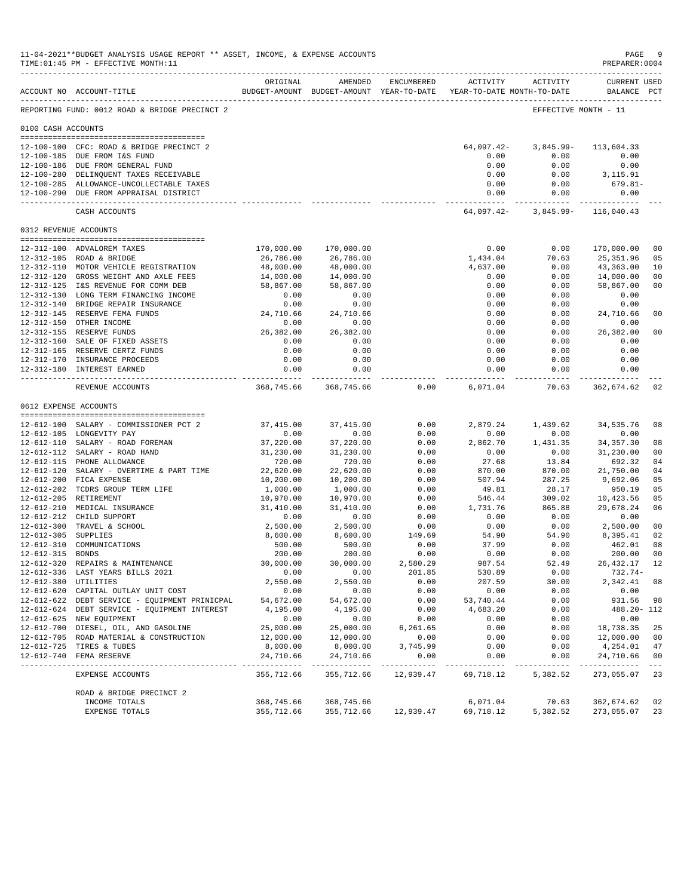11-04-2021**BUDGET ANALYSIS USAGE REPORT ** ASSET, INCOME, & EXPENSE ACCOUNTS

TIME:01:45 PM - EFFECTIVE MONTH:11

PREPARER:0004

REPORTING FUND: 0012 ROAD & BRIDGE PRECINCT 2 — EFFECTIVE MONTH - 11

| ACCOUNT NO | ACCOUNT-TITLE | ORIGINAL BUDGET-AMOUNT | AMENDED BUDGET-AMOUNT | ENCUMBERED YEAR-TO-DATE | ACTIVITY YEAR-TO-DATE | ACTIVITY MONTH-TO-DATE | CURRENT USED BALANCE | PCT |
|---|---|---|---|---|---|---|---|---|
| **0100 CASH ACCOUNTS** | | | | | | | | |
| 12-100-100 | CFC: ROAD & BRIDGE PRECINCT 2 | | | | 64,097.42- | 3,845.99- | 113,604.33 | |
| 12-100-185 | DUE FROM I&S FUND | | | | 0.00 | 0.00 | 0.00 | |
| 12-100-186 | DUE FROM GENERAL FUND | | | | 0.00 | 0.00 | 0.00 | |
| 12-100-280 | DELINQUENT TAXES RECEIVABLE | | | | 0.00 | 0.00 | 3,115.91 | |
| 12-100-285 | ALLOWANCE-UNCOLLECTABLE TAXES | | | | 0.00 | 0.00 | 679.81- | |
| 12-100-290 | DUE FROM APPRAISAL DISTRICT | | | | 0.00 | 0.00 | 0.00 | |
| | CASH ACCOUNTS | | | | 64,097.42- | 3,845.99- | 116,040.43 | |
| **0312 REVENUE ACCOUNTS** | | | | | | | | |
| 12-312-100 | ADVALOREM TAXES | 170,000.00 | 170,000.00 | | 0.00 | 0.00 | 170,000.00 | 00 |
| 12-312-105 | ROAD & BRIDGE | 26,786.00 | 26,786.00 | | 1,434.04 | 70.63 | 25,351.96 | 05 |
| 12-312-110 | MOTOR VEHICLE REGISTRATION | 48,000.00 | 48,000.00 | | 4,637.00 | 0.00 | 43,363.00 | 10 |
| 12-312-120 | GROSS WEIGHT AND AXLE FEES | 14,000.00 | 14,000.00 | | 0.00 | 0.00 | 14,000.00 | 00 |
| 12-312-125 | I&S REVENUE FOR COMM DEB | 58,867.00 | 58,867.00 | | 0.00 | 0.00 | 58,867.00 | 00 |
| 12-312-130 | LONG TERM FINANCING INCOME | 0.00 | 0.00 | | 0.00 | 0.00 | 0.00 | |
| 12-312-140 | BRIDGE REPAIR INSURANCE | 0.00 | 0.00 | | 0.00 | 0.00 | 0.00 | |
| 12-312-145 | RESERVE FEMA FUNDS | 24,710.66 | 24,710.66 | | 0.00 | 0.00 | 24,710.66 | 00 |
| 12-312-150 | OTHER INCOME | 0.00 | 0.00 | | 0.00 | 0.00 | 0.00 | |
| 12-312-155 | RESERVE FUNDS | 26,382.00 | 26,382.00 | | 0.00 | 0.00 | 26,382.00 | 00 |
| 12-312-160 | SALE OF FIXED ASSETS | 0.00 | 0.00 | | 0.00 | 0.00 | 0.00 | |
| 12-312-165 | RESERVE CERTZ FUNDS | 0.00 | 0.00 | | 0.00 | 0.00 | 0.00 | |
| 12-312-170 | INSURANCE PROCEEDS | 0.00 | 0.00 | | 0.00 | 0.00 | 0.00 | |
| 12-312-180 | INTEREST EARNED | 0.00 | 0.00 | | 0.00 | 0.00 | 0.00 | |
| | REVENUE ACCOUNTS | 368,745.66 | 368,745.66 | 0.00 | 6,071.04 | 70.63 | 362,674.62 | 02 |
| **0612 EXPENSE ACCOUNTS** | | | | | | | | |
| 12-612-100 | SALARY - COMMISSIONER PCT 2 | 37,415.00 | 37,415.00 | 0.00 | 2,879.24 | 1,439.62 | 34,535.76 | 08 |
| 12-612-105 | LONGEVITY PAY | 0.00 | 0.00 | 0.00 | 0.00 | 0.00 | 0.00 | |
| 12-612-110 | SALARY - ROAD FOREMAN | 37,220.00 | 37,220.00 | 0.00 | 2,862.70 | 1,431.35 | 34,357.30 | 08 |
| 12-612-112 | SALARY - ROAD HAND | 31,230.00 | 31,230.00 | 0.00 | 0.00 | 0.00 | 31,230.00 | 00 |
| 12-612-115 | PHONE ALLOWANCE | 720.00 | 720.00 | 0.00 | 27.68 | 13.84 | 692.32 | 04 |
| 12-612-120 | SALARY - OVERTIME & PART TIME | 22,620.00 | 22,620.00 | 0.00 | 870.00 | 870.00 | 21,750.00 | 04 |
| 12-612-200 | FICA EXPENSE | 10,200.00 | 10,200.00 | 0.00 | 507.94 | 287.25 | 9,692.06 | 05 |
| 12-612-202 | TCDRS GROUP TERM LIFE | 1,000.00 | 1,000.00 | 0.00 | 49.81 | 28.17 | 950.19 | 05 |
| 12-612-205 | RETIREMENT | 10,970.00 | 10,970.00 | 0.00 | 546.44 | 309.02 | 10,423.56 | 05 |
| 12-612-210 | MEDICAL INSURANCE | 31,410.00 | 31,410.00 | 0.00 | 1,731.76 | 865.88 | 29,678.24 | 06 |
| 12-612-212 | CHILD SUPPORT | 0.00 | 0.00 | 0.00 | 0.00 | 0.00 | 0.00 | |
| 12-612-300 | TRAVEL & SCHOOL | 2,500.00 | 2,500.00 | 0.00 | 0.00 | 0.00 | 2,500.00 | 00 |
| 12-612-305 | SUPPLIES | 8,600.00 | 8,600.00 | 149.69 | 54.90 | 54.90 | 8,395.41 | 02 |
| 12-612-310 | COMMUNICATIONS | 500.00 | 500.00 | 0.00 | 37.99 | 0.00 | 462.01 | 08 |
| 12-612-315 | BONDS | 200.00 | 200.00 | 0.00 | 0.00 | 0.00 | 200.00 | 00 |
| 12-612-320 | REPAIRS & MAINTENANCE | 30,000.00 | 30,000.00 | 2,580.29 | 987.54 | 52.49 | 26,432.17 | 12 |
| 12-612-336 | LAST YEARS BILLS 2021 | 0.00 | 0.00 | 201.85 | 530.89 | 0.00 | 732.74- | |
| 12-612-380 | UTILITIES | 2,550.00 | 2,550.00 | 0.00 | 207.59 | 30.00 | 2,342.41 | 08 |
| 12-612-620 | CAPITAL OUTLAY UNIT COST | 0.00 | 0.00 | 0.00 | 0.00 | 0.00 | 0.00 | |
| 12-612-622 | DEBT SERVICE - EQUIPMENT PRINICPAL | 54,672.00 | 54,672.00 | 0.00 | 53,740.44 | 0.00 | 931.56 | 98 |
| 12-612-624 | DEBT SERVICE - EQUIPMENT INTEREST | 4,195.00 | 4,195.00 | 0.00 | 4,683.20 | 0.00 | 488.20- | 112 |
| 12-612-625 | NEW EQUIPMENT | 0.00 | 0.00 | 0.00 | 0.00 | 0.00 | 0.00 | |
| 12-612-700 | DIESEL, OIL, AND GASOLINE | 25,000.00 | 25,000.00 | 6,261.65 | 0.00 | 0.00 | 18,738.35 | 25 |
| 12-612-705 | ROAD MATERIAL & CONSTRUCTION | 12,000.00 | 12,000.00 | 0.00 | 0.00 | 0.00 | 12,000.00 | 00 |
| 12-612-725 | TIRES & TUBES | 8,000.00 | 8,000.00 | 3,745.99 | 0.00 | 0.00 | 4,254.01 | 47 |
| 12-612-740 | FEMA RESERVE | 24,710.66 | 24,710.66 | 0.00 | 0.00 | 0.00 | 24,710.66 | 00 |
| | EXPENSE ACCOUNTS | 355,712.66 | 355,712.66 | 12,939.47 | 69,718.12 | 5,382.52 | 273,055.07 | 23 |
| | ROAD & BRIDGE PRECINCT 2 | | | | | | | |
| | INCOME TOTALS | 368,745.66 | 368,745.66 | | 6,071.04 | 70.63 | 362,674.62 | 02 |
| | EXPENSE TOTALS | 355,712.66 | 355,712.66 | 12,939.47 | 69,718.12 | 5,382.52 | 273,055.07 | 23 |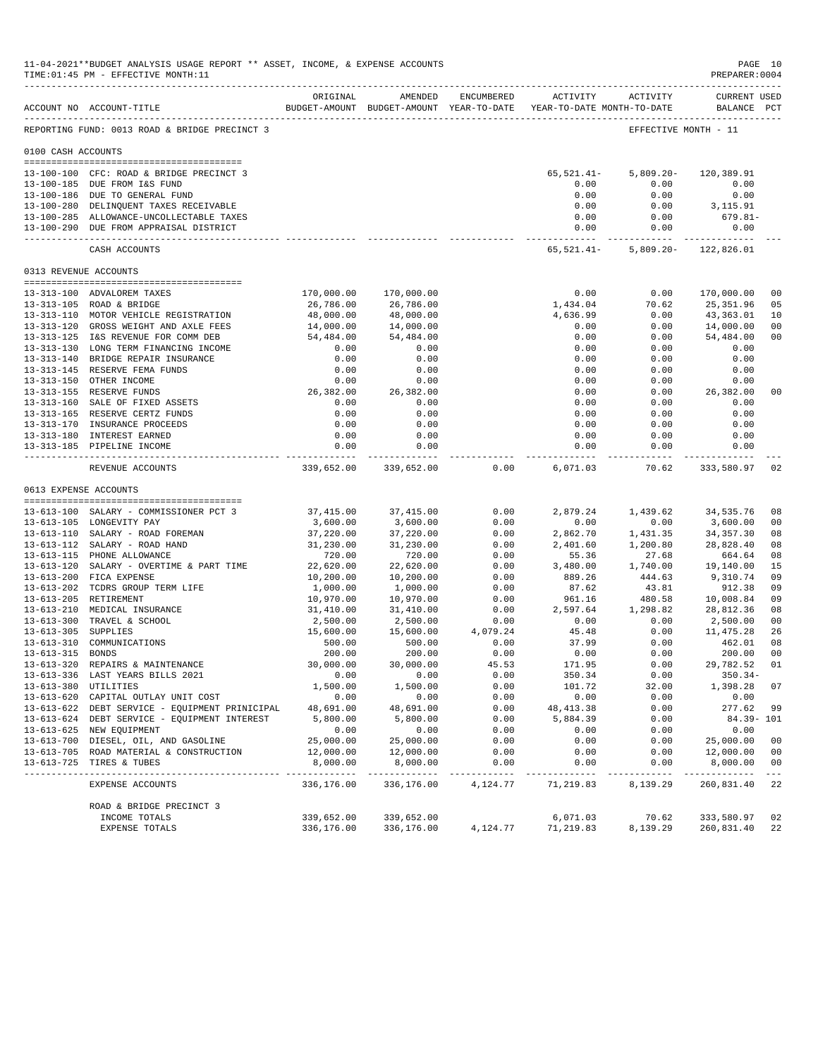11-04-2021**BUDGET ANALYSIS USAGE REPORT ** ASSET, INCOME, & EXPENSE ACCOUNTS
TIME:01:45 PM - EFFECTIVE MONTH:11

PREPARER:0004

| ACCOUNT NO | ACCOUNT-TITLE | ORIGINAL BUDGET-AMOUNT | AMENDED BUDGET-AMOUNT | ENCUMBERED YEAR-TO-DATE | ACTIVITY YEAR-TO-DATE | ACTIVITY MONTH-TO-DATE | CURRENT USED BALANCE | PCT |
|---|---|---|---|---|---|---|---|---|
| REPORTING FUND: 0013 ROAD & BRIDGE PRECINCT 3 | | | | | | EFFECTIVE MONTH - 11 | | |
| 0100 CASH ACCOUNTS | | | | | | | | |
| 13-100-100 | CFC: ROAD & BRIDGE PRECINCT 3 | | | | 65,521.41- | 5,809.20- | 120,389.91 | |
| 13-100-185 | DUE FROM I&S FUND | | | | 0.00 | 0.00 | 0.00 | |
| 13-100-186 | DUE TO GENERAL FUND | | | | 0.00 | 0.00 | 0.00 | |
| 13-100-280 | DELINQUENT TAXES RECEIVABLE | | | | 0.00 | 0.00 | 3,115.91 | |
| 13-100-285 | ALLOWANCE-UNCOLLECTABLE TAXES | | | | 0.00 | 0.00 | 679.81- | |
| 13-100-290 | DUE FROM APPRAISAL DISTRICT | | | | 0.00 | 0.00 | 0.00 | |
| | CASH ACCOUNTS | | | | 65,521.41- | 5,809.20- | 122,826.01 | |
| 0313 REVENUE ACCOUNTS | | | | | | | | |
| 13-313-100 | ADVALOREM TAXES | 170,000.00 | 170,000.00 | | 0.00 | 0.00 | 170,000.00 | 00 |
| 13-313-105 | ROAD & BRIDGE | 26,786.00 | 26,786.00 | | 1,434.04 | 70.62 | 25,351.96 | 05 |
| 13-313-110 | MOTOR VEHICLE REGISTRATION | 48,000.00 | 48,000.00 | | 4,636.99 | 0.00 | 43,363.01 | 10 |
| 13-313-120 | GROSS WEIGHT AND AXLE FEES | 14,000.00 | 14,000.00 | | 0.00 | 0.00 | 14,000.00 | 00 |
| 13-313-125 | I&S REVENUE FOR COMM DEB | 54,484.00 | 54,484.00 | | 0.00 | 0.00 | 54,484.00 | 00 |
| 13-313-130 | LONG TERM FINANCING INCOME | 0.00 | 0.00 | | 0.00 | 0.00 | 0.00 | |
| 13-313-140 | BRIDGE REPAIR INSURANCE | 0.00 | 0.00 | | 0.00 | 0.00 | 0.00 | |
| 13-313-145 | RESERVE FEMA FUNDS | 0.00 | 0.00 | | 0.00 | 0.00 | 0.00 | |
| 13-313-150 | OTHER INCOME | 0.00 | 0.00 | | 0.00 | 0.00 | 0.00 | |
| 13-313-155 | RESERVE FUNDS | 26,382.00 | 26,382.00 | | 0.00 | 0.00 | 26,382.00 | 00 |
| 13-313-160 | SALE OF FIXED ASSETS | 0.00 | 0.00 | | 0.00 | 0.00 | 0.00 | |
| 13-313-165 | RESERVE CERTZ FUNDS | 0.00 | 0.00 | | 0.00 | 0.00 | 0.00 | |
| 13-313-170 | INSURANCE PROCEEDS | 0.00 | 0.00 | | 0.00 | 0.00 | 0.00 | |
| 13-313-180 | INTEREST EARNED | 0.00 | 0.00 | | 0.00 | 0.00 | 0.00 | |
| 13-313-185 | PIPELINE INCOME | 0.00 | 0.00 | | 0.00 | 0.00 | 0.00 | |
| | REVENUE ACCOUNTS | 339,652.00 | 339,652.00 | 0.00 | 6,071.03 | 70.62 | 333,580.97 | 02 |
| 0613 EXPENSE ACCOUNTS | | | | | | | | |
| 13-613-100 | SALARY - COMMISSIONER PCT 3 | 37,415.00 | 37,415.00 | 0.00 | 2,879.24 | 1,439.62 | 34,535.76 | 08 |
| 13-613-105 | LONGEVITY PAY | 3,600.00 | 3,600.00 | 0.00 | 0.00 | 0.00 | 3,600.00 | 00 |
| 13-613-110 | SALARY - ROAD FOREMAN | 37,220.00 | 37,220.00 | 0.00 | 2,862.70 | 1,431.35 | 34,357.30 | 08 |
| 13-613-112 | SALARY - ROAD HAND | 31,230.00 | 31,230.00 | 0.00 | 2,401.60 | 1,200.80 | 28,828.40 | 08 |
| 13-613-115 | PHONE ALLOWANCE | 720.00 | 720.00 | 0.00 | 55.36 | 27.68 | 664.64 | 08 |
| 13-613-120 | SALARY - OVERTIME & PART TIME | 22,620.00 | 22,620.00 | 0.00 | 3,480.00 | 1,740.00 | 19,140.00 | 15 |
| 13-613-200 | FICA EXPENSE | 10,200.00 | 10,200.00 | 0.00 | 889.26 | 444.63 | 9,310.74 | 09 |
| 13-613-202 | TCDRS GROUP TERM LIFE | 1,000.00 | 1,000.00 | 0.00 | 87.62 | 43.81 | 912.38 | 09 |
| 13-613-205 | RETIREMENT | 10,970.00 | 10,970.00 | 0.00 | 961.16 | 480.58 | 10,008.84 | 09 |
| 13-613-210 | MEDICAL INSURANCE | 31,410.00 | 31,410.00 | 0.00 | 2,597.64 | 1,298.82 | 28,812.36 | 08 |
| 13-613-300 | TRAVEL & SCHOOL | 2,500.00 | 2,500.00 | 0.00 | 0.00 | 0.00 | 2,500.00 | 00 |
| 13-613-305 | SUPPLIES | 15,600.00 | 15,600.00 | 4,079.24 | 45.48 | 0.00 | 11,475.28 | 26 |
| 13-613-310 | COMMUNICATIONS | 500.00 | 500.00 | 0.00 | 37.99 | 0.00 | 462.01 | 08 |
| 13-613-315 | BONDS | 200.00 | 200.00 | 0.00 | 0.00 | 0.00 | 200.00 | 00 |
| 13-613-320 | REPAIRS & MAINTENANCE | 30,000.00 | 30,000.00 | 45.53 | 171.95 | 0.00 | 29,782.52 | 01 |
| 13-613-336 | LAST YEARS BILLS 2021 | 0.00 | 0.00 | 0.00 | 350.34 | 0.00 | 350.34- | |
| 13-613-380 | UTILITIES | 1,500.00 | 1,500.00 | 0.00 | 101.72 | 32.00 | 1,398.28 | 07 |
| 13-613-620 | CAPITAL OUTLAY UNIT COST | 0.00 | 0.00 | 0.00 | 0.00 | 0.00 | 0.00 | |
| 13-613-622 | DEBT SERVICE - EQUIPMENT PRINICIPAL | 48,691.00 | 48,691.00 | 0.00 | 48,413.38 | 0.00 | 277.62 | 99 |
| 13-613-624 | DEBT SERVICE - EQUIPMENT INTEREST | 5,800.00 | 5,800.00 | 0.00 | 5,884.39 | 0.00 | 84.39- | 101 |
| 13-613-625 | NEW EQUIPMENT | 0.00 | 0.00 | 0.00 | 0.00 | 0.00 | 0.00 | |
| 13-613-700 | DIESEL, OIL, AND GASOLINE | 25,000.00 | 25,000.00 | 0.00 | 0.00 | 0.00 | 25,000.00 | 00 |
| 13-613-705 | ROAD MATERIAL & CONSTRUCTION | 12,000.00 | 12,000.00 | 0.00 | 0.00 | 0.00 | 12,000.00 | 00 |
| 13-613-725 | TIRES & TUBES | 8,000.00 | 8,000.00 | 0.00 | 0.00 | 0.00 | 8,000.00 | 00 |
| | EXPENSE ACCOUNTS | 336,176.00 | 336,176.00 | 4,124.77 | 71,219.83 | 8,139.29 | 260,831.40 | 22 |
| | ROAD & BRIDGE PRECINCT 3 | | | | | | | |
| | INCOME TOTALS | 339,652.00 | 339,652.00 | | 6,071.03 | 70.62 | 333,580.97 | 02 |
| | EXPENSE TOTALS | 336,176.00 | 336,176.00 | 4,124.77 | 71,219.83 | 8,139.29 | 260,831.40 | 22 |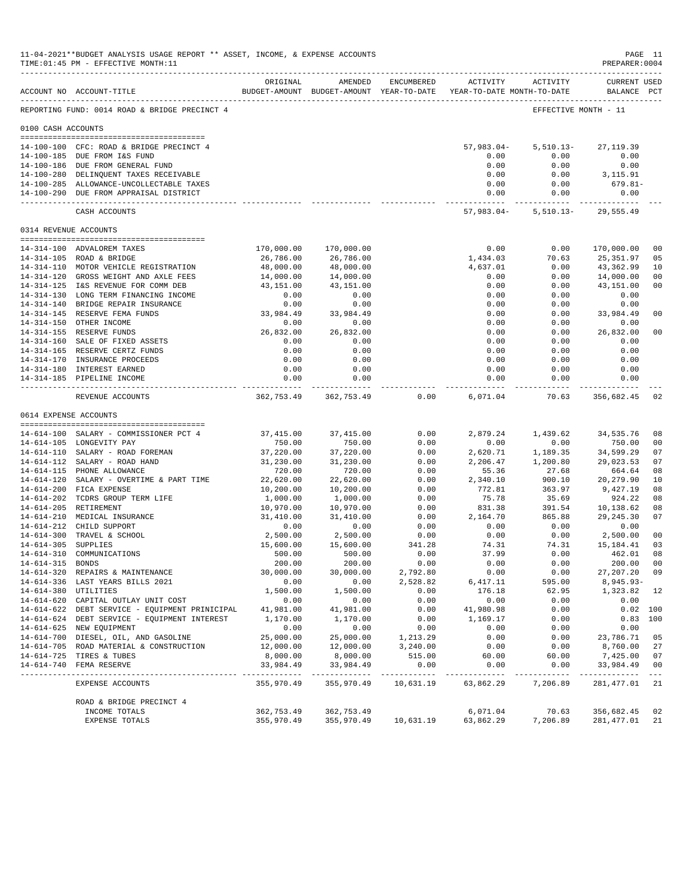11-04-2021**BUDGET ANALYSIS USAGE REPORT ** ASSET, INCOME, & EXPENSE ACCOUNTS
TIME:01:45 PM - EFFECTIVE MONTH:11
PREPARER:0004

REPORTING FUND: 0014 ROAD & BRIDGE PRECINCT 4 — EFFECTIVE MONTH - 11

| ACCOUNT NO | ACCOUNT-TITLE | ORIGINAL BUDGET-AMOUNT | AMENDED BUDGET-AMOUNT | ENCUMBERED YEAR-TO-DATE | ACTIVITY YEAR-TO-DATE | ACTIVITY MONTH-TO-DATE | CURRENT BALANCE | USED PCT |
|---|---|---|---|---|---|---|---|---|
| **0100 CASH ACCOUNTS** | | | | | | | | |
| 14-100-100 | CFC: ROAD & BRIDGE PRECINCT 4 | | | | 57,983.04- | 5,510.13- | 27,119.39 | |
| 14-100-185 | DUE FROM I&S FUND | | | | 0.00 | 0.00 | 0.00 | |
| 14-100-186 | DUE FROM GENERAL FUND | | | | 0.00 | 0.00 | 0.00 | |
| 14-100-280 | DELINQUENT TAXES RECEIVABLE | | | | 0.00 | 0.00 | 3,115.91 | |
| 14-100-285 | ALLOWANCE-UNCOLLECTABLE TAXES | | | | 0.00 | 0.00 | 679.81- | |
| 14-100-290 | DUE FROM APPRAISAL DISTRICT | | | | 0.00 | 0.00 | 0.00 | |
| | CASH ACCOUNTS | | | | 57,983.04- | 5,510.13- | 29,555.49 | |
| **0314 REVENUE ACCOUNTS** | | | | | | | | |
| 14-314-100 | ADVALOREM TAXES | 170,000.00 | 170,000.00 | | 0.00 | 0.00 | 170,000.00 | 00 |
| 14-314-105 | ROAD & BRIDGE | 26,786.00 | 26,786.00 | | 1,434.03 | 70.63 | 25,351.97 | 05 |
| 14-314-110 | MOTOR VEHICLE REGISTRATION | 48,000.00 | 48,000.00 | | 4,637.01 | 0.00 | 43,362.99 | 10 |
| 14-314-120 | GROSS WEIGHT AND AXLE FEES | 14,000.00 | 14,000.00 | | 0.00 | 0.00 | 14,000.00 | 00 |
| 14-314-125 | I&S REVENUE FOR COMM DEB | 43,151.00 | 43,151.00 | | 0.00 | 0.00 | 43,151.00 | 00 |
| 14-314-130 | LONG TERM FINANCING INCOME | 0.00 | 0.00 | | 0.00 | 0.00 | 0.00 | |
| 14-314-140 | BRIDGE REPAIR INSURANCE | 0.00 | 0.00 | | 0.00 | 0.00 | 0.00 | |
| 14-314-145 | RESERVE FEMA FUNDS | 33,984.49 | 33,984.49 | | 0.00 | 0.00 | 33,984.49 | 00 |
| 14-314-150 | OTHER INCOME | 0.00 | 0.00 | | 0.00 | 0.00 | 0.00 | |
| 14-314-155 | RESERVE FUNDS | 26,832.00 | 26,832.00 | | 0.00 | 0.00 | 26,832.00 | 00 |
| 14-314-160 | SALE OF FIXED ASSETS | 0.00 | 0.00 | | 0.00 | 0.00 | 0.00 | |
| 14-314-165 | RESERVE CERTZ FUNDS | 0.00 | 0.00 | | 0.00 | 0.00 | 0.00 | |
| 14-314-170 | INSURANCE PROCEEDS | 0.00 | 0.00 | | 0.00 | 0.00 | 0.00 | |
| 14-314-180 | INTEREST EARNED | 0.00 | 0.00 | | 0.00 | 0.00 | 0.00 | |
| 14-314-185 | PIPELINE INCOME | 0.00 | 0.00 | | 0.00 | 0.00 | 0.00 | |
| | REVENUE ACCOUNTS | 362,753.49 | 362,753.49 | 0.00 | 6,071.04 | 70.63 | 356,682.45 | 02 |
| **0614 EXPENSE ACCOUNTS** | | | | | | | | |
| 14-614-100 | SALARY - COMMISSIONER PCT 4 | 37,415.00 | 37,415.00 | 0.00 | 2,879.24 | 1,439.62 | 34,535.76 | 08 |
| 14-614-105 | LONGEVITY PAY | 750.00 | 750.00 | 0.00 | 0.00 | 0.00 | 750.00 | 00 |
| 14-614-110 | SALARY - ROAD FOREMAN | 37,220.00 | 37,220.00 | 0.00 | 2,620.71 | 1,189.35 | 34,599.29 | 07 |
| 14-614-112 | SALARY - ROAD HAND | 31,230.00 | 31,230.00 | 0.00 | 2,206.47 | 1,200.80 | 29,023.53 | 07 |
| 14-614-115 | PHONE ALLOWANCE | 720.00 | 720.00 | 0.00 | 55.36 | 27.68 | 664.64 | 08 |
| 14-614-120 | SALARY - OVERTIME & PART TIME | 22,620.00 | 22,620.00 | 0.00 | 2,340.10 | 900.10 | 20,279.90 | 10 |
| 14-614-200 | FICA EXPENSE | 10,200.00 | 10,200.00 | 0.00 | 772.81 | 363.97 | 9,427.19 | 08 |
| 14-614-202 | TCDRS GROUP TERM LIFE | 1,000.00 | 1,000.00 | 0.00 | 75.78 | 35.69 | 924.22 | 08 |
| 14-614-205 | RETIREMENT | 10,970.00 | 10,970.00 | 0.00 | 831.38 | 391.54 | 10,138.62 | 08 |
| 14-614-210 | MEDICAL INSURANCE | 31,410.00 | 31,410.00 | 0.00 | 2,164.70 | 865.88 | 29,245.30 | 07 |
| 14-614-212 | CHILD SUPPORT | 0.00 | 0.00 | 0.00 | 0.00 | 0.00 | 0.00 | |
| 14-614-300 | TRAVEL & SCHOOL | 2,500.00 | 2,500.00 | 0.00 | 0.00 | 0.00 | 2,500.00 | 00 |
| 14-614-305 | SUPPLIES | 15,600.00 | 15,600.00 | 341.28 | 74.31 | 74.31 | 15,184.41 | 03 |
| 14-614-310 | COMMUNICATIONS | 500.00 | 500.00 | 0.00 | 37.99 | 0.00 | 462.01 | 08 |
| 14-614-315 | BONDS | 200.00 | 200.00 | 0.00 | 0.00 | 0.00 | 200.00 | 00 |
| 14-614-320 | REPAIRS & MAINTENANCE | 30,000.00 | 30,000.00 | 2,792.80 | 0.00 | 0.00 | 27,207.20 | 09 |
| 14-614-336 | LAST YEARS BILLS 2021 | 0.00 | 0.00 | 2,528.82 | 6,417.11 | 595.00 | 8,945.93- | |
| 14-614-380 | UTILITIES | 1,500.00 | 1,500.00 | 0.00 | 176.18 | 62.95 | 1,323.82 | 12 |
| 14-614-620 | CAPITAL OUTLAY UNIT COST | 0.00 | 0.00 | 0.00 | 0.00 | 0.00 | 0.00 | |
| 14-614-622 | DEBT SERVICE - EQUIPMENT PRINICIPAL | 41,981.00 | 41,981.00 | 0.00 | 41,980.98 | 0.00 | 0.02 | 100 |
| 14-614-624 | DEBT SERVICE - EQUIPMENT INTEREST | 1,170.00 | 1,170.00 | 0.00 | 1,169.17 | 0.00 | 0.83 | 100 |
| 14-614-625 | NEW EQUIPMENT | 0.00 | 0.00 | 0.00 | 0.00 | 0.00 | 0.00 | |
| 14-614-700 | DIESEL, OIL, AND GASOLINE | 25,000.00 | 25,000.00 | 1,213.29 | 0.00 | 0.00 | 23,786.71 | 05 |
| 14-614-705 | ROAD MATERIAL & CONSTRUCTION | 12,000.00 | 12,000.00 | 3,240.00 | 0.00 | 0.00 | 8,760.00 | 27 |
| 14-614-725 | TIRES & TUBES | 8,000.00 | 8,000.00 | 515.00 | 60.00 | 60.00 | 7,425.00 | 07 |
| 14-614-740 | FEMA RESERVE | 33,984.49 | 33,984.49 | 0.00 | 0.00 | 0.00 | 33,984.49 | 00 |
| | EXPENSE ACCOUNTS | 355,970.49 | 355,970.49 | 10,631.19 | 63,862.29 | 7,206.89 | 281,477.01 | 21 |
| | ROAD & BRIDGE PRECINCT 4 | | | | | | | |
| | INCOME TOTALS | 362,753.49 | 362,753.49 | | 6,071.04 | 70.63 | 356,682.45 | 02 |
| | EXPENSE TOTALS | 355,970.49 | 355,970.49 | 10,631.19 | 63,862.29 | 7,206.89 | 281,477.01 | 21 |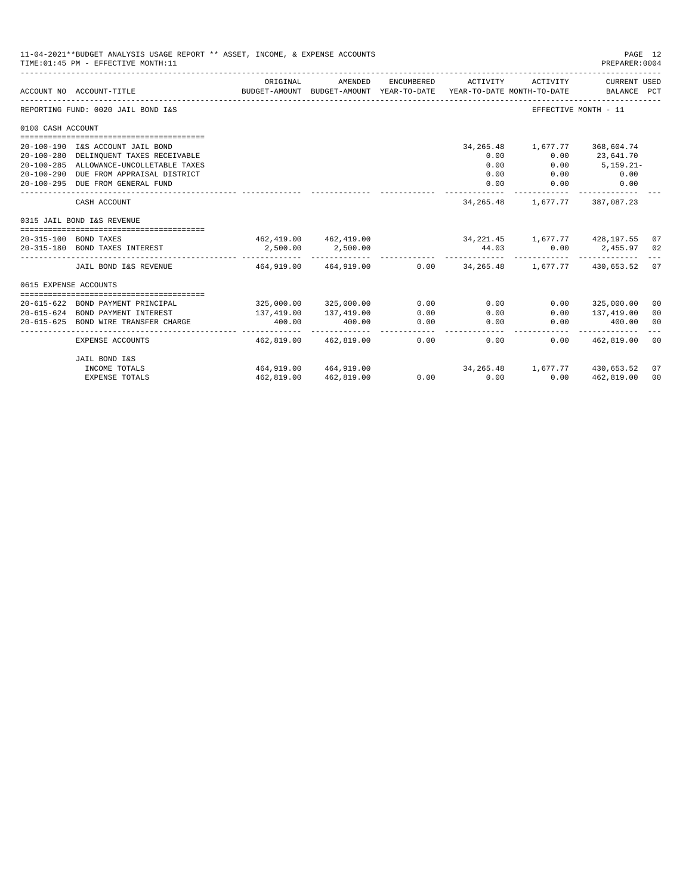11-04-2021**BUDGET ANALYSIS USAGE REPORT ** ASSET, INCOME, & EXPENSE ACCOUNTS

TIME:01:45 PM - EFFECTIVE MONTH:11

PREPARER:0004

| ACCOUNT NO | ACCOUNT-TITLE | ORIGINAL BUDGET-AMOUNT | AMENDED BUDGET-AMOUNT | ENCUMBERED YEAR-TO-DATE | ACTIVITY YEAR-TO-DATE | ACTIVITY MONTH-TO-DATE | CURRENT USED BALANCE | PCT |
|---|---|---|---|---|---|---|---|---|
| REPORTING FUND: 0020 JAIL BOND I&S | | | | | | EFFECTIVE MONTH - 11 | | |
| 0100 CASH ACCOUNT | | | | | | | | |
| 20-100-190 | I&S ACCOUNT JAIL BOND | | | | 34,265.48 | 1,677.77 | 368,604.74 | |
| 20-100-280 | DELINQUENT TAXES RECEIVABLE | | | | 0.00 | 0.00 | 23,641.70 | |
| 20-100-285 | ALLOWANCE-UNCOLLETABLE TAXES | | | | 0.00 | 0.00 | 5,159.21- | |
| 20-100-290 | DUE FROM APPRAISAL DISTRICT | | | | 0.00 | 0.00 | 0.00 | |
| 20-100-295 | DUE FROM GENERAL FUND | | | | 0.00 | 0.00 | 0.00 | |
| | CASH ACCOUNT | | | | 34,265.48 | 1,677.77 | 387,087.23 | |
| 0315 JAIL BOND I&S REVENUE | | | | | | | | |
| 20-315-100 | BOND TAXES | 462,419.00 | 462,419.00 | | 34,221.45 | 1,677.77 | 428,197.55 | 07 |
| 20-315-180 | BOND TAXES INTEREST | 2,500.00 | 2,500.00 | | 44.03 | 0.00 | 2,455.97 | 02 |
| | JAIL BOND I&S REVENUE | 464,919.00 | 464,919.00 | 0.00 | 34,265.48 | 1,677.77 | 430,653.52 | 07 |
| 0615 EXPENSE ACCOUNTS | | | | | | | | |
| 20-615-622 | BOND PAYMENT PRINCIPAL | 325,000.00 | 325,000.00 | 0.00 | 0.00 | 0.00 | 325,000.00 | 00 |
| 20-615-624 | BOND PAYMENT INTEREST | 137,419.00 | 137,419.00 | 0.00 | 0.00 | 0.00 | 137,419.00 | 00 |
| 20-615-625 | BOND WIRE TRANSFER CHARGE | 400.00 | 400.00 | 0.00 | 0.00 | 0.00 | 400.00 | 00 |
| | EXPENSE ACCOUNTS | 462,819.00 | 462,819.00 | 0.00 | 0.00 | 0.00 | 462,819.00 | 00 |
| | JAIL BOND I&S | | | | | | | |
| | INCOME TOTALS | 464,919.00 | 464,919.00 | | 34,265.48 | 1,677.77 | 430,653.52 | 07 |
| | EXPENSE TOTALS | 462,819.00 | 462,819.00 | 0.00 | 0.00 | 0.00 | 462,819.00 | 00 |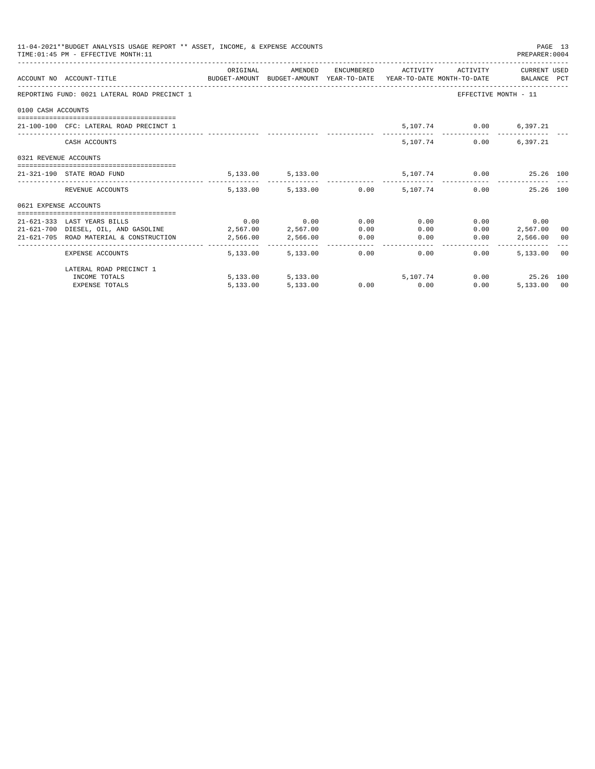11-04-2021**BUDGET ANALYSIS USAGE REPORT ** ASSET, INCOME, & EXPENSE ACCOUNTS
TIME:01:45 PM - EFFECTIVE MONTH:11

PREPARER:0004

| ACCOUNT NO | ACCOUNT-TITLE | ORIGINAL BUDGET-AMOUNT | AMENDED BUDGET-AMOUNT | ENCUMBERED YEAR-TO-DATE | ACTIVITY YEAR-TO-DATE | ACTIVITY MONTH-TO-DATE | CURRENT USED BALANCE | PCT |
|---|---|---|---|---|---|---|---|---|
| REPORTING FUND: 0021 LATERAL ROAD PRECINCT 1 | | | | | | EFFECTIVE MONTH - 11 | | |
| 0100 CASH ACCOUNTS | | | | | | | | |
| 21-100-100 | CFC: LATERAL ROAD PRECINCT 1 | | | | 5,107.74 | 0.00 | 6,397.21 | |
| | CASH ACCOUNTS | | | | 5,107.74 | 0.00 | 6,397.21 | |
| 0321 REVENUE ACCOUNTS | | | | | | | | |
| 21-321-190 | STATE ROAD FUND | 5,133.00 | 5,133.00 | | 5,107.74 | 0.00 | 25.26 | 100 |
| | REVENUE ACCOUNTS | 5,133.00 | 5,133.00 | 0.00 | 5,107.74 | 0.00 | 25.26 | 100 |
| 0621 EXPENSE ACCOUNTS | | | | | | | | |
| 21-621-333 | LAST YEARS BILLS | 0.00 | 0.00 | 0.00 | 0.00 | 0.00 | 0.00 | |
| 21-621-700 | DIESEL, OIL, AND GASOLINE | 2,567.00 | 2,567.00 | 0.00 | 0.00 | 0.00 | 2,567.00 | 00 |
| 21-621-705 | ROAD MATERIAL & CONSTRUCTION | 2,566.00 | 2,566.00 | 0.00 | 0.00 | 0.00 | 2,566.00 | 00 |
| | EXPENSE ACCOUNTS | 5,133.00 | 5,133.00 | 0.00 | 0.00 | 0.00 | 5,133.00 | 00 |
| | LATERAL ROAD PRECINCT 1 | | | | | | | |
| | INCOME TOTALS | 5,133.00 | 5,133.00 | | 5,107.74 | 0.00 | 25.26 | 100 |
| | EXPENSE TOTALS | 5,133.00 | 5,133.00 | 0.00 | 0.00 | 0.00 | 5,133.00 | 00 |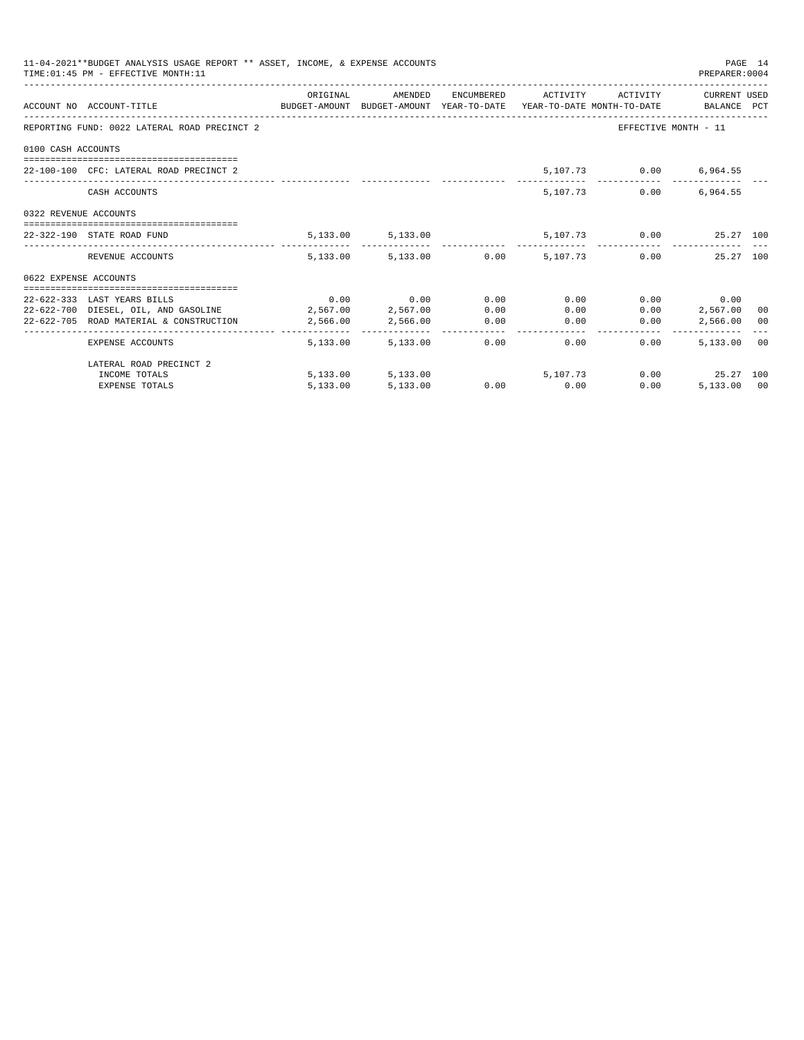11-04-2021**BUDGET ANALYSIS USAGE REPORT ** ASSET, INCOME, & EXPENSE ACCOUNTS
TIME:01:45 PM - EFFECTIVE MONTH:11

PREPARER:0004

REPORTING FUND: 0022 LATERAL ROAD PRECINCT 2 — EFFECTIVE MONTH - 11

| ACCOUNT NO | ACCOUNT-TITLE | ORIGINAL BUDGET-AMOUNT | AMENDED BUDGET-AMOUNT | ENCUMBERED YEAR-TO-DATE | ACTIVITY YEAR-TO-DATE | ACTIVITY MONTH-TO-DATE | CURRENT USED BALANCE | PCT |
|---|---|---|---|---|---|---|---|---|
| **0100 CASH ACCOUNTS** | | | | | | | | |
| 22-100-100 | CFC: LATERAL ROAD PRECINCT 2 | | | | 5,107.73 | 0.00 | 6,964.55 | |
| | CASH ACCOUNTS | | | | 5,107.73 | 0.00 | 6,964.55 | |
| **0322 REVENUE ACCOUNTS** | | | | | | | | |
| 22-322-190 | STATE ROAD FUND | 5,133.00 | 5,133.00 | | 5,107.73 | 0.00 | 25.27 | 100 |
| | REVENUE ACCOUNTS | 5,133.00 | 5,133.00 | 0.00 | 5,107.73 | 0.00 | 25.27 | 100 |
| **0622 EXPENSE ACCOUNTS** | | | | | | | | |
| 22-622-333 | LAST YEARS BILLS | 0.00 | 0.00 | 0.00 | 0.00 | 0.00 | 0.00 | |
| 22-622-700 | DIESEL, OIL, AND GASOLINE | 2,567.00 | 2,567.00 | 0.00 | 0.00 | 0.00 | 2,567.00 | 00 |
| 22-622-705 | ROAD MATERIAL & CONSTRUCTION | 2,566.00 | 2,566.00 | 0.00 | 0.00 | 0.00 | 2,566.00 | 00 |
| | EXPENSE ACCOUNTS | 5,133.00 | 5,133.00 | 0.00 | 0.00 | 0.00 | 5,133.00 | 00 |
| | LATERAL ROAD PRECINCT 2 | | | | | | | |
| | INCOME TOTALS | 5,133.00 | 5,133.00 | | 5,107.73 | 0.00 | 25.27 | 100 |
| | EXPENSE TOTALS | 5,133.00 | 5,133.00 | 0.00 | 0.00 | 0.00 | 5,133.00 | 00 |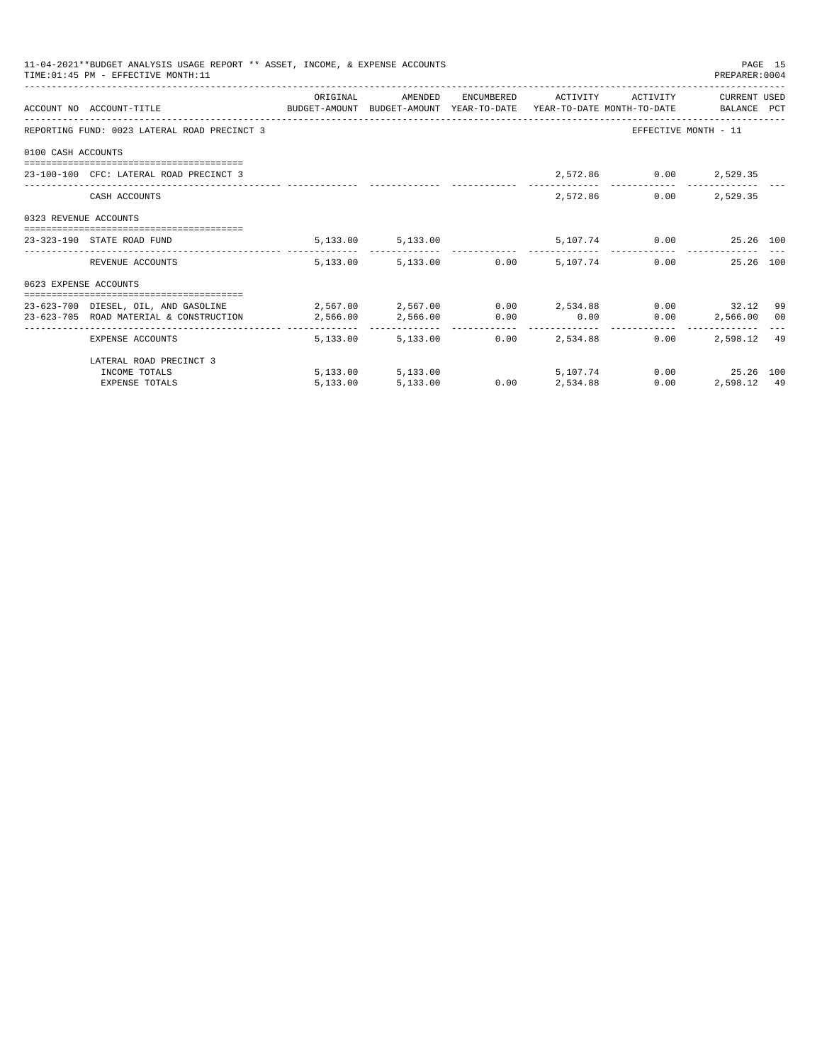11-04-2021**BUDGET ANALYSIS USAGE REPORT ** ASSET, INCOME, & EXPENSE ACCOUNTS
TIME:01:45 PM - EFFECTIVE MONTH:11

PREPARER:0004

| ACCOUNT NO | ACCOUNT-TITLE | ORIGINAL BUDGET-AMOUNT | AMENDED BUDGET-AMOUNT | ENCUMBERED YEAR-TO-DATE | ACTIVITY YEAR-TO-DATE | ACTIVITY MONTH-TO-DATE | CURRENT USED BALANCE | PCT |
|---|---|---|---|---|---|---|---|---|
| REPORTING FUND: 0023 LATERAL ROAD PRECINCT 3 | | | | | | EFFECTIVE MONTH - 11 | | |
| 0100 CASH ACCOUNTS | | | | | | | | |
| 23-100-100 | CFC: LATERAL ROAD PRECINCT 3 | | | | 2,572.86 | 0.00 | 2,529.35 | |
| | CASH ACCOUNTS | | | | 2,572.86 | 0.00 | 2,529.35 | |
| 0323 REVENUE ACCOUNTS | | | | | | | | |
| 23-323-190 | STATE ROAD FUND | 5,133.00 | 5,133.00 | | 5,107.74 | 0.00 | 25.26 | 100 |
| | REVENUE ACCOUNTS | 5,133.00 | 5,133.00 | 0.00 | 5,107.74 | 0.00 | 25.26 | 100 |
| 0623 EXPENSE ACCOUNTS | | | | | | | | |
| 23-623-700 | DIESEL, OIL, AND GASOLINE | 2,567.00 | 2,567.00 | 0.00 | 2,534.88 | 0.00 | 32.12 | 99 |
| 23-623-705 | ROAD MATERIAL & CONSTRUCTION | 2,566.00 | 2,566.00 | 0.00 | 0.00 | 0.00 | 2,566.00 | 00 |
| | EXPENSE ACCOUNTS | 5,133.00 | 5,133.00 | 0.00 | 2,534.88 | 0.00 | 2,598.12 | 49 |
| | LATERAL ROAD PRECINCT 3 | | | | | | | |
| | INCOME TOTALS | 5,133.00 | 5,133.00 | | 5,107.74 | 0.00 | 25.26 | 100 |
| | EXPENSE TOTALS | 5,133.00 | 5,133.00 | 0.00 | 2,534.88 | 0.00 | 2,598.12 | 49 |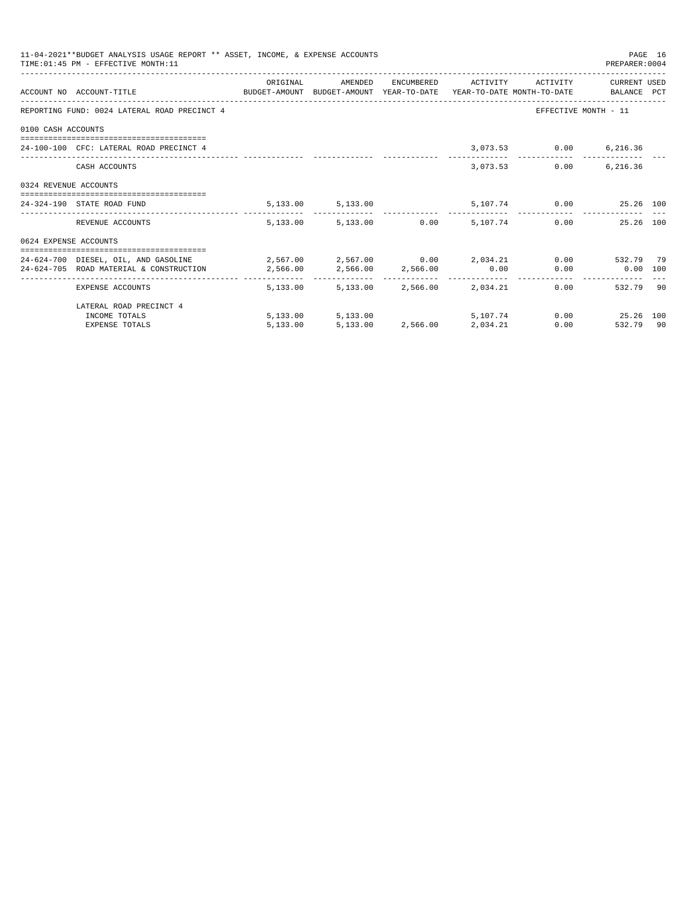11-04-2021**BUDGET ANALYSIS USAGE REPORT ** ASSET, INCOME, & EXPENSE ACCOUNTS
TIME:01:45 PM - EFFECTIVE MONTH:11

PREPARER:0004

| ACCOUNT NO | ACCOUNT-TITLE | ORIGINAL BUDGET-AMOUNT | AMENDED BUDGET-AMOUNT | ENCUMBERED YEAR-TO-DATE | ACTIVITY YEAR-TO-DATE | ACTIVITY MONTH-TO-DATE | CURRENT USED BALANCE | PCT |
|---|---|---|---|---|---|---|---|---|
| REPORTING FUND: 0024 LATERAL ROAD PRECINCT 4 | | | | | | EFFECTIVE MONTH - 11 | | |
| 0100 CASH ACCOUNTS | | | | | | | | |
| 24-100-100 | CFC: LATERAL ROAD PRECINCT 4 | | | | 3,073.53 | 0.00 | 6,216.36 | |
| | CASH ACCOUNTS | | | | 3,073.53 | 0.00 | 6,216.36 | |
| 0324 REVENUE ACCOUNTS | | | | | | | | |
| 24-324-190 | STATE ROAD FUND | 5,133.00 | 5,133.00 | | 5,107.74 | 0.00 | 25.26 | 100 |
| | REVENUE ACCOUNTS | 5,133.00 | 5,133.00 | 0.00 | 5,107.74 | 0.00 | 25.26 | 100 |
| 0624 EXPENSE ACCOUNTS | | | | | | | | |
| 24-624-700 | DIESEL, OIL, AND GASOLINE | 2,567.00 | 2,567.00 | 0.00 | 2,034.21 | 0.00 | 532.79 | 79 |
| 24-624-705 | ROAD MATERIAL & CONSTRUCTION | 2,566.00 | 2,566.00 | 2,566.00 | 0.00 | 0.00 | 0.00 | 100 |
| | EXPENSE ACCOUNTS | 5,133.00 | 5,133.00 | 2,566.00 | 2,034.21 | 0.00 | 532.79 | 90 |
| | LATERAL ROAD PRECINCT 4 | | | | | | | |
| | INCOME TOTALS | 5,133.00 | 5,133.00 | | 5,107.74 | 0.00 | 25.26 | 100 |
| | EXPENSE TOTALS | 5,133.00 | 5,133.00 | 2,566.00 | 2,034.21 | 0.00 | 532.79 | 90 |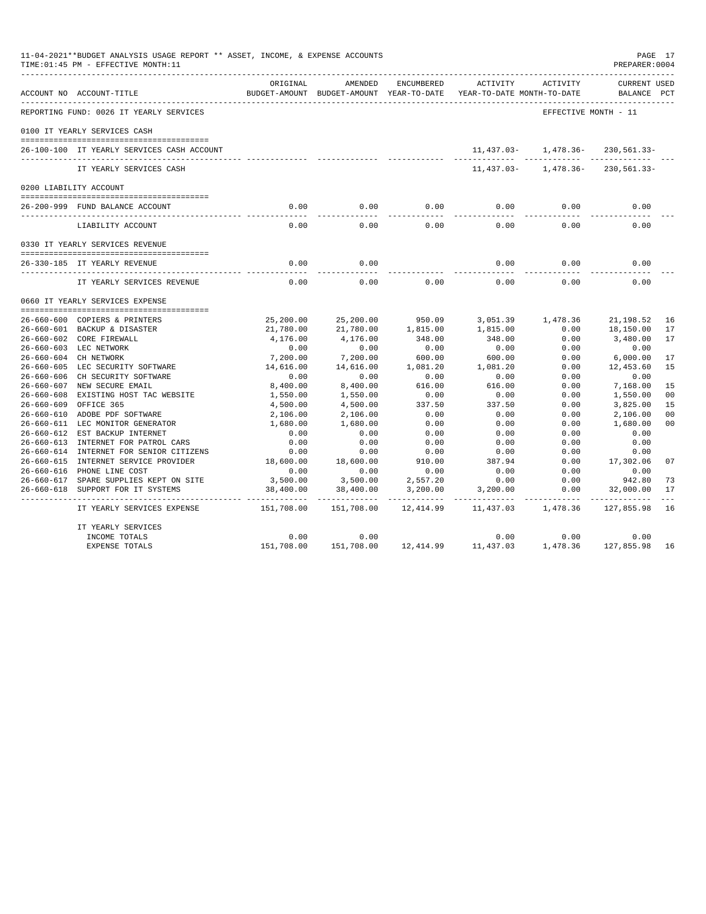11-04-2021**BUDGET ANALYSIS USAGE REPORT ** ASSET, INCOME, & EXPENSE ACCOUNTS
TIME:01:45 PM - EFFECTIVE MONTH:11

PREPARER:0004

| ACCOUNT NO | ACCOUNT-TITLE | ORIGINAL BUDGET-AMOUNT | AMENDED BUDGET-AMOUNT | ENCUMBERED YEAR-TO-DATE | ACTIVITY YEAR-TO-DATE | ACTIVITY MONTH-TO-DATE | CURRENT BALANCE | USED PCT |
|---|---|---|---|---|---|---|---|---|
| REPORTING FUND: 0026 IT YEARLY SERVICES | | | | | | EFFECTIVE MONTH - 11 | | |
| 0100 IT YEARLY SERVICES CASH | | | | | | | | |
| 26-100-100 | IT YEARLY SERVICES CASH ACCOUNT | | | | 11,437.03- | 1,478.36- | 230,561.33- | |
| | IT YEARLY SERVICES CASH | | | | 11,437.03- | 1,478.36- | 230,561.33- | |
| 0200 LIABILITY ACCOUNT | | | | | | | | |
| 26-200-999 | FUND BALANCE ACCOUNT | 0.00 | 0.00 | 0.00 | 0.00 | 0.00 | 0.00 | |
| | LIABILITY ACCOUNT | 0.00 | 0.00 | 0.00 | 0.00 | 0.00 | 0.00 | |
| 0330 IT YEARLY SERVICES REVENUE | | | | | | | | |
| 26-330-185 | IT YEARLY REVENUE | 0.00 | 0.00 | | 0.00 | 0.00 | 0.00 | |
| | IT YEARLY SERVICES REVENUE | 0.00 | 0.00 | 0.00 | 0.00 | 0.00 | 0.00 | |
| 0660 IT YEARLY SERVICES EXPENSE | | | | | | | | |
| 26-660-600 | COPIERS & PRINTERS | 25,200.00 | 25,200.00 | 950.09 | 3,051.39 | 1,478.36 | 21,198.52 | 16 |
| 26-660-601 | BACKUP & DISASTER | 21,780.00 | 21,780.00 | 1,815.00 | 1,815.00 | 0.00 | 18,150.00 | 17 |
| 26-660-602 | CORE FIREWALL | 4,176.00 | 4,176.00 | 348.00 | 348.00 | 0.00 | 3,480.00 | 17 |
| 26-660-603 | LEC NETWORK | 0.00 | 0.00 | 0.00 | 0.00 | 0.00 | 0.00 | |
| 26-660-604 | CH NETWORK | 7,200.00 | 7,200.00 | 600.00 | 600.00 | 0.00 | 6,000.00 | 17 |
| 26-660-605 | LEC SECURITY SOFTWARE | 14,616.00 | 14,616.00 | 1,081.20 | 1,081.20 | 0.00 | 12,453.60 | 15 |
| 26-660-606 | CH SECURITY SOFTWARE | 0.00 | 0.00 | 0.00 | 0.00 | 0.00 | 0.00 | |
| 26-660-607 | NEW SECURE EMAIL | 8,400.00 | 8,400.00 | 616.00 | 616.00 | 0.00 | 7,168.00 | 15 |
| 26-660-608 | EXISTING HOST TAC WEBSITE | 1,550.00 | 1,550.00 | 0.00 | 0.00 | 0.00 | 1,550.00 | 00 |
| 26-660-609 | OFFICE 365 | 4,500.00 | 4,500.00 | 337.50 | 337.50 | 0.00 | 3,825.00 | 15 |
| 26-660-610 | ADOBE PDF SOFTWARE | 2,106.00 | 2,106.00 | 0.00 | 0.00 | 0.00 | 2,106.00 | 00 |
| 26-660-611 | LEC MONITOR GENERATOR | 1,680.00 | 1,680.00 | 0.00 | 0.00 | 0.00 | 1,680.00 | 00 |
| 26-660-612 | EST BACKUP INTERNET | 0.00 | 0.00 | 0.00 | 0.00 | 0.00 | 0.00 | |
| 26-660-613 | INTERNET FOR PATROL CARS | 0.00 | 0.00 | 0.00 | 0.00 | 0.00 | 0.00 | |
| 26-660-614 | INTERNET FOR SENIOR CITIZENS | 0.00 | 0.00 | 0.00 | 0.00 | 0.00 | 0.00 | |
| 26-660-615 | INTERNET SERVICE PROVIDER | 18,600.00 | 18,600.00 | 910.00 | 387.94 | 0.00 | 17,302.06 | 07 |
| 26-660-616 | PHONE LINE COST | 0.00 | 0.00 | 0.00 | 0.00 | 0.00 | 0.00 | |
| 26-660-617 | SPARE SUPPLIES KEPT ON SITE | 3,500.00 | 3,500.00 | 2,557.20 | 0.00 | 0.00 | 942.80 | 73 |
| 26-660-618 | SUPPORT FOR IT SYSTEMS | 38,400.00 | 38,400.00 | 3,200.00 | 3,200.00 | 0.00 | 32,000.00 | 17 |
| | IT YEARLY SERVICES EXPENSE | 151,708.00 | 151,708.00 | 12,414.99 | 11,437.03 | 1,478.36 | 127,855.98 | 16 |
| | IT YEARLY SERVICES | | | | | | | |
| | INCOME TOTALS | 0.00 | 0.00 | | 0.00 | 0.00 | 0.00 | |
| | EXPENSE TOTALS | 151,708.00 | 151,708.00 | 12,414.99 | 11,437.03 | 1,478.36 | 127,855.98 | 16 |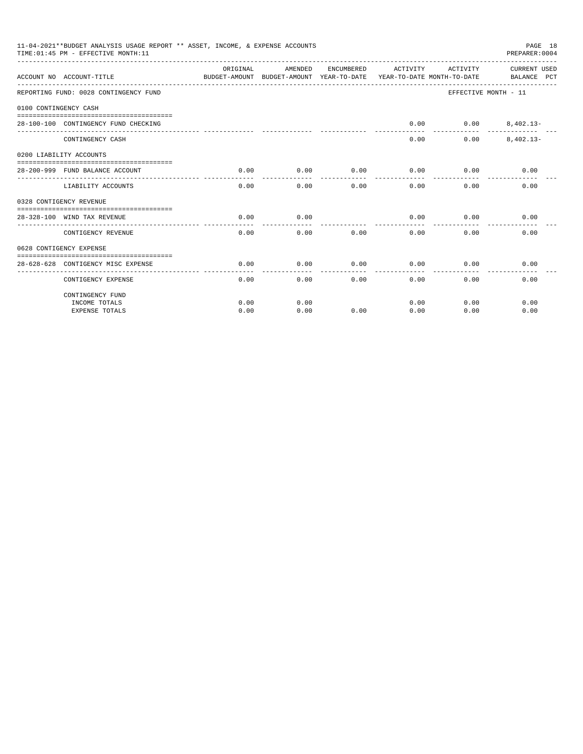11-04-2021**BUDGET ANALYSIS USAGE REPORT ** ASSET, INCOME, & EXPENSE ACCOUNTS
TIME:01:45 PM - EFFECTIVE MONTH:11

PREPARER:0004

| ACCOUNT NO ACCOUNT-TITLE | ORIGINAL BUDGET-AMOUNT | AMENDED BUDGET-AMOUNT | ENCUMBERED YEAR-TO-DATE | ACTIVITY YEAR-TO-DATE | ACTIVITY MONTH-TO-DATE | CURRENT USED BALANCE PCT |
|---|---|---|---|---|---|---|
| REPORTING FUND: 0028 CONTINGENCY FUND | | | | | | EFFECTIVE MONTH - 11 |
| 0100 CONTINGENCY CASH | | | | | | |
| 28-100-100 CONTINGENCY FUND CHECKING | | | | 0.00 | 0.00 | 8,402.13- |
| CONTINGENCY CASH | | | | 0.00 | 0.00 | 8,402.13- |
| 0200 LIABILITY ACCOUNTS | | | | | | |
| 28-200-999 FUND BALANCE ACCOUNT | 0.00 | 0.00 | 0.00 | 0.00 | 0.00 | 0.00 |
| LIABILITY ACCOUNTS | 0.00 | 0.00 | 0.00 | 0.00 | 0.00 | 0.00 |
| 0328 CONTIGENCY REVENUE | | | | | | |
| 28-328-100 WIND TAX REVENUE | 0.00 | 0.00 | | 0.00 | 0.00 | 0.00 |
| CONTIGENCY REVENUE | 0.00 | 0.00 | 0.00 | 0.00 | 0.00 | 0.00 |
| 0628 CONTIGENCY EXPENSE | | | | | | |
| 28-628-628 CONTIGENCY MISC EXPENSE | 0.00 | 0.00 | 0.00 | 0.00 | 0.00 | 0.00 |
| CONTIGENCY EXPENSE | 0.00 | 0.00 | 0.00 | 0.00 | 0.00 | 0.00 |
| CONTINGENCY FUND | | | | | | |
| INCOME TOTALS | 0.00 | 0.00 | | 0.00 | 0.00 | 0.00 |
| EXPENSE TOTALS | 0.00 | 0.00 | 0.00 | 0.00 | 0.00 | 0.00 |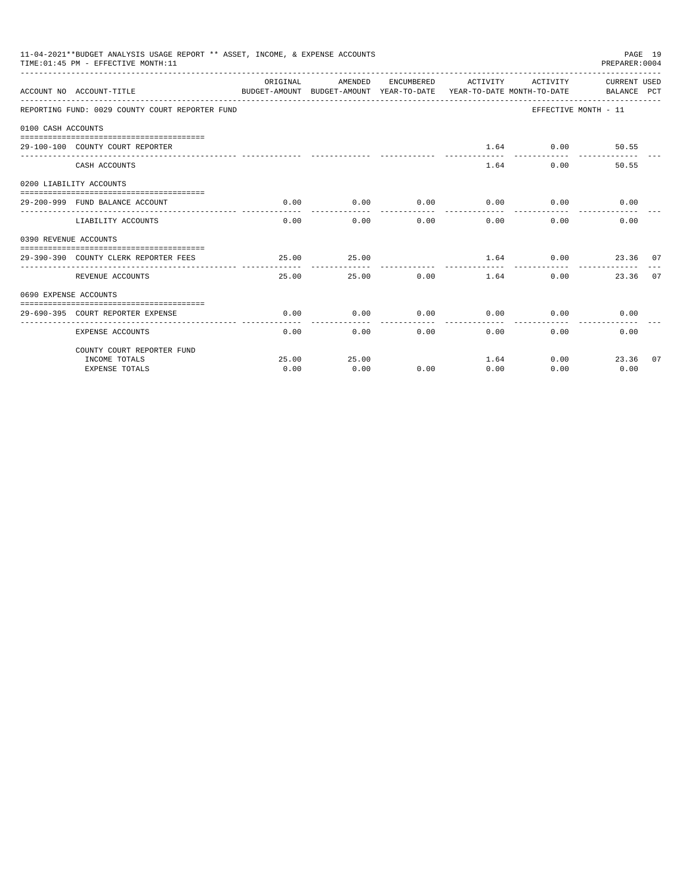11-04-2021**BUDGET ANALYSIS USAGE REPORT ** ASSET, INCOME, & EXPENSE ACCOUNTS
TIME:01:45 PM - EFFECTIVE MONTH:11

PREPARER:0004

| ACCOUNT NO | ACCOUNT-TITLE | ORIGINAL BUDGET-AMOUNT | AMENDED BUDGET-AMOUNT | ENCUMBERED YEAR-TO-DATE | ACTIVITY YEAR-TO-DATE | ACTIVITY MONTH-TO-DATE | CURRENT USED BALANCE | PCT |
|---|---|---|---|---|---|---|---|---|
| REPORTING FUND: 0029 COUNTY COURT REPORTER FUND | | | | | | EFFECTIVE MONTH - 11 | | |
| 0100 CASH ACCOUNTS | | | | | | | | |
| 29-100-100 | COUNTY COURT REPORTER | | | | 1.64 | 0.00 | 50.55 | |
| | CASH ACCOUNTS | | | | 1.64 | 0.00 | 50.55 | |
| 0200 LIABILITY ACCOUNTS | | | | | | | | |
| 29-200-999 | FUND BALANCE ACCOUNT | 0.00 | 0.00 | 0.00 | 0.00 | 0.00 | 0.00 | |
| | LIABILITY ACCOUNTS | 0.00 | 0.00 | 0.00 | 0.00 | 0.00 | 0.00 | |
| 0390 REVENUE ACCOUNTS | | | | | | | | |
| 29-390-390 | COUNTY CLERK REPORTER FEES | 25.00 | 25.00 | | 1.64 | 0.00 | 23.36 | 07 |
| | REVENUE ACCOUNTS | 25.00 | 25.00 | 0.00 | 1.64 | 0.00 | 23.36 | 07 |
| 0690 EXPENSE ACCOUNTS | | | | | | | | |
| 29-690-395 | COURT REPORTER EXPENSE | 0.00 | 0.00 | 0.00 | 0.00 | 0.00 | 0.00 | |
| | EXPENSE ACCOUNTS | 0.00 | 0.00 | 0.00 | 0.00 | 0.00 | 0.00 | |
| | COUNTY COURT REPORTER FUND | | | | | | | |
| | INCOME TOTALS | 25.00 | 25.00 | | 1.64 | 0.00 | 23.36 | 07 |
| | EXPENSE TOTALS | 0.00 | 0.00 | 0.00 | 0.00 | 0.00 | 0.00 | |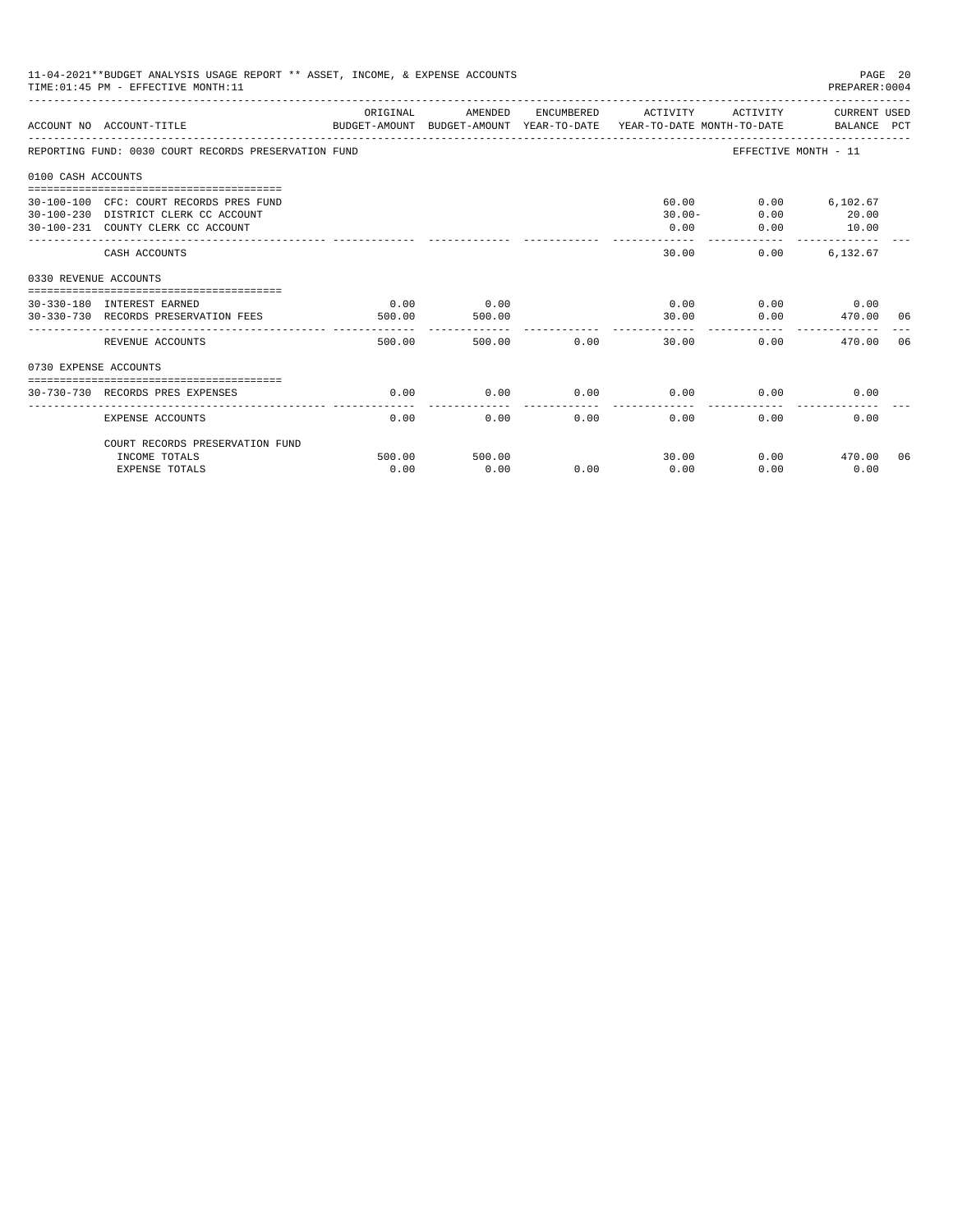11-04-2021**BUDGET ANALYSIS USAGE REPORT ** ASSET, INCOME, & EXPENSE ACCOUNTS
TIME:01:45 PM - EFFECTIVE MONTH:11
PREPARER:0004

| ACCOUNT NO | ACCOUNT-TITLE | ORIGINAL BUDGET-AMOUNT | AMENDED BUDGET-AMOUNT | ENCUMBERED YEAR-TO-DATE | ACTIVITY YEAR-TO-DATE | ACTIVITY MONTH-TO-DATE | CURRENT USED BALANCE | PCT |
|---|---|---|---|---|---|---|---|---|
| REPORTING FUND: 0030 COURT RECORDS PRESERVATION FUND | | | | | | EFFECTIVE MONTH - 11 | | |
| 0100 CASH ACCOUNTS | | | | | | | | |
| 30-100-100 | CFC: COURT RECORDS PRES FUND | | | | 60.00 | 0.00 | 6,102.67 | |
| 30-100-230 | DISTRICT CLERK CC ACCOUNT | | | | 30.00- | 0.00 | 20.00 | |
| 30-100-231 | COUNTY CLERK CC ACCOUNT | | | | 0.00 | 0.00 | 10.00 | |
| | CASH ACCOUNTS | | | | 30.00 | 0.00 | 6,132.67 | |
| 0330 REVENUE ACCOUNTS | | | | | | | | |
| 30-330-180 | INTEREST EARNED | 0.00 | 0.00 | | 0.00 | 0.00 | 0.00 | |
| 30-330-730 | RECORDS PRESERVATION FEES | 500.00 | 500.00 | | 30.00 | 0.00 | 470.00 | 06 |
| | REVENUE ACCOUNTS | 500.00 | 500.00 | 0.00 | 30.00 | 0.00 | 470.00 | 06 |
| 0730 EXPENSE ACCOUNTS | | | | | | | | |
| 30-730-730 | RECORDS PRES EXPENSES | 0.00 | 0.00 | 0.00 | 0.00 | 0.00 | 0.00 | |
| | EXPENSE ACCOUNTS | 0.00 | 0.00 | 0.00 | 0.00 | 0.00 | 0.00 | |
| | COURT RECORDS PRESERVATION FUND | | | | | | | |
| | INCOME TOTALS | 500.00 | 500.00 | | 30.00 | 0.00 | 470.00 | 06 |
| | EXPENSE TOTALS | 0.00 | 0.00 | 0.00 | 0.00 | 0.00 | 0.00 | |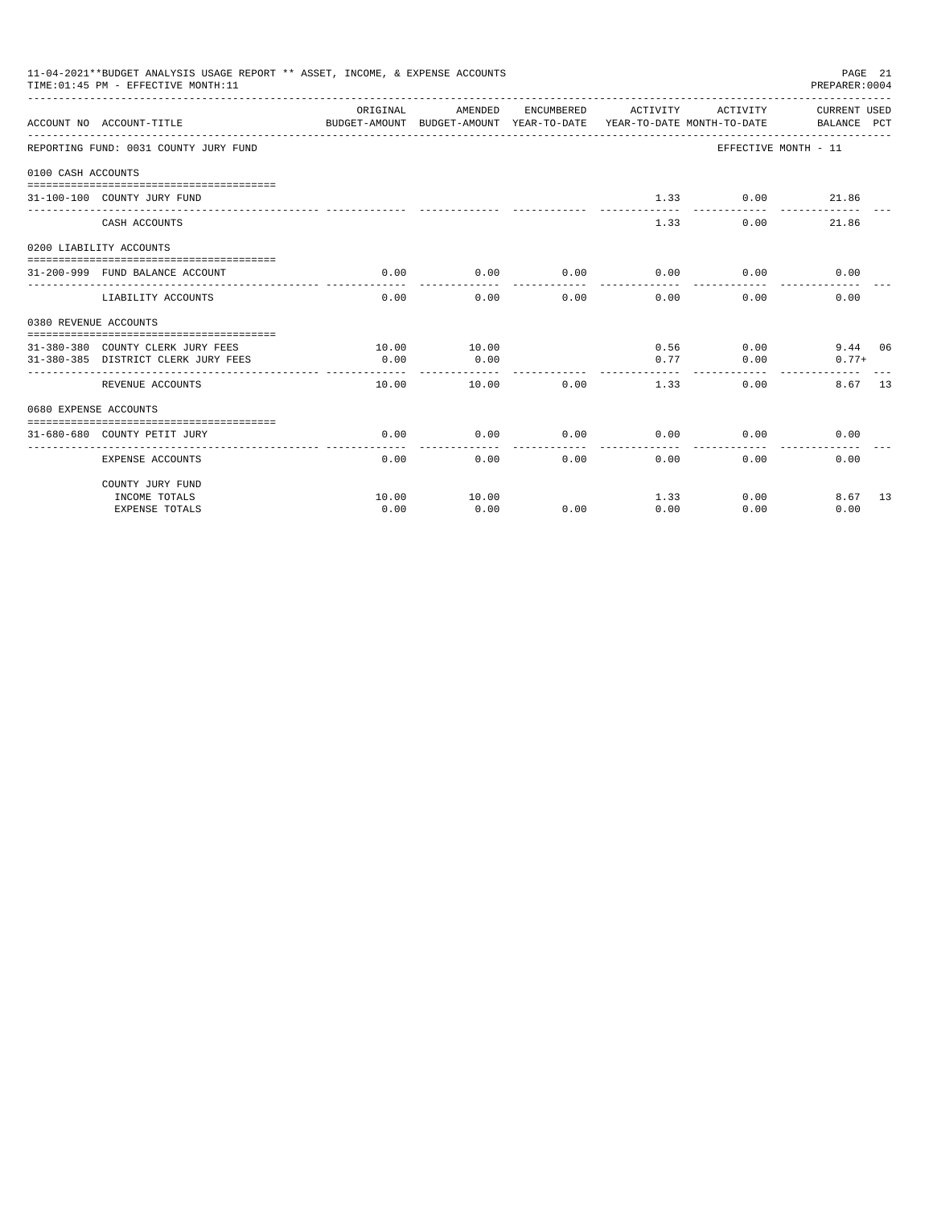11-04-2021**BUDGET ANALYSIS USAGE REPORT ** ASSET, INCOME, & EXPENSE ACCOUNTS
TIME:01:45 PM - EFFECTIVE MONTH:11

PREPARER:0004

| ACCOUNT NO | ACCOUNT-TITLE | ORIGINAL BUDGET-AMOUNT | AMENDED BUDGET-AMOUNT | ENCUMBERED YEAR-TO-DATE | ACTIVITY YEAR-TO-DATE | ACTIVITY MONTH-TO-DATE | CURRENT USED BALANCE | PCT |
|---|---|---|---|---|---|---|---|---|
| REPORTING FUND: 0031 COUNTY JURY FUND | | | | | | EFFECTIVE MONTH - 11 | | |
| 0100 CASH ACCOUNTS | | | | | | | | |
| 31-100-100 | COUNTY JURY FUND | | | | 1.33 | 0.00 | 21.86 | |
| | CASH ACCOUNTS | | | | 1.33 | 0.00 | 21.86 | |
| 0200 LIABILITY ACCOUNTS | | | | | | | | |
| 31-200-999 | FUND BALANCE ACCOUNT | 0.00 | 0.00 | 0.00 | 0.00 | 0.00 | 0.00 | |
| | LIABILITY ACCOUNTS | 0.00 | 0.00 | 0.00 | 0.00 | 0.00 | 0.00 | |
| 0380 REVENUE ACCOUNTS | | | | | | | | |
| 31-380-380 | COUNTY CLERK JURY FEES | 10.00 | 10.00 | | 0.56 | 0.00 | 9.44 | 06 |
| 31-380-385 | DISTRICT CLERK JURY FEES | 0.00 | 0.00 | | 0.77 | 0.00 | 0.77+ | |
| | REVENUE ACCOUNTS | 10.00 | 10.00 | 0.00 | 1.33 | 0.00 | 8.67 | 13 |
| 0680 EXPENSE ACCOUNTS | | | | | | | | |
| 31-680-680 | COUNTY PETIT JURY | 0.00 | 0.00 | 0.00 | 0.00 | 0.00 | 0.00 | |
| | EXPENSE ACCOUNTS | 0.00 | 0.00 | 0.00 | 0.00 | 0.00 | 0.00 | |
| | COUNTY JURY FUND | | | | | | | |
| | INCOME TOTALS | 10.00 | 10.00 | | 1.33 | 0.00 | 8.67 | 13 |
| | EXPENSE TOTALS | 0.00 | 0.00 | 0.00 | 0.00 | 0.00 | 0.00 | |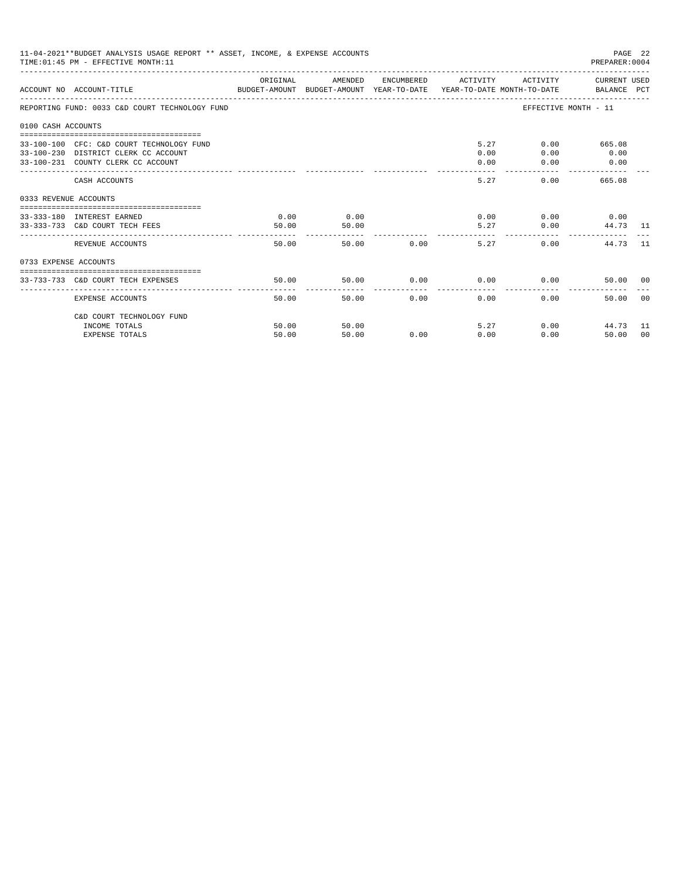11-04-2021**BUDGET ANALYSIS USAGE REPORT ** ASSET, INCOME, & EXPENSE ACCOUNTS
TIME:01:45 PM - EFFECTIVE MONTH:11

PREPARER:0004

| ACCOUNT NO | ACCOUNT-TITLE | ORIGINAL BUDGET-AMOUNT | AMENDED BUDGET-AMOUNT | ENCUMBERED YEAR-TO-DATE | ACTIVITY YEAR-TO-DATE | ACTIVITY MONTH-TO-DATE | CURRENT BALANCE | USED PCT |
|---|---|---|---|---|---|---|---|---|
| REPORTING FUND: 0033 C&D COURT TECHNOLOGY FUND | | | | | | EFFECTIVE MONTH - 11 | | |
| 0100 CASH ACCOUNTS | | | | | | | | |
| 33-100-100 | CFC: C&D COURT TECHNOLOGY FUND | | | | 5.27 | 0.00 | 665.08 | |
| 33-100-230 | DISTRICT CLERK CC ACCOUNT | | | | 0.00 | 0.00 | 0.00 | |
| 33-100-231 | COUNTY CLERK CC ACCOUNT | | | | 0.00 | 0.00 | 0.00 | |
| | CASH ACCOUNTS | | | | 5.27 | 0.00 | 665.08 | |
| 0333 REVENUE ACCOUNTS | | | | | | | | |
| 33-333-180 | INTEREST EARNED | 0.00 | 0.00 | | 0.00 | 0.00 | 0.00 | |
| 33-333-733 | C&D COURT TECH FEES | 50.00 | 50.00 | | 5.27 | 0.00 | 44.73 | 11 |
| | REVENUE ACCOUNTS | 50.00 | 50.00 | 0.00 | 5.27 | 0.00 | 44.73 | 11 |
| 0733 EXPENSE ACCOUNTS | | | | | | | | |
| 33-733-733 | C&D COURT TECH EXPENSES | 50.00 | 50.00 | 0.00 | 0.00 | 0.00 | 50.00 | 00 |
| | EXPENSE ACCOUNTS | 50.00 | 50.00 | 0.00 | 0.00 | 0.00 | 50.00 | 00 |
| | C&D COURT TECHNOLOGY FUND | | | | | | | |
| | INCOME TOTALS | 50.00 | 50.00 | | 5.27 | 0.00 | 44.73 | 11 |
| | EXPENSE TOTALS | 50.00 | 50.00 | 0.00 | 0.00 | 0.00 | 50.00 | 00 |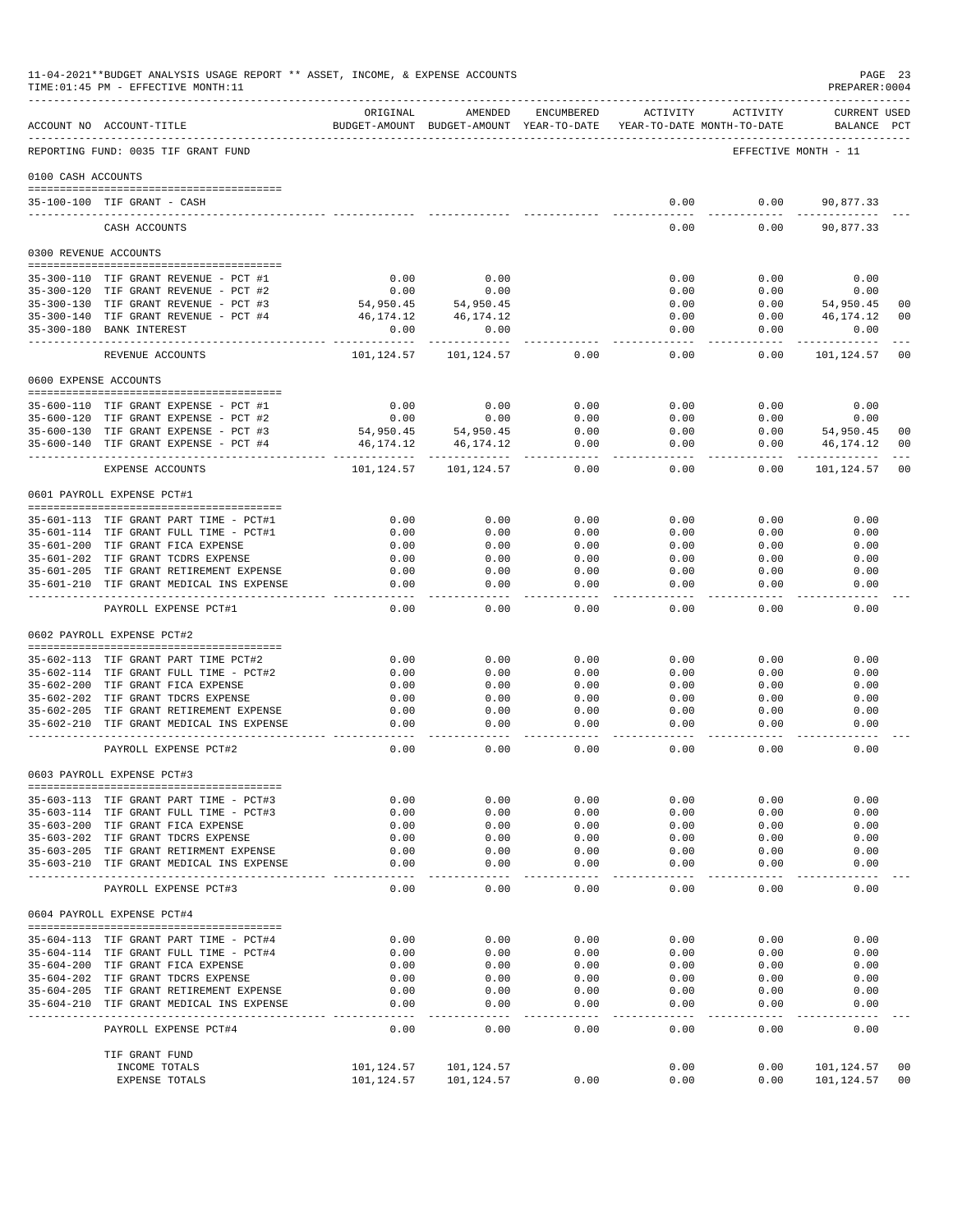11-04-2021**BUDGET ANALYSIS USAGE REPORT ** ASSET, INCOME, & EXPENSE ACCOUNTS

TIME:01:45 PM - EFFECTIVE MONTH:11

REPORTING FUND: 0035 TIF GRANT FUND — EFFECTIVE MONTH - 11

| ACCOUNT NO | ACCOUNT-TITLE | ORIGINAL BUDGET-AMOUNT | AMENDED BUDGET-AMOUNT | ENCUMBERED YEAR-TO-DATE | ACTIVITY YEAR-TO-DATE | ACTIVITY MONTH-TO-DATE | CURRENT BALANCE | USED PCT |
|---|---|---|---|---|---|---|---|---|
| **0100 CASH ACCOUNTS** | | | | | | | | |
| 35-100-100 | TIF GRANT - CASH | | | | 0.00 | 0.00 | 90,877.33 | |
| | CASH ACCOUNTS | | | | 0.00 | 0.00 | 90,877.33 | |
| **0300 REVENUE ACCOUNTS** | | | | | | | | |
| 35-300-110 | TIF GRANT REVENUE - PCT #1 | 0.00 | 0.00 | | 0.00 | 0.00 | 0.00 | |
| 35-300-120 | TIF GRANT REVENUE - PCT #2 | 0.00 | 0.00 | | 0.00 | 0.00 | 0.00 | |
| 35-300-130 | TIF GRANT REVENUE - PCT #3 | 54,950.45 | 54,950.45 | | 0.00 | 0.00 | 54,950.45 | 00 |
| 35-300-140 | TIF GRANT REVENUE - PCT #4 | 46,174.12 | 46,174.12 | | 0.00 | 0.00 | 46,174.12 | 00 |
| 35-300-180 | BANK INTEREST | 0.00 | 0.00 | | 0.00 | 0.00 | 0.00 | |
| | REVENUE ACCOUNTS | 101,124.57 | 101,124.57 | 0.00 | 0.00 | 0.00 | 101,124.57 | 00 |
| **0600 EXPENSE ACCOUNTS** | | | | | | | | |
| 35-600-110 | TIF GRANT EXPENSE - PCT #1 | 0.00 | 0.00 | 0.00 | 0.00 | 0.00 | 0.00 | |
| 35-600-120 | TIF GRANT EXPENSE - PCT #2 | 0.00 | 0.00 | 0.00 | 0.00 | 0.00 | 0.00 | |
| 35-600-130 | TIF GRANT EXPENSE - PCT #3 | 54,950.45 | 54,950.45 | 0.00 | 0.00 | 0.00 | 54,950.45 | 00 |
| 35-600-140 | TIF GRANT EXPENSE - PCT #4 | 46,174.12 | 46,174.12 | 0.00 | 0.00 | 0.00 | 46,174.12 | 00 |
| | EXPENSE ACCOUNTS | 101,124.57 | 101,124.57 | 0.00 | 0.00 | 0.00 | 101,124.57 | 00 |
| **0601 PAYROLL EXPENSE PCT#1** | | | | | | | | |
| 35-601-113 | TIF GRANT PART TIME - PCT#1 | 0.00 | 0.00 | 0.00 | 0.00 | 0.00 | 0.00 | |
| 35-601-114 | TIF GRANT FULL TIME - PCT#1 | 0.00 | 0.00 | 0.00 | 0.00 | 0.00 | 0.00 | |
| 35-601-200 | TIF GRANT FICA EXPENSE | 0.00 | 0.00 | 0.00 | 0.00 | 0.00 | 0.00 | |
| 35-601-202 | TIF GRANT TCDRS EXPENSE | 0.00 | 0.00 | 0.00 | 0.00 | 0.00 | 0.00 | |
| 35-601-205 | TIF GRANT RETIREMENT EXPENSE | 0.00 | 0.00 | 0.00 | 0.00 | 0.00 | 0.00 | |
| 35-601-210 | TIF GRANT MEDICAL INS EXPENSE | 0.00 | 0.00 | 0.00 | 0.00 | 0.00 | 0.00 | |
| | PAYROLL EXPENSE PCT#1 | 0.00 | 0.00 | 0.00 | 0.00 | 0.00 | 0.00 | |
| **0602 PAYROLL EXPENSE PCT#2** | | | | | | | | |
| 35-602-113 | TIF GRANT PART TIME PCT#2 | 0.00 | 0.00 | 0.00 | 0.00 | 0.00 | 0.00 | |
| 35-602-114 | TIF GRANT FULL TIME - PCT#2 | 0.00 | 0.00 | 0.00 | 0.00 | 0.00 | 0.00 | |
| 35-602-200 | TIF GRANT FICA EXPENSE | 0.00 | 0.00 | 0.00 | 0.00 | 0.00 | 0.00 | |
| 35-602-202 | TIF GRANT TDCRS EXPENSE | 0.00 | 0.00 | 0.00 | 0.00 | 0.00 | 0.00 | |
| 35-602-205 | TIF GRANT RETIREMENT EXPENSE | 0.00 | 0.00 | 0.00 | 0.00 | 0.00 | 0.00 | |
| 35-602-210 | TIF GRANT MEDICAL INS EXPENSE | 0.00 | 0.00 | 0.00 | 0.00 | 0.00 | 0.00 | |
| | PAYROLL EXPENSE PCT#2 | 0.00 | 0.00 | 0.00 | 0.00 | 0.00 | 0.00 | |
| **0603 PAYROLL EXPENSE PCT#3** | | | | | | | | |
| 35-603-113 | TIF GRANT PART TIME - PCT#3 | 0.00 | 0.00 | 0.00 | 0.00 | 0.00 | 0.00 | |
| 35-603-114 | TIF GRANT FULL TIME - PCT#3 | 0.00 | 0.00 | 0.00 | 0.00 | 0.00 | 0.00 | |
| 35-603-200 | TIF GRANT FICA EXPENSE | 0.00 | 0.00 | 0.00 | 0.00 | 0.00 | 0.00 | |
| 35-603-202 | TIF GRANT TDCRS EXPENSE | 0.00 | 0.00 | 0.00 | 0.00 | 0.00 | 0.00 | |
| 35-603-205 | TIF GRANT RETIRMENT EXPENSE | 0.00 | 0.00 | 0.00 | 0.00 | 0.00 | 0.00 | |
| 35-603-210 | TIF GRANT MEDICAL INS EXPENSE | 0.00 | 0.00 | 0.00 | 0.00 | 0.00 | 0.00 | |
| | PAYROLL EXPENSE PCT#3 | 0.00 | 0.00 | 0.00 | 0.00 | 0.00 | 0.00 | |
| **0604 PAYROLL EXPENSE PCT#4** | | | | | | | | |
| 35-604-113 | TIF GRANT PART TIME - PCT#4 | 0.00 | 0.00 | 0.00 | 0.00 | 0.00 | 0.00 | |
| 35-604-114 | TIF GRANT FULL TIME - PCT#4 | 0.00 | 0.00 | 0.00 | 0.00 | 0.00 | 0.00 | |
| 35-604-200 | TIF GRANT FICA EXPENSE | 0.00 | 0.00 | 0.00 | 0.00 | 0.00 | 0.00 | |
| 35-604-202 | TIF GRANT TDCRS EXPENSE | 0.00 | 0.00 | 0.00 | 0.00 | 0.00 | 0.00 | |
| 35-604-205 | TIF GRANT RETIREMENT EXPENSE | 0.00 | 0.00 | 0.00 | 0.00 | 0.00 | 0.00 | |
| 35-604-210 | TIF GRANT MEDICAL INS EXPENSE | 0.00 | 0.00 | 0.00 | 0.00 | 0.00 | 0.00 | |
| | PAYROLL EXPENSE PCT#4 | 0.00 | 0.00 | 0.00 | 0.00 | 0.00 | 0.00 | |
| | TIF GRANT FUND | | | | | | | |
| | INCOME TOTALS | 101,124.57 | 101,124.57 | | 0.00 | 0.00 | 101,124.57 | 00 |
| | EXPENSE TOTALS | 101,124.57 | 101,124.57 | 0.00 | 0.00 | 0.00 | 101,124.57 | 00 |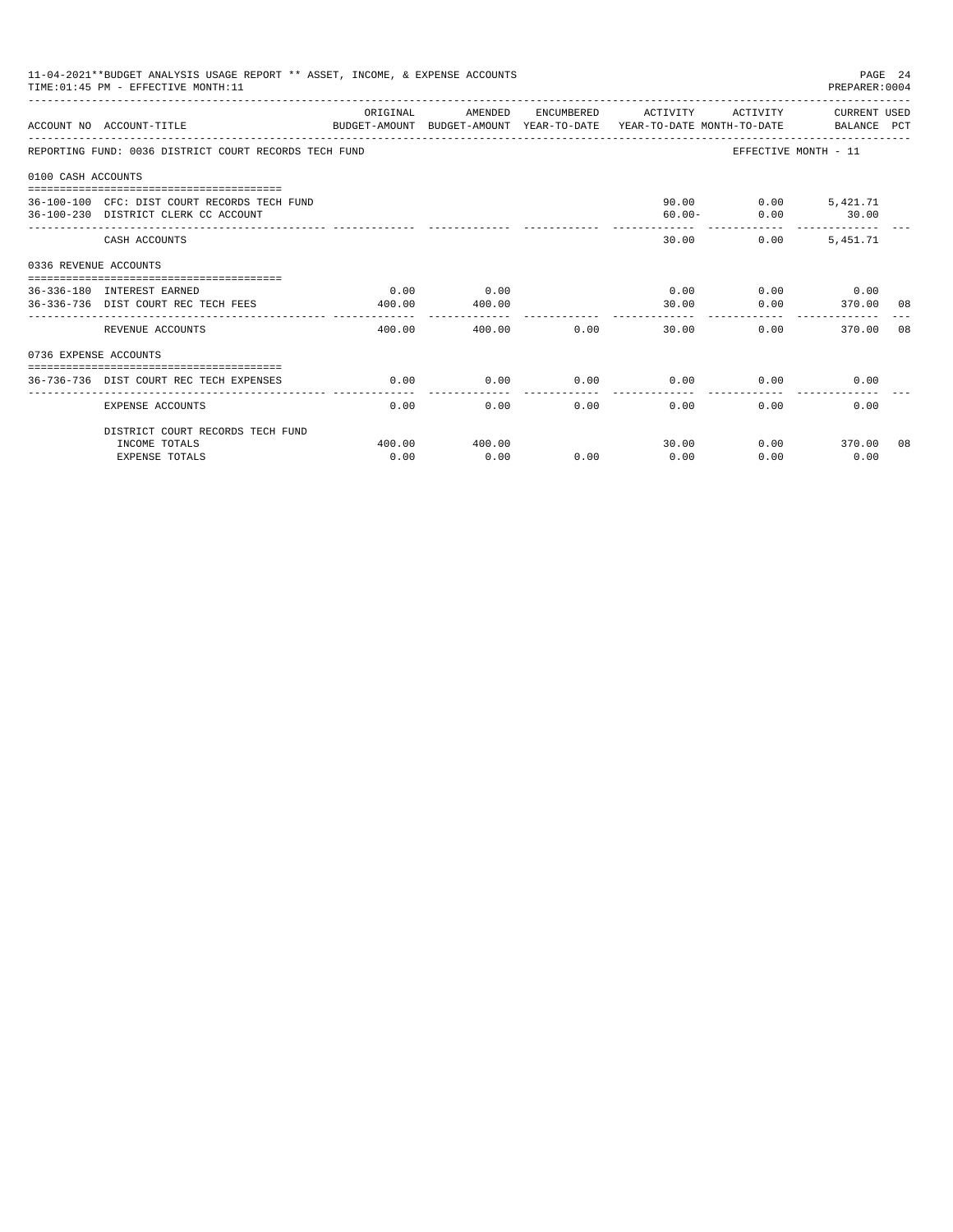11-04-2021**BUDGET ANALYSIS USAGE REPORT ** ASSET, INCOME, & EXPENSE ACCOUNTS
TIME:01:45 PM - EFFECTIVE MONTH:11
PREPARER:0004

| ACCOUNT NO | ACCOUNT-TITLE | ORIGINAL BUDGET-AMOUNT | AMENDED BUDGET-AMOUNT | ENCUMBERED YEAR-TO-DATE | ACTIVITY YEAR-TO-DATE | ACTIVITY MONTH-TO-DATE | CURRENT USED BALANCE | PCT |
|---|---|---|---|---|---|---|---|---|
| REPORTING FUND: 0036 DISTRICT COURT RECORDS TECH FUND | | | | | | EFFECTIVE MONTH - 11 | | |
| 0100 CASH ACCOUNTS | | | | | | | | |
| 36-100-100 | CFC: DIST COURT RECORDS TECH FUND | | | | 90.00 | 0.00 | 5,421.71 | |
| 36-100-230 | DISTRICT CLERK CC ACCOUNT | | | | 60.00- | 0.00 | 30.00 | |
| | CASH ACCOUNTS | | | | 30.00 | 0.00 | 5,451.71 | |
| 0336 REVENUE ACCOUNTS | | | | | | | | |
| 36-336-180 | INTEREST EARNED | 0.00 | 0.00 | | 0.00 | 0.00 | 0.00 | |
| 36-336-736 | DIST COURT REC TECH FEES | 400.00 | 400.00 | | 30.00 | 0.00 | 370.00 | 08 |
| | REVENUE ACCOUNTS | 400.00 | 400.00 | 0.00 | 30.00 | 0.00 | 370.00 | 08 |
| 0736 EXPENSE ACCOUNTS | | | | | | | | |
| 36-736-736 | DIST COURT REC TECH EXPENSES | 0.00 | 0.00 | 0.00 | 0.00 | 0.00 | 0.00 | |
| | EXPENSE ACCOUNTS | 0.00 | 0.00 | 0.00 | 0.00 | 0.00 | 0.00 | |
| | DISTRICT COURT RECORDS TECH FUND | | | | | | | |
| | INCOME TOTALS | 400.00 | 400.00 | | 30.00 | 0.00 | 370.00 | 08 |
| | EXPENSE TOTALS | 0.00 | 0.00 | 0.00 | 0.00 | 0.00 | 0.00 | |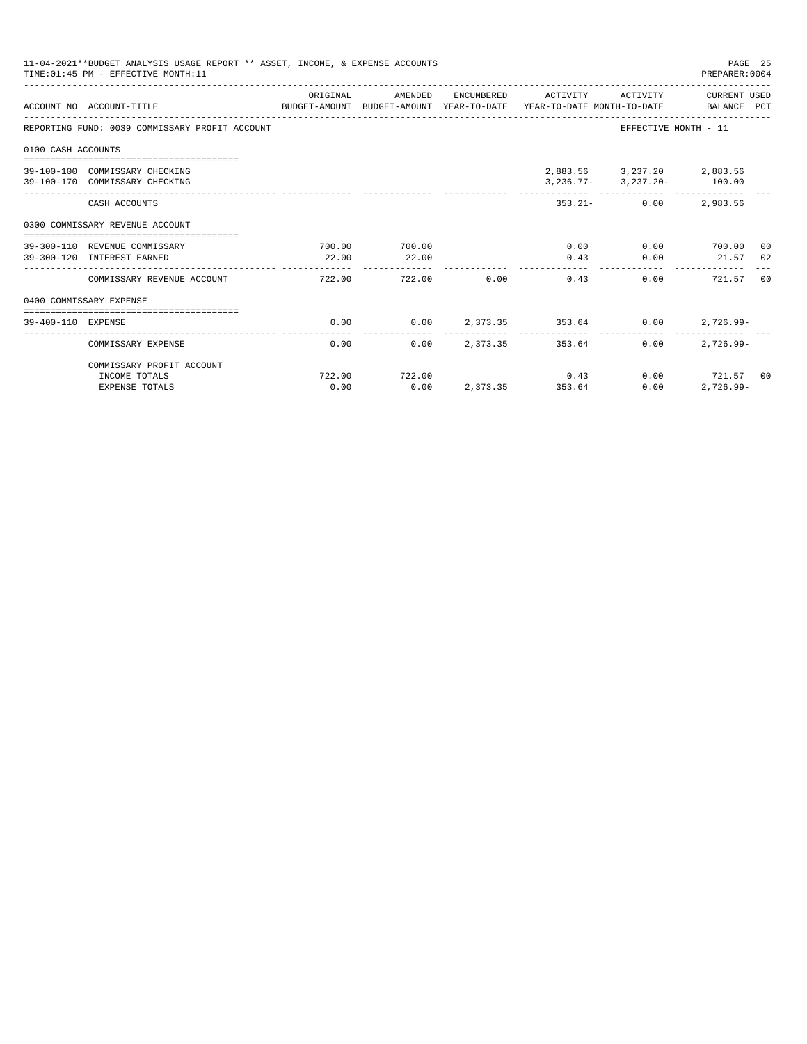11-04-2021**BUDGET ANALYSIS USAGE REPORT ** ASSET, INCOME, & EXPENSE ACCOUNTS
TIME:01:45 PM - EFFECTIVE MONTH:11

PREPARER:0004

| ACCOUNT NO | ACCOUNT-TITLE | ORIGINAL BUDGET-AMOUNT | AMENDED BUDGET-AMOUNT | ENCUMBERED YEAR-TO-DATE | ACTIVITY YEAR-TO-DATE | ACTIVITY MONTH-TO-DATE | CURRENT USED BALANCE | PCT |
|---|---|---|---|---|---|---|---|---|
| REPORTING FUND: 0039 COMMISSARY PROFIT ACCOUNT | | | | | | EFFECTIVE MONTH - 11 | | |
| 0100 CASH ACCOUNTS | | | | | | | | |
| 39-100-100 | COMMISSARY CHECKING | | | | 2,883.56 | 3,237.20 | 2,883.56 | |
| 39-100-170 | COMMISSARY CHECKING | | | | 3,236.77- | 3,237.20- | 100.00 | |
| | CASH ACCOUNTS | | | | 353.21- | 0.00 | 2,983.56 | |
| 0300 COMMISSARY REVENUE ACCOUNT | | | | | | | | |
| 39-300-110 | REVENUE COMMISSARY | 700.00 | 700.00 | | 0.00 | 0.00 | 700.00 | 00 |
| 39-300-120 | INTEREST EARNED | 22.00 | 22.00 | | 0.43 | 0.00 | 21.57 | 02 |
| | COMMISSARY REVENUE ACCOUNT | 722.00 | 722.00 | 0.00 | 0.43 | 0.00 | 721.57 | 00 |
| 0400 COMMISSARY EXPENSE | | | | | | | | |
| 39-400-110 | EXPENSE | 0.00 | 0.00 | 2,373.35 | 353.64 | 0.00 | 2,726.99- | |
| | COMMISSARY EXPENSE | 0.00 | 0.00 | 2,373.35 | 353.64 | 0.00 | 2,726.99- | |
| | COMMISSARY PROFIT ACCOUNT | | | | | | | |
| | INCOME TOTALS | 722.00 | 722.00 | | 0.43 | 0.00 | 721.57 | 00 |
| | EXPENSE TOTALS | 0.00 | 0.00 | 2,373.35 | 353.64 | 0.00 | 2,726.99- | |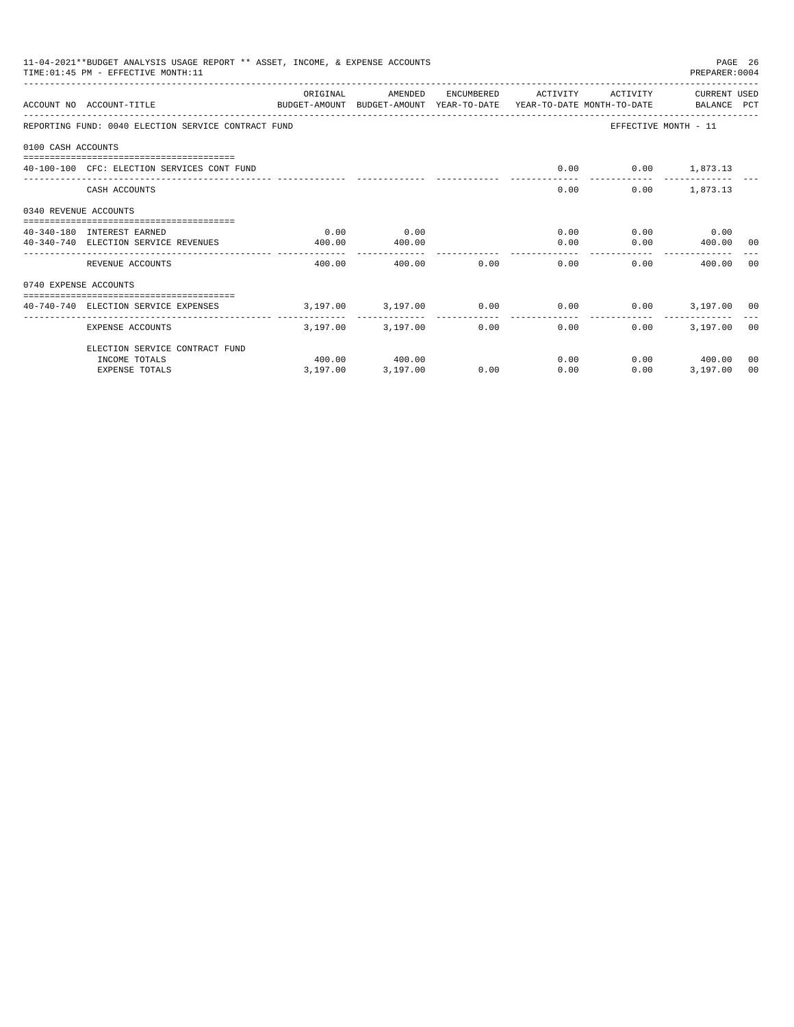11-04-2021**BUDGET ANALYSIS USAGE REPORT ** ASSET, INCOME, & EXPENSE ACCOUNTS
TIME:01:45 PM - EFFECTIVE MONTH:11
PREPARER:0004

| ACCOUNT NO | ACCOUNT-TITLE | ORIGINAL BUDGET-AMOUNT | AMENDED BUDGET-AMOUNT | ENCUMBERED YEAR-TO-DATE | ACTIVITY YEAR-TO-DATE | ACTIVITY MONTH-TO-DATE | CURRENT BALANCE | USED PCT |
|---|---|---|---|---|---|---|---|---|
| REPORTING FUND: 0040 ELECTION SERVICE CONTRACT FUND | | | | | | EFFECTIVE MONTH - 11 | | |
| 0100 CASH ACCOUNTS | | | | | | | | |
| 40-100-100 | CFC: ELECTION SERVICES CONT FUND | | | | 0.00 | 0.00 | 1,873.13 | |
| | CASH ACCOUNTS | | | | 0.00 | 0.00 | 1,873.13 | |
| 0340 REVENUE ACCOUNTS | | | | | | | | |
| 40-340-180 | INTEREST EARNED | 0.00 | 0.00 | | 0.00 | 0.00 | 0.00 | |
| 40-340-740 | ELECTION SERVICE REVENUES | 400.00 | 400.00 | | 0.00 | 0.00 | 400.00 | 00 |
| | REVENUE ACCOUNTS | 400.00 | 400.00 | 0.00 | 0.00 | 0.00 | 400.00 | 00 |
| 0740 EXPENSE ACCOUNTS | | | | | | | | |
| 40-740-740 | ELECTION SERVICE EXPENSES | 3,197.00 | 3,197.00 | 0.00 | 0.00 | 0.00 | 3,197.00 | 00 |
| | EXPENSE ACCOUNTS | 3,197.00 | 3,197.00 | 0.00 | 0.00 | 0.00 | 3,197.00 | 00 |
| | ELECTION SERVICE CONTRACT FUND | | | | | | | |
| | INCOME TOTALS | 400.00 | 400.00 | | 0.00 | 0.00 | 400.00 | 00 |
| | EXPENSE TOTALS | 3,197.00 | 3,197.00 | 0.00 | 0.00 | 0.00 | 3,197.00 | 00 |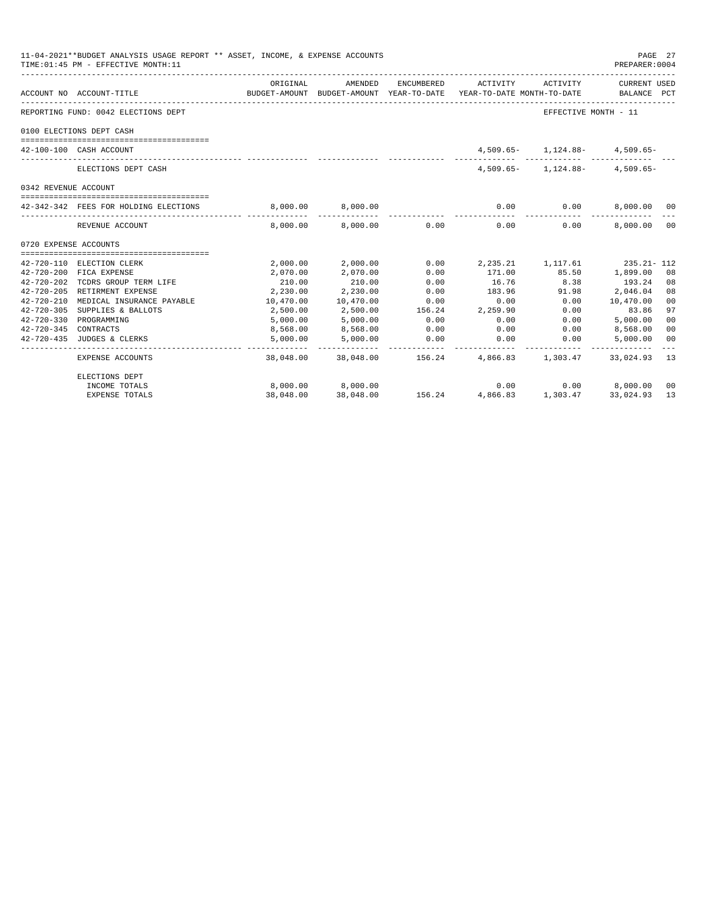11-04-2021**BUDGET ANALYSIS USAGE REPORT ** ASSET, INCOME, & EXPENSE ACCOUNTS
TIME:01:45 PM - EFFECTIVE MONTH:11
PREPARER:0004

| ACCOUNT NO | ACCOUNT-TITLE | ORIGINAL BUDGET-AMOUNT | AMENDED BUDGET-AMOUNT | ENCUMBERED YEAR-TO-DATE | ACTIVITY YEAR-TO-DATE | ACTIVITY MONTH-TO-DATE | CURRENT USED BALANCE | PCT |
|---|---|---|---|---|---|---|---|---|
| REPORTING FUND: 0042 ELECTIONS DEPT | | | | | | EFFECTIVE MONTH - 11 | | |
| 0100 ELECTIONS DEPT CASH | | | | | | | | |
| 42-100-100 | CASH ACCOUNT | | | | 4,509.65- | 1,124.88- | 4,509.65- | |
| | ELECTIONS DEPT CASH | | | | 4,509.65- | 1,124.88- | 4,509.65- | |
| 0342 REVENUE ACCOUNT | | | | | | | | |
| 42-342-342 | FEES FOR HOLDING ELECTIONS | 8,000.00 | 8,000.00 | | 0.00 | 0.00 | 8,000.00 | 00 |
| | REVENUE ACCOUNT | 8,000.00 | 8,000.00 | 0.00 | 0.00 | 0.00 | 8,000.00 | 00 |
| 0720 EXPENSE ACCOUNTS | | | | | | | | |
| 42-720-110 | ELECTION CLERK | 2,000.00 | 2,000.00 | 0.00 | 2,235.21 | 1,117.61 | 235.21- | 112 |
| 42-720-200 | FICA EXPENSE | 2,070.00 | 2,070.00 | 0.00 | 171.00 | 85.50 | 1,899.00 | 08 |
| 42-720-202 | TCDRS GROUP TERM LIFE | 210.00 | 210.00 | 0.00 | 16.76 | 8.38 | 193.24 | 08 |
| 42-720-205 | RETIREMENT EXPENSE | 2,230.00 | 2,230.00 | 0.00 | 183.96 | 91.98 | 2,046.04 | 08 |
| 42-720-210 | MEDICAL INSURANCE PAYABLE | 10,470.00 | 10,470.00 | 0.00 | 0.00 | 0.00 | 10,470.00 | 00 |
| 42-720-305 | SUPPLIES & BALLOTS | 2,500.00 | 2,500.00 | 156.24 | 2,259.90 | 0.00 | 83.86 | 97 |
| 42-720-330 | PROGRAMMING | 5,000.00 | 5,000.00 | 0.00 | 0.00 | 0.00 | 5,000.00 | 00 |
| 42-720-345 | CONTRACTS | 8,568.00 | 8,568.00 | 0.00 | 0.00 | 0.00 | 8,568.00 | 00 |
| 42-720-435 | JUDGES & CLERKS | 5,000.00 | 5,000.00 | 0.00 | 0.00 | 0.00 | 5,000.00 | 00 |
| | EXPENSE ACCOUNTS | 38,048.00 | 38,048.00 | 156.24 | 4,866.83 | 1,303.47 | 33,024.93 | 13 |
| | ELECTIONS DEPT | | | | | | | |
| | INCOME TOTALS | 8,000.00 | 8,000.00 | | 0.00 | 0.00 | 8,000.00 | 00 |
| | EXPENSE TOTALS | 38,048.00 | 38,048.00 | 156.24 | 4,866.83 | 1,303.47 | 33,024.93 | 13 |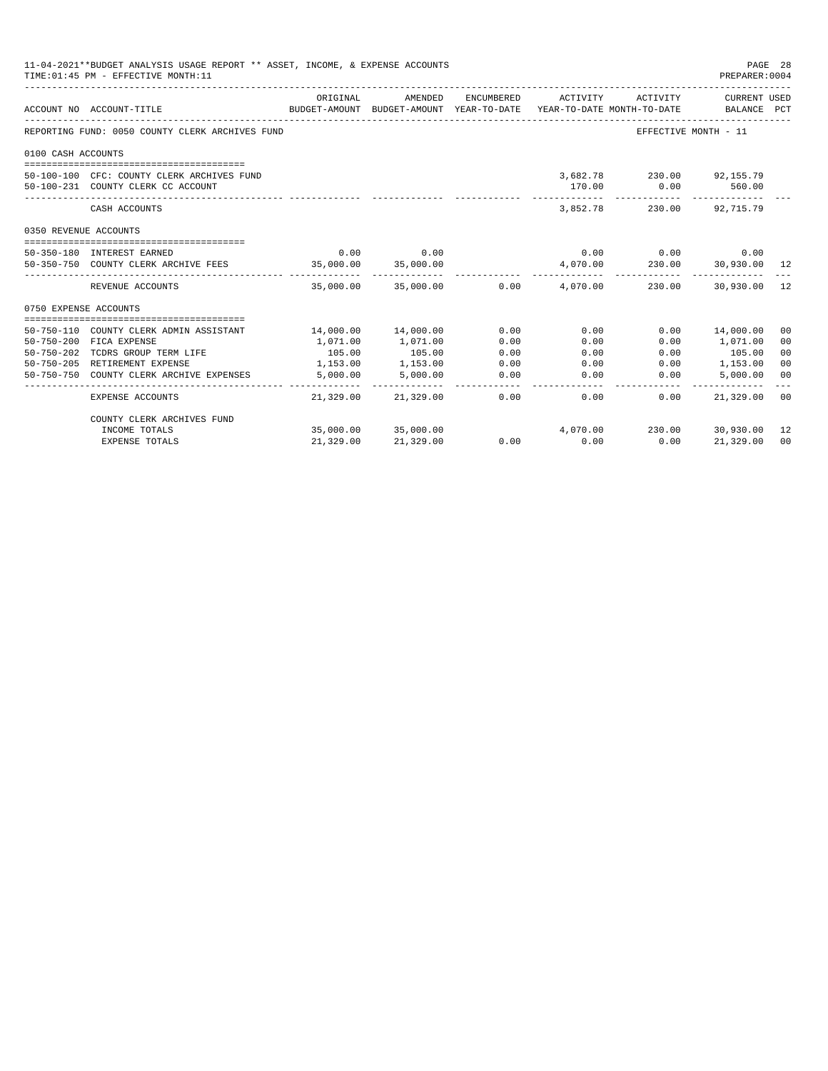11-04-2021**BUDGET ANALYSIS USAGE REPORT ** ASSET, INCOME, & EXPENSE ACCOUNTS

TIME:01:45 PM - EFFECTIVE MONTH:11

PREPARER:0004

| ACCOUNT NO | ACCOUNT-TITLE | ORIGINAL BUDGET-AMOUNT | AMENDED BUDGET-AMOUNT | ENCUMBERED YEAR-TO-DATE | ACTIVITY YEAR-TO-DATE | ACTIVITY MONTH-TO-DATE | CURRENT USED BALANCE | PCT |
|---|---|---|---|---|---|---|---|---|
| REPORTING FUND: 0050 COUNTY CLERK ARCHIVES FUND | | | | | | EFFECTIVE MONTH - 11 | | |
| 0100 CASH ACCOUNTS | | | | | | | | |
| 50-100-100 | CFC: COUNTY CLERK ARCHIVES FUND | | | | 3,682.78 | 230.00 | 92,155.79 | |
| 50-100-231 | COUNTY CLERK CC ACCOUNT | | | | 170.00 | 0.00 | 560.00 | |
| | CASH ACCOUNTS | | | | 3,852.78 | 230.00 | 92,715.79 | |
| 0350 REVENUE ACCOUNTS | | | | | | | | |
| 50-350-180 | INTEREST EARNED | 0.00 | 0.00 | | 0.00 | 0.00 | 0.00 | |
| 50-350-750 | COUNTY CLERK ARCHIVE FEES | 35,000.00 | 35,000.00 | | 4,070.00 | 230.00 | 30,930.00 | 12 |
| | REVENUE ACCOUNTS | 35,000.00 | 35,000.00 | 0.00 | 4,070.00 | 230.00 | 30,930.00 | 12 |
| 0750 EXPENSE ACCOUNTS | | | | | | | | |
| 50-750-110 | COUNTY CLERK ADMIN ASSISTANT | 14,000.00 | 14,000.00 | 0.00 | 0.00 | 0.00 | 14,000.00 | 00 |
| 50-750-200 | FICA EXPENSE | 1,071.00 | 1,071.00 | 0.00 | 0.00 | 0.00 | 1,071.00 | 00 |
| 50-750-202 | TCDRS GROUP TERM LIFE | 105.00 | 105.00 | 0.00 | 0.00 | 0.00 | 105.00 | 00 |
| 50-750-205 | RETIREMENT EXPENSE | 1,153.00 | 1,153.00 | 0.00 | 0.00 | 0.00 | 1,153.00 | 00 |
| 50-750-750 | COUNTY CLERK ARCHIVE EXPENSES | 5,000.00 | 5,000.00 | 0.00 | 0.00 | 0.00 | 5,000.00 | 00 |
| | EXPENSE ACCOUNTS | 21,329.00 | 21,329.00 | 0.00 | 0.00 | 0.00 | 21,329.00 | 00 |
| | COUNTY CLERK ARCHIVES FUND | | | | | | | |
| | INCOME TOTALS | 35,000.00 | 35,000.00 | | 4,070.00 | 230.00 | 30,930.00 | 12 |
| | EXPENSE TOTALS | 21,329.00 | 21,329.00 | 0.00 | 0.00 | 0.00 | 21,329.00 | 00 |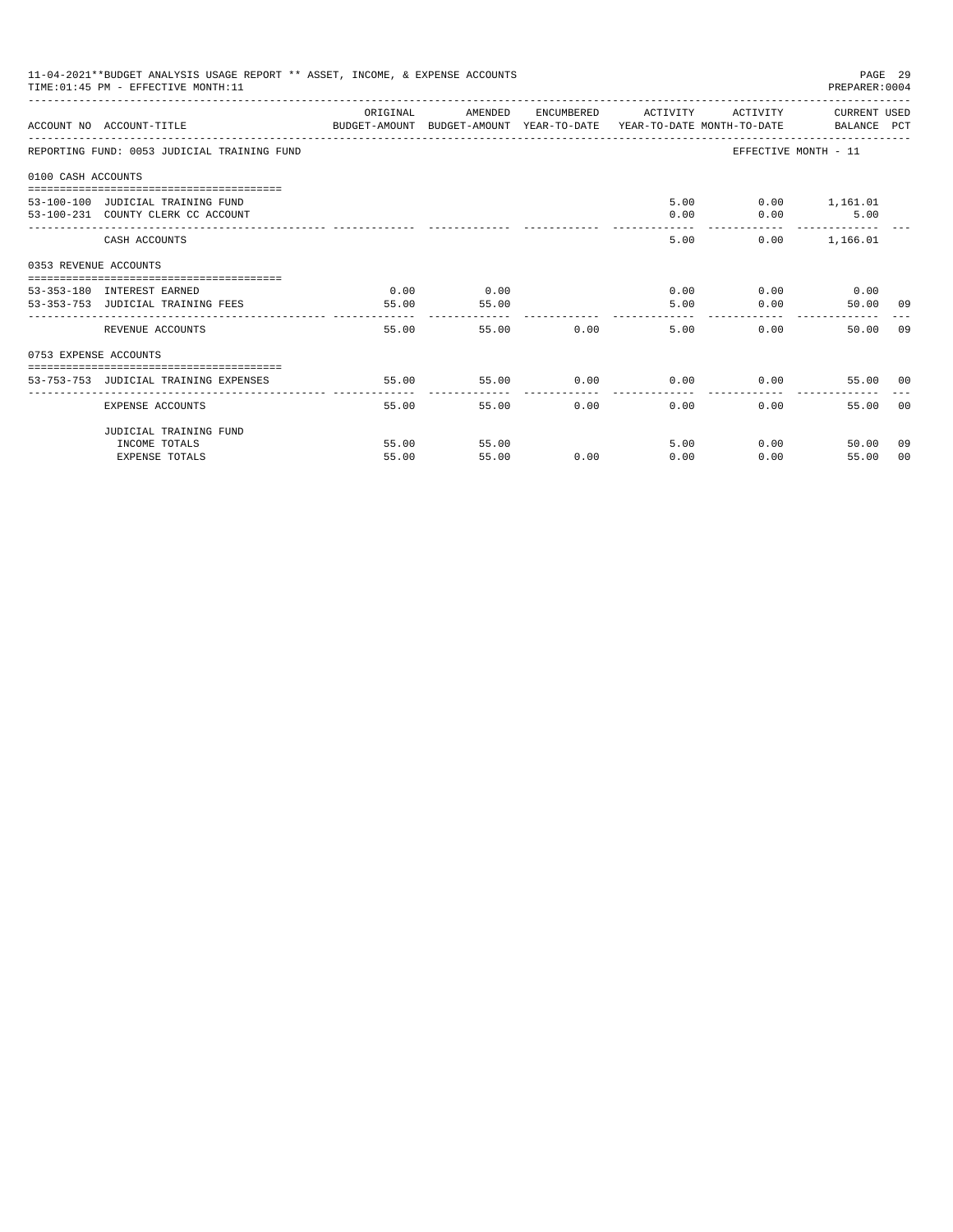11-04-2021**BUDGET ANALYSIS USAGE REPORT ** ASSET, INCOME, & EXPENSE ACCOUNTS

TIME:01:45 PM - EFFECTIVE MONTH:11

PREPARER:0004

| ACCOUNT NO | ACCOUNT-TITLE | ORIGINAL BUDGET-AMOUNT | AMENDED BUDGET-AMOUNT | ENCUMBERED YEAR-TO-DATE | ACTIVITY YEAR-TO-DATE | ACTIVITY MONTH-TO-DATE | CURRENT USED BALANCE | PCT |
|---|---|---|---|---|---|---|---|---|
| REPORTING FUND: 0053 JUDICIAL TRAINING FUND | | | | | | EFFECTIVE MONTH - 11 | | |
| 0100 CASH ACCOUNTS | | | | | | | | |
| 53-100-100 | JUDICIAL TRAINING FUND | | | | 5.00 | 0.00 | 1,161.01 | |
| 53-100-231 | COUNTY CLERK CC ACCOUNT | | | | 0.00 | 0.00 | 5.00 | |
| | CASH ACCOUNTS | | | | 5.00 | 0.00 | 1,166.01 | |
| 0353 REVENUE ACCOUNTS | | | | | | | | |
| 53-353-180 | INTEREST EARNED | 0.00 | 0.00 | | 0.00 | 0.00 | 0.00 | |
| 53-353-753 | JUDICIAL TRAINING FEES | 55.00 | 55.00 | | 5.00 | 0.00 | 50.00 | 09 |
| | REVENUE ACCOUNTS | 55.00 | 55.00 | 0.00 | 5.00 | 0.00 | 50.00 | 09 |
| 0753 EXPENSE ACCOUNTS | | | | | | | | |
| 53-753-753 | JUDICIAL TRAINING EXPENSES | 55.00 | 55.00 | 0.00 | 0.00 | 0.00 | 55.00 | 00 |
| | EXPENSE ACCOUNTS | 55.00 | 55.00 | 0.00 | 0.00 | 0.00 | 55.00 | 00 |
| | JUDICIAL TRAINING FUND | | | | | | | |
| | INCOME TOTALS | 55.00 | 55.00 | | 5.00 | 0.00 | 50.00 | 09 |
| | EXPENSE TOTALS | 55.00 | 55.00 | 0.00 | 0.00 | 0.00 | 55.00 | 00 |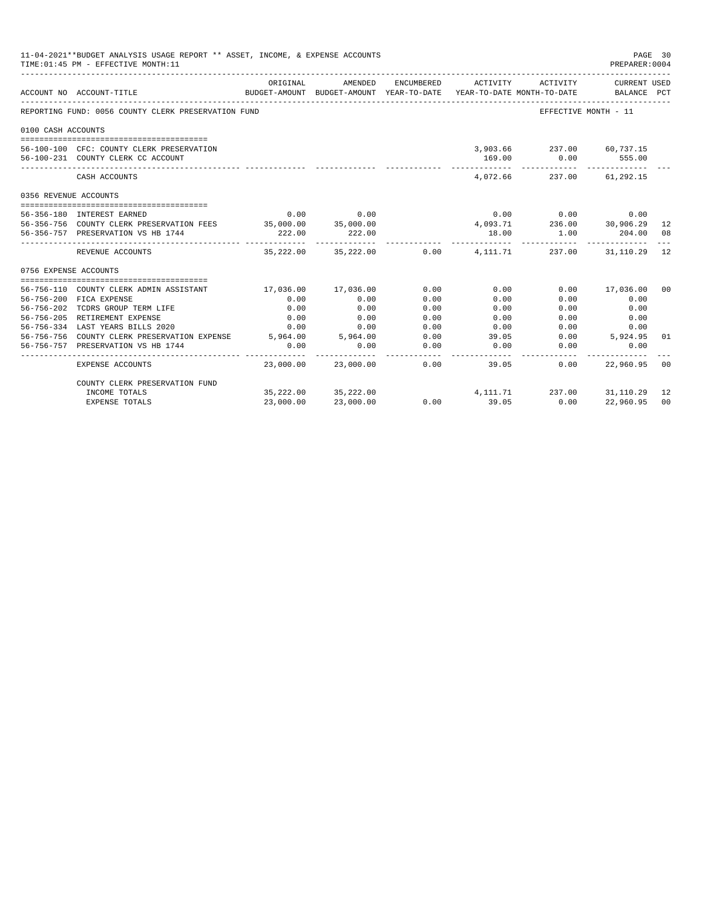11-04-2021**BUDGET ANALYSIS USAGE REPORT ** ASSET, INCOME, & EXPENSE ACCOUNTS
TIME:01:45 PM - EFFECTIVE MONTH:11
PREPARER:0004

| ACCOUNT NO | ACCOUNT-TITLE | ORIGINAL BUDGET-AMOUNT | AMENDED BUDGET-AMOUNT | ENCUMBERED YEAR-TO-DATE | ACTIVITY YEAR-TO-DATE | ACTIVITY MONTH-TO-DATE | CURRENT USED BALANCE | PCT |
|---|---|---|---|---|---|---|---|---|
| REPORTING FUND: 0056 COUNTY CLERK PRESERVATION FUND | | | | | | EFFECTIVE MONTH - 11 | | |
| 0100 CASH ACCOUNTS | | | | | | | | |
| 56-100-100 | CFC: COUNTY CLERK PRESERVATION | | | | 3,903.66 | 237.00 | 60,737.15 | |
| 56-100-231 | COUNTY CLERK CC ACCOUNT | | | | 169.00 | 0.00 | 555.00 | |
| | CASH ACCOUNTS | | | | 4,072.66 | 237.00 | 61,292.15 | |
| 0356 REVENUE ACCOUNTS | | | | | | | | |
| 56-356-180 | INTEREST EARNED | 0.00 | 0.00 | | 0.00 | 0.00 | 0.00 | |
| 56-356-756 | COUNTY CLERK PRESERVATION FEES | 35,000.00 | 35,000.00 | | 4,093.71 | 236.00 | 30,906.29 | 12 |
| 56-356-757 | PRESERVATION VS HB 1744 | 222.00 | 222.00 | | 18.00 | 1.00 | 204.00 | 08 |
| | REVENUE ACCOUNTS | 35,222.00 | 35,222.00 | 0.00 | 4,111.71 | 237.00 | 31,110.29 | 12 |
| 0756 EXPENSE ACCOUNTS | | | | | | | | |
| 56-756-110 | COUNTY CLERK ADMIN ASSISTANT | 17,036.00 | 17,036.00 | 0.00 | 0.00 | 0.00 | 17,036.00 | 00 |
| 56-756-200 | FICA EXPENSE | 0.00 | 0.00 | 0.00 | 0.00 | 0.00 | 0.00 | |
| 56-756-202 | TCDRS GROUP TERM LIFE | 0.00 | 0.00 | 0.00 | 0.00 | 0.00 | 0.00 | |
| 56-756-205 | RETIREMENT EXPENSE | 0.00 | 0.00 | 0.00 | 0.00 | 0.00 | 0.00 | |
| 56-756-334 | LAST YEARS BILLS 2020 | 0.00 | 0.00 | 0.00 | 0.00 | 0.00 | 0.00 | |
| 56-756-756 | COUNTY CLERK PRESERVATION EXPENSE | 5,964.00 | 5,964.00 | 0.00 | 39.05 | 0.00 | 5,924.95 | 01 |
| 56-756-757 | PRESERVATION VS HB 1744 | 0.00 | 0.00 | 0.00 | 0.00 | 0.00 | 0.00 | |
| | EXPENSE ACCOUNTS | 23,000.00 | 23,000.00 | 0.00 | 39.05 | 0.00 | 22,960.95 | 00 |
| | COUNTY CLERK PRESERVATION FUND | | | | | | | |
| | INCOME TOTALS | 35,222.00 | 35,222.00 | | 4,111.71 | 237.00 | 31,110.29 | 12 |
| | EXPENSE TOTALS | 23,000.00 | 23,000.00 | 0.00 | 39.05 | 0.00 | 22,960.95 | 00 |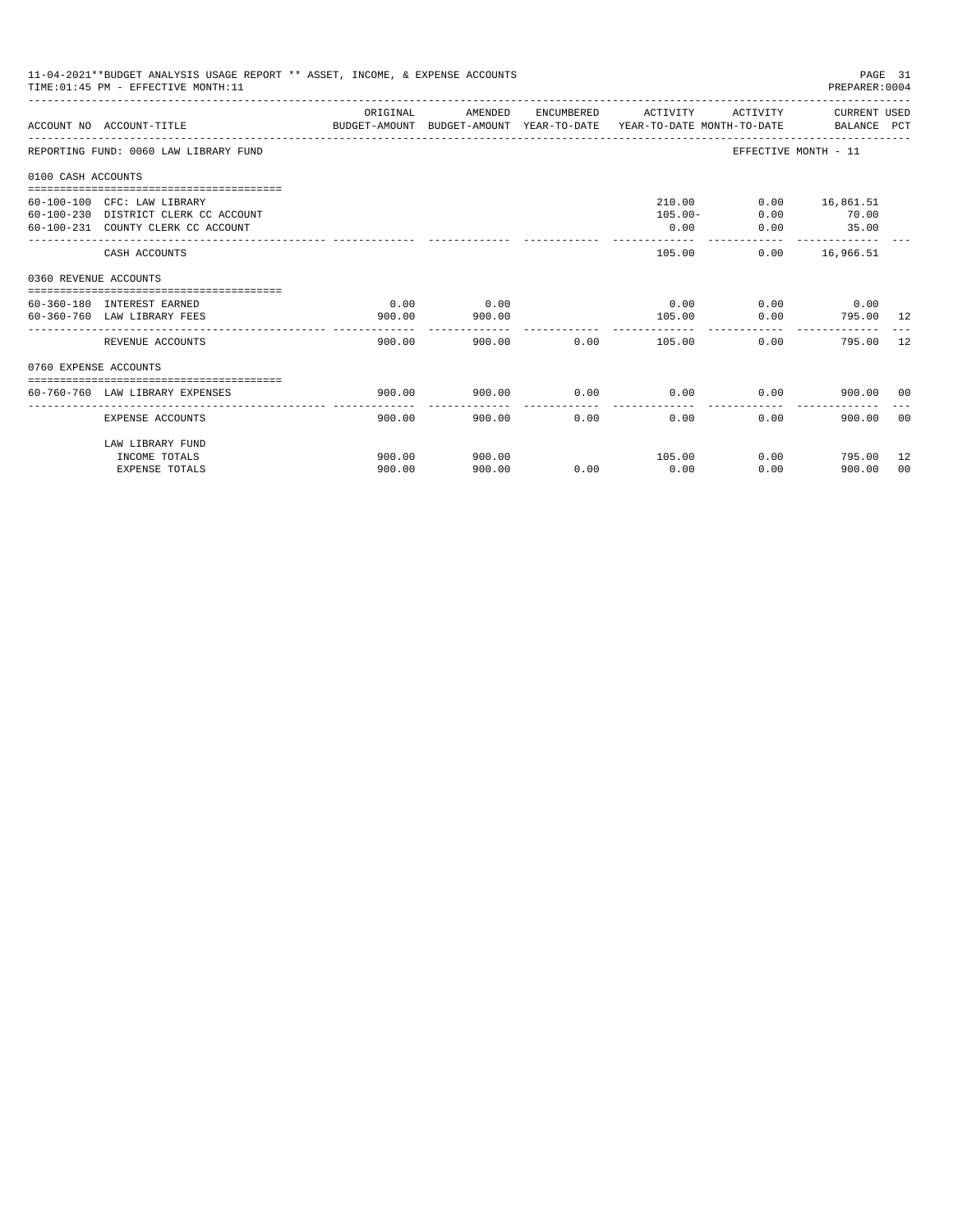11-04-2021**BUDGET ANALYSIS USAGE REPORT ** ASSET, INCOME, & EXPENSE ACCOUNTS
TIME:01:45 PM - EFFECTIVE MONTH:11

PREPARER:0004

| ACCOUNT NO | ACCOUNT-TITLE | ORIGINAL BUDGET-AMOUNT | AMENDED BUDGET-AMOUNT | ENCUMBERED YEAR-TO-DATE | ACTIVITY YEAR-TO-DATE | ACTIVITY MONTH-TO-DATE | CURRENT USED BALANCE | PCT |
|---|---|---|---|---|---|---|---|---|
| REPORTING FUND: 0060 LAW LIBRARY FUND | | | | | | EFFECTIVE MONTH - 11 | | |
| 0100 CASH ACCOUNTS | | | | | | | | |
| 60-100-100 | CFC: LAW LIBRARY | | | | 210.00 | 0.00 | 16,861.51 | |
| 60-100-230 | DISTRICT CLERK CC ACCOUNT | | | | 105.00- | 0.00 | 70.00 | |
| 60-100-231 | COUNTY CLERK CC ACCOUNT | | | | 0.00 | 0.00 | 35.00 | |
| | CASH ACCOUNTS | | | | 105.00 | 0.00 | 16,966.51 | |
| 0360 REVENUE ACCOUNTS | | | | | | | | |
| 60-360-180 | INTEREST EARNED | 0.00 | 0.00 | | 0.00 | 0.00 | 0.00 | |
| 60-360-760 | LAW LIBRARY FEES | 900.00 | 900.00 | | 105.00 | 0.00 | 795.00 | 12 |
| | REVENUE ACCOUNTS | 900.00 | 900.00 | 0.00 | 105.00 | 0.00 | 795.00 | 12 |
| 0760 EXPENSE ACCOUNTS | | | | | | | | |
| 60-760-760 | LAW LIBRARY EXPENSES | 900.00 | 900.00 | 0.00 | 0.00 | 0.00 | 900.00 | 00 |
| | EXPENSE ACCOUNTS | 900.00 | 900.00 | 0.00 | 0.00 | 0.00 | 900.00 | 00 |
| | LAW LIBRARY FUND | | | | | | | |
| | INCOME TOTALS | 900.00 | 900.00 | | 105.00 | 0.00 | 795.00 | 12 |
| | EXPENSE TOTALS | 900.00 | 900.00 | 0.00 | 0.00 | 0.00 | 900.00 | 00 |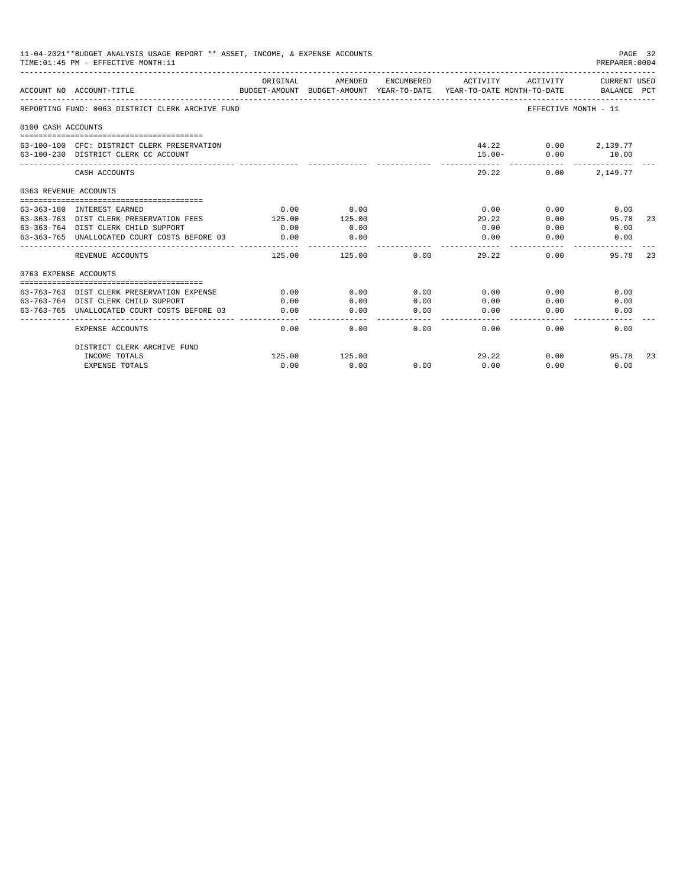11-04-2021**BUDGET ANALYSIS USAGE REPORT ** ASSET, INCOME, & EXPENSE ACCOUNTS
TIME:01:45 PM - EFFECTIVE MONTH:11
PREPARER:0004

REPORTING FUND: 0063 DISTRICT CLERK ARCHIVE FUND — EFFECTIVE MONTH - 11

| ACCOUNT NO | ACCOUNT-TITLE | ORIGINAL BUDGET-AMOUNT | AMENDED BUDGET-AMOUNT | ENCUMBERED YEAR-TO-DATE | ACTIVITY YEAR-TO-DATE | ACTIVITY MONTH-TO-DATE | CURRENT USED BALANCE | PCT |
|---|---|---|---|---|---|---|---|---|
| **0100 CASH ACCOUNTS** | | | | | | | | |
| 63-100-100 | CFC: DISTRICT CLERK PRESERVATION | | | | 44.22 | 0.00 | 2,139.77 | |
| 63-100-230 | DISTRICT CLERK CC ACCOUNT | | | | 15.00- | 0.00 | 10.00 | |
| | CASH ACCOUNTS | | | | 29.22 | 0.00 | 2,149.77 | |
| **0363 REVENUE ACCOUNTS** | | | | | | | | |
| 63-363-180 | INTEREST EARNED | 0.00 | 0.00 | | 0.00 | 0.00 | 0.00 | |
| 63-363-763 | DIST CLERK PRESERVATION FEES | 125.00 | 125.00 | | 29.22 | 0.00 | 95.78 | 23 |
| 63-363-764 | DIST CLERK CHILD SUPPORT | 0.00 | 0.00 | | 0.00 | 0.00 | 0.00 | |
| 63-363-765 | UNALLOCATED COURT COSTS BEFORE 03 | 0.00 | 0.00 | | 0.00 | 0.00 | 0.00 | |
| | REVENUE ACCOUNTS | 125.00 | 125.00 | 0.00 | 29.22 | 0.00 | 95.78 | 23 |
| **0763 EXPENSE ACCOUNTS** | | | | | | | | |
| 63-763-763 | DIST CLERK PRESERVATION EXPENSE | 0.00 | 0.00 | 0.00 | 0.00 | 0.00 | 0.00 | |
| 63-763-764 | DIST CLERK CHILD SUPPORT | 0.00 | 0.00 | 0.00 | 0.00 | 0.00 | 0.00 | |
| 63-763-765 | UNALLOCATED COURT COSTS BEFORE 03 | 0.00 | 0.00 | 0.00 | 0.00 | 0.00 | 0.00 | |
| | EXPENSE ACCOUNTS | 0.00 | 0.00 | 0.00 | 0.00 | 0.00 | 0.00 | |
| | DISTRICT CLERK ARCHIVE FUND | | | | | | | |
| | INCOME TOTALS | 125.00 | 125.00 | | 29.22 | 0.00 | 95.78 | 23 |
| | EXPENSE TOTALS | 0.00 | 0.00 | 0.00 | 0.00 | 0.00 | 0.00 | |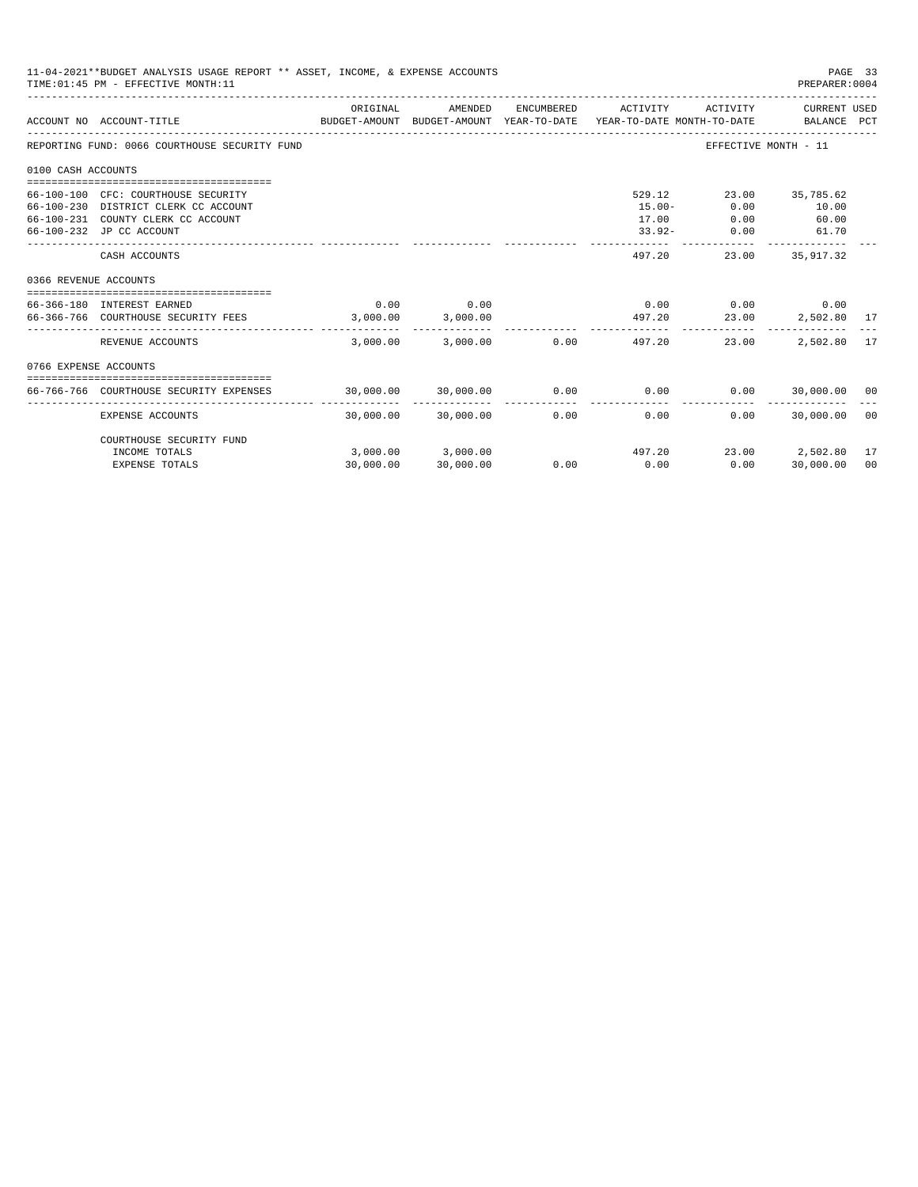11-04-2021**BUDGET ANALYSIS USAGE REPORT ** ASSET, INCOME, & EXPENSE ACCOUNTS

TIME:01:45 PM - EFFECTIVE MONTH:11

PREPARER:0004

| ACCOUNT NO | ACCOUNT-TITLE | ORIGINAL BUDGET-AMOUNT | AMENDED BUDGET-AMOUNT | ENCUMBERED YEAR-TO-DATE | ACTIVITY YEAR-TO-DATE | ACTIVITY MONTH-TO-DATE | CURRENT USED BALANCE | PCT |
|---|---|---|---|---|---|---|---|---|
| REPORTING FUND: 0066 COURTHOUSE SECURITY FUND | | | | | | EFFECTIVE MONTH - 11 | | |
| 0100 CASH ACCOUNTS | | | | | | | | |
| 66-100-100 | CFC: COURTHOUSE SECURITY | | | | 529.12 | 23.00 | 35,785.62 | |
| 66-100-230 | DISTRICT CLERK CC ACCOUNT | | | | 15.00- | 0.00 | 10.00 | |
| 66-100-231 | COUNTY CLERK CC ACCOUNT | | | | 17.00 | 0.00 | 60.00 | |
| 66-100-232 | JP CC ACCOUNT | | | | 33.92- | 0.00 | 61.70 | |
| | CASH ACCOUNTS | | | | 497.20 | 23.00 | 35,917.32 | |
| 0366 REVENUE ACCOUNTS | | | | | | | | |
| 66-366-180 | INTEREST EARNED | 0.00 | 0.00 | | 0.00 | 0.00 | 0.00 | |
| 66-366-766 | COURTHOUSE SECURITY FEES | 3,000.00 | 3,000.00 | | 497.20 | 23.00 | 2,502.80 | 17 |
| | REVENUE ACCOUNTS | 3,000.00 | 3,000.00 | 0.00 | 497.20 | 23.00 | 2,502.80 | 17 |
| 0766 EXPENSE ACCOUNTS | | | | | | | | |
| 66-766-766 | COURTHOUSE SECURITY EXPENSES | 30,000.00 | 30,000.00 | 0.00 | 0.00 | 0.00 | 30,000.00 | 00 |
| | EXPENSE ACCOUNTS | 30,000.00 | 30,000.00 | 0.00 | 0.00 | 0.00 | 30,000.00 | 00 |
| | COURTHOUSE SECURITY FUND | | | | | | | |
| | INCOME TOTALS | 3,000.00 | 3,000.00 | | 497.20 | 23.00 | 2,502.80 | 17 |
| | EXPENSE TOTALS | 30,000.00 | 30,000.00 | 0.00 | 0.00 | 0.00 | 30,000.00 | 00 |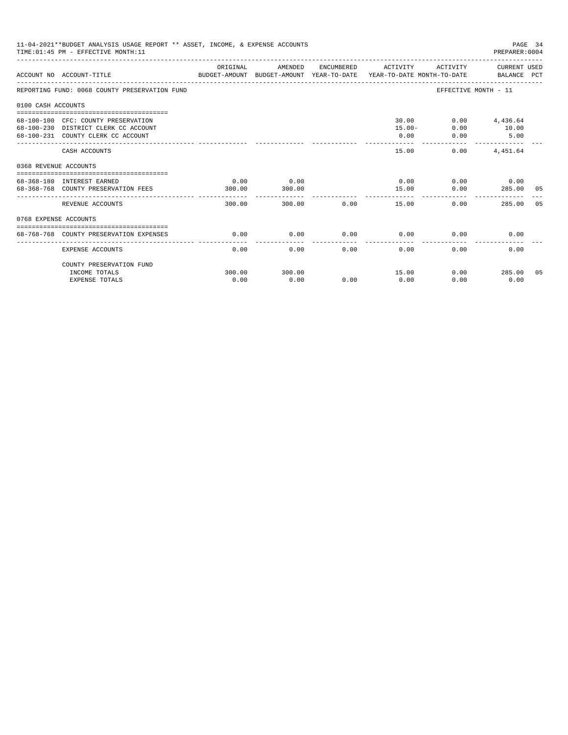11-04-2021**BUDGET ANALYSIS USAGE REPORT ** ASSET, INCOME, & EXPENSE ACCOUNTS
TIME:01:45 PM - EFFECTIVE MONTH:11
PREPARER:0004

| ACCOUNT NO | ACCOUNT-TITLE | ORIGINAL BUDGET-AMOUNT | AMENDED BUDGET-AMOUNT | ENCUMBERED YEAR-TO-DATE | ACTIVITY YEAR-TO-DATE | ACTIVITY MONTH-TO-DATE | CURRENT USED BALANCE | PCT |
|---|---|---|---|---|---|---|---|---|
| REPORTING FUND: 0068 COUNTY PRESERVATION FUND | | | | | | EFFECTIVE MONTH - 11 | | |
| 0100 CASH ACCOUNTS | | | | | | | | |
| 68-100-100 | CFC: COUNTY PRESERVATION | | | | 30.00 | 0.00 | 4,436.64 | |
| 68-100-230 | DISTRICT CLERK CC ACCOUNT | | | | 15.00- | 0.00 | 10.00 | |
| 68-100-231 | COUNTY CLERK CC ACCOUNT | | | | 0.00 | 0.00 | 5.00 | |
| | CASH ACCOUNTS | | | | 15.00 | 0.00 | 4,451.64 | |
| 0368 REVENUE ACCOUNTS | | | | | | | | |
| 68-368-180 | INTEREST EARNED | 0.00 | 0.00 | | 0.00 | 0.00 | 0.00 | |
| 68-368-768 | COUNTY PRESERVATION FEES | 300.00 | 300.00 | | 15.00 | 0.00 | 285.00 | 05 |
| | REVENUE ACCOUNTS | 300.00 | 300.00 | 0.00 | 15.00 | 0.00 | 285.00 | 05 |
| 0768 EXPENSE ACCOUNTS | | | | | | | | |
| 68-768-768 | COUNTY PRESERVATION EXPENSES | 0.00 | 0.00 | 0.00 | 0.00 | 0.00 | 0.00 | |
| | EXPENSE ACCOUNTS | 0.00 | 0.00 | 0.00 | 0.00 | 0.00 | 0.00 | |
| | COUNTY PRESERVATION FUND | | | | | | | |
| | INCOME TOTALS | 300.00 | 300.00 | | 15.00 | 0.00 | 285.00 | 05 |
| | EXPENSE TOTALS | 0.00 | 0.00 | 0.00 | 0.00 | 0.00 | 0.00 | |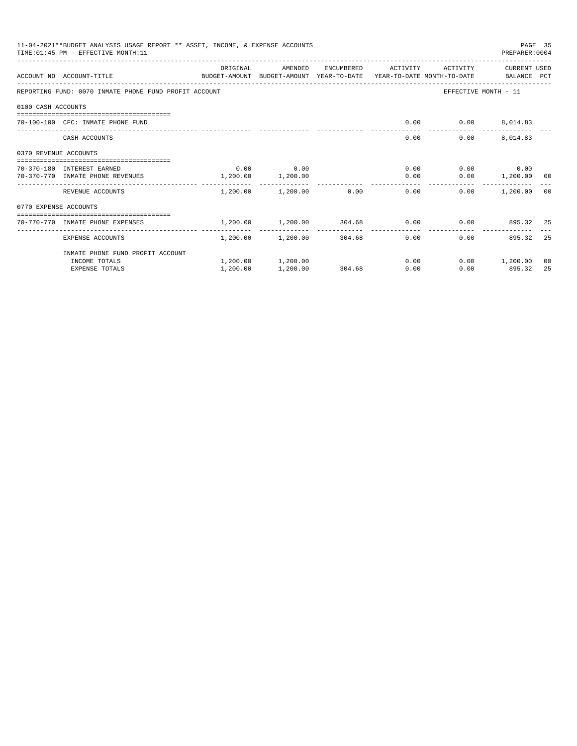11-04-2021**BUDGET ANALYSIS USAGE REPORT ** ASSET, INCOME, & EXPENSE ACCOUNTS

TIME:01:45 PM - EFFECTIVE MONTH:11

PREPARER:0004

| ACCOUNT NO | ACCOUNT-TITLE | ORIGINAL BUDGET-AMOUNT | AMENDED BUDGET-AMOUNT | ENCUMBERED YEAR-TO-DATE | ACTIVITY YEAR-TO-DATE | ACTIVITY MONTH-TO-DATE | CURRENT BALANCE | USED PCT |
|---|---|---|---|---|---|---|---|---|
| REPORTING FUND: 0070 INMATE PHONE FUND PROFIT ACCOUNT | | | | | | EFFECTIVE MONTH - 11 | | |
| 0100 CASH ACCOUNTS | | | | | | | | |
| 70-100-100 | CFC: INMATE PHONE FUND | | | | 0.00 | 0.00 | 8,014.83 | |
| | CASH ACCOUNTS | | | | 0.00 | 0.00 | 8,014.83 | |
| 0370 REVENUE ACCOUNTS | | | | | | | | |
| 70-370-180 | INTEREST EARNED | 0.00 | 0.00 | | 0.00 | 0.00 | 0.00 | |
| 70-370-770 | INMATE PHONE REVENUES | 1,200.00 | 1,200.00 | | 0.00 | 0.00 | 1,200.00 | 00 |
| | REVENUE ACCOUNTS | 1,200.00 | 1,200.00 | 0.00 | 0.00 | 0.00 | 1,200.00 | 00 |
| 0770 EXPENSE ACCOUNTS | | | | | | | | |
| 70-770-770 | INMATE PHONE EXPENSES | 1,200.00 | 1,200.00 | 304.68 | 0.00 | 0.00 | 895.32 | 25 |
| | EXPENSE ACCOUNTS | 1,200.00 | 1,200.00 | 304.68 | 0.00 | 0.00 | 895.32 | 25 |
| | INMATE PHONE FUND PROFIT ACCOUNT | | | | | | | |
| | INCOME TOTALS | 1,200.00 | 1,200.00 | | 0.00 | 0.00 | 1,200.00 | 00 |
| | EXPENSE TOTALS | 1,200.00 | 1,200.00 | 304.68 | 0.00 | 0.00 | 895.32 | 25 |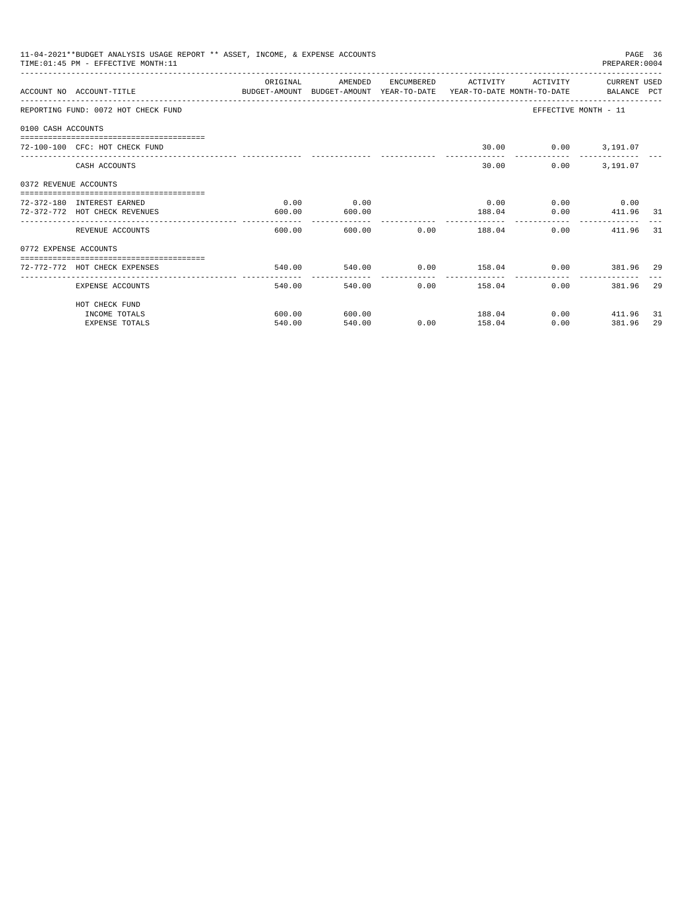11-04-2021**BUDGET ANALYSIS USAGE REPORT ** ASSET, INCOME, & EXPENSE ACCOUNTS
TIME:01:45 PM - EFFECTIVE MONTH:11

PREPARER:0004

| ACCOUNT NO | ACCOUNT-TITLE | ORIGINAL BUDGET-AMOUNT | AMENDED BUDGET-AMOUNT | ENCUMBERED YEAR-TO-DATE | ACTIVITY YEAR-TO-DATE | ACTIVITY MONTH-TO-DATE | CURRENT BALANCE | USED PCT |
|---|---|---|---|---|---|---|---|---|
| REPORTING FUND: 0072 HOT CHECK FUND | | | | | | EFFECTIVE MONTH - 11 | | |
| 0100 CASH ACCOUNTS | | | | | | | | |
| 72-100-100 | CFC: HOT CHECK FUND | | | | 30.00 | 0.00 | 3,191.07 | |
| | CASH ACCOUNTS | | | | 30.00 | 0.00 | 3,191.07 | |
| 0372 REVENUE ACCOUNTS | | | | | | | | |
| 72-372-180 | INTEREST EARNED | 0.00 | 0.00 | | 0.00 | 0.00 | 0.00 | |
| 72-372-772 | HOT CHECK REVENUES | 600.00 | 600.00 | | 188.04 | 0.00 | 411.96 | 31 |
| | REVENUE ACCOUNTS | 600.00 | 600.00 | 0.00 | 188.04 | 0.00 | 411.96 | 31 |
| 0772 EXPENSE ACCOUNTS | | | | | | | | |
| 72-772-772 | HOT CHECK EXPENSES | 540.00 | 540.00 | 0.00 | 158.04 | 0.00 | 381.96 | 29 |
| | EXPENSE ACCOUNTS | 540.00 | 540.00 | 0.00 | 158.04 | 0.00 | 381.96 | 29 |
| | HOT CHECK FUND | | | | | | | |
| | INCOME TOTALS | 600.00 | 600.00 | | 188.04 | 0.00 | 411.96 | 31 |
| | EXPENSE TOTALS | 540.00 | 540.00 | 0.00 | 158.04 | 0.00 | 381.96 | 29 |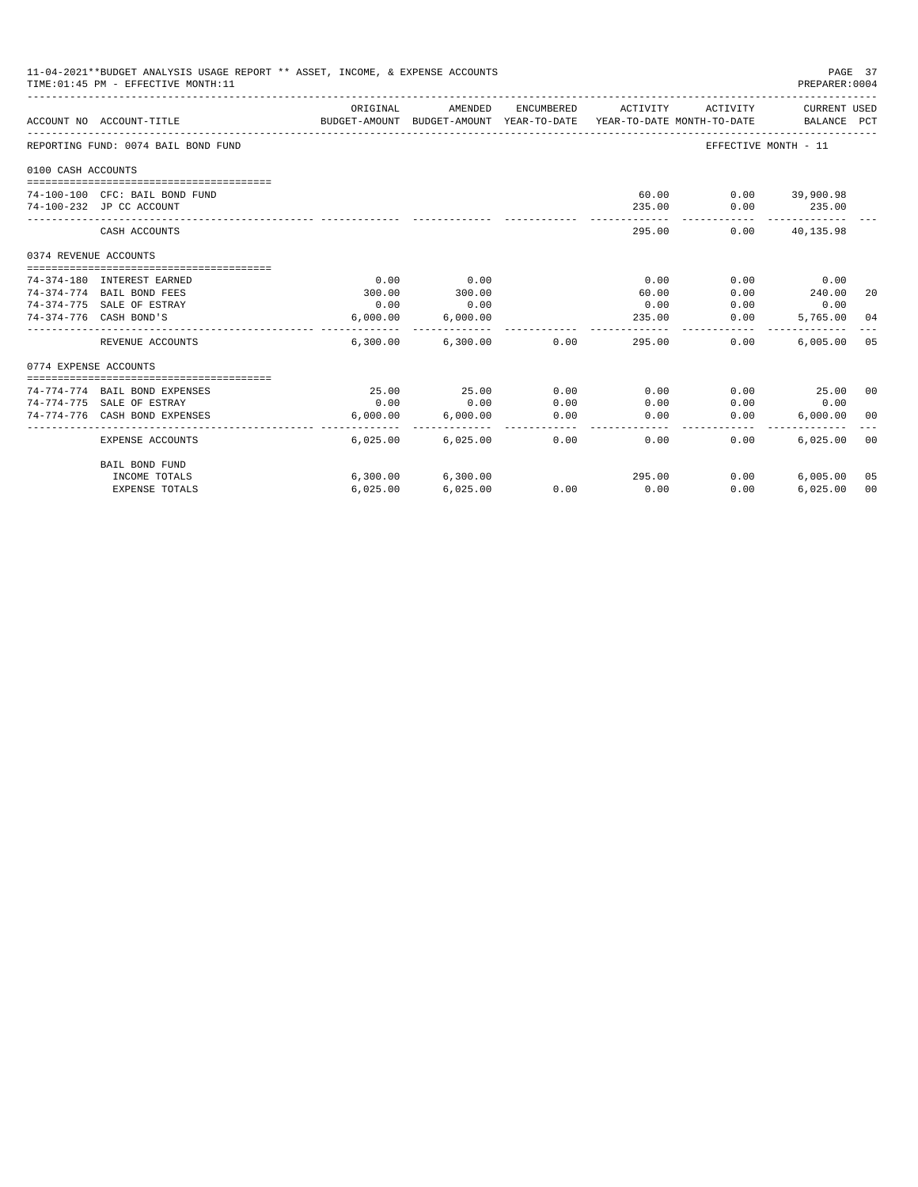11-04-2021**BUDGET ANALYSIS USAGE REPORT ** ASSET, INCOME, & EXPENSE ACCOUNTS
TIME:01:45 PM - EFFECTIVE MONTH:11
PREPARER:0004

| ACCOUNT NO | ACCOUNT-TITLE | ORIGINAL BUDGET-AMOUNT | AMENDED BUDGET-AMOUNT | ENCUMBERED YEAR-TO-DATE | ACTIVITY YEAR-TO-DATE | ACTIVITY MONTH-TO-DATE | CURRENT USED BALANCE | PCT |
|---|---|---|---|---|---|---|---|---|
| REPORTING FUND: 0074 BAIL BOND FUND | | | | | | EFFECTIVE MONTH - 11 | | |
| 0100 CASH ACCOUNTS | | | | | | | | |
| 74-100-100 | CFC: BAIL BOND FUND | | | | 60.00 | 0.00 | 39,900.98 | |
| 74-100-232 | JP CC ACCOUNT | | | | 235.00 | 0.00 | 235.00 | |
| | CASH ACCOUNTS | | | | 295.00 | 0.00 | 40,135.98 | |
| 0374 REVENUE ACCOUNTS | | | | | | | | |
| 74-374-180 | INTEREST EARNED | 0.00 | 0.00 | | 0.00 | 0.00 | 0.00 | |
| 74-374-774 | BAIL BOND FEES | 300.00 | 300.00 | | 60.00 | 0.00 | 240.00 | 20 |
| 74-374-775 | SALE OF ESTRAY | 0.00 | 0.00 | | 0.00 | 0.00 | 0.00 | |
| 74-374-776 | CASH BOND'S | 6,000.00 | 6,000.00 | | 235.00 | 0.00 | 5,765.00 | 04 |
| | REVENUE ACCOUNTS | 6,300.00 | 6,300.00 | 0.00 | 295.00 | 0.00 | 6,005.00 | 05 |
| 0774 EXPENSE ACCOUNTS | | | | | | | | |
| 74-774-774 | BAIL BOND EXPENSES | 25.00 | 25.00 | 0.00 | 0.00 | 0.00 | 25.00 | 00 |
| 74-774-775 | SALE OF ESTRAY | 0.00 | 0.00 | 0.00 | 0.00 | 0.00 | 0.00 | |
| 74-774-776 | CASH BOND EXPENSES | 6,000.00 | 6,000.00 | 0.00 | 0.00 | 0.00 | 6,000.00 | 00 |
| | EXPENSE ACCOUNTS | 6,025.00 | 6,025.00 | 0.00 | 0.00 | 0.00 | 6,025.00 | 00 |
| | BAIL BOND FUND | | | | | | | |
| | INCOME TOTALS | 6,300.00 | 6,300.00 | | 295.00 | 0.00 | 6,005.00 | 05 |
| | EXPENSE TOTALS | 6,025.00 | 6,025.00 | 0.00 | 0.00 | 0.00 | 6,025.00 | 00 |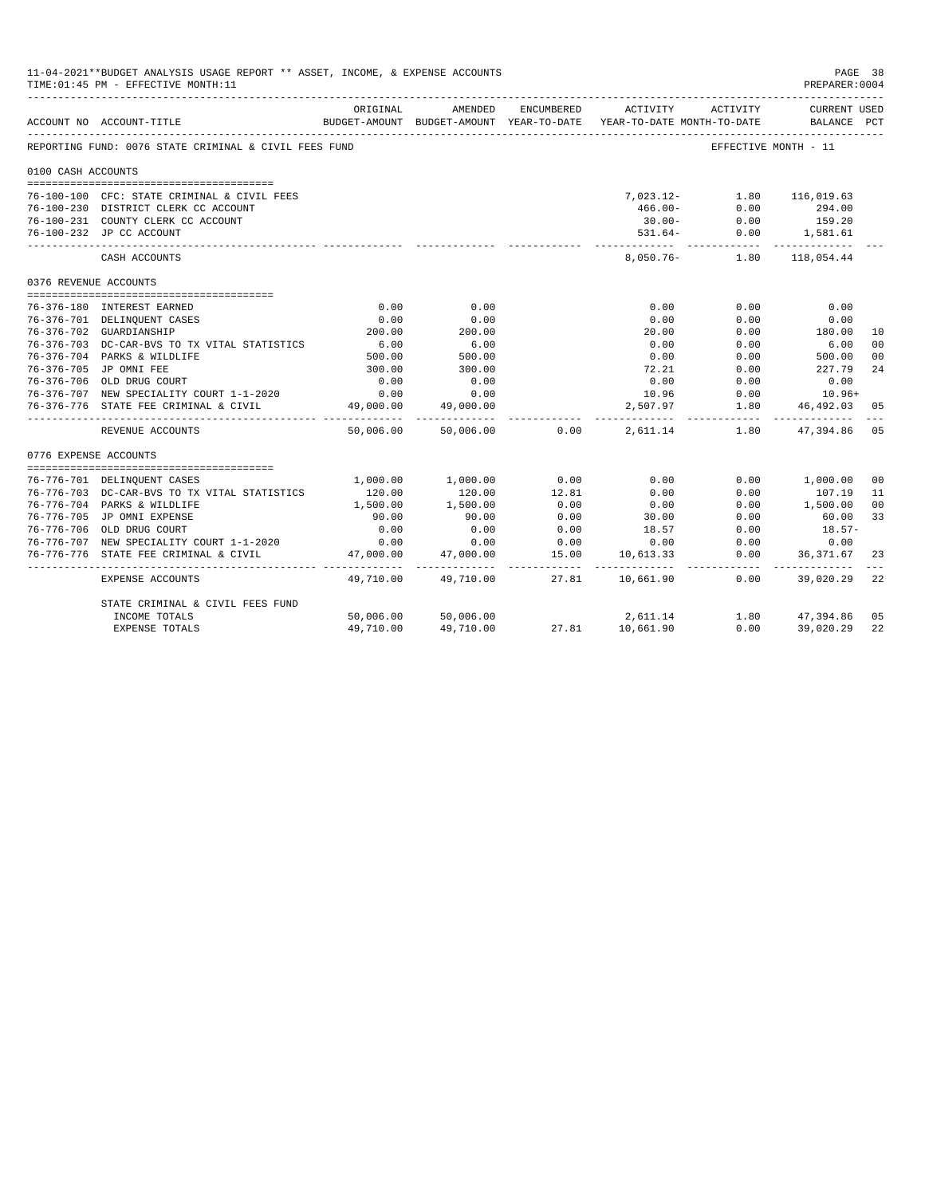11-04-2021**BUDGET ANALYSIS USAGE REPORT ** ASSET, INCOME, & EXPENSE ACCOUNTS
TIME:01:45 PM - EFFECTIVE MONTH:11
PREPARER:0004

REPORTING FUND: 0076 STATE CRIMINAL & CIVIL FEES FUND — EFFECTIVE MONTH - 11

| ACCOUNT NO | ACCOUNT-TITLE | ORIGINAL BUDGET-AMOUNT | AMENDED BUDGET-AMOUNT | ENCUMBERED YEAR-TO-DATE | ACTIVITY YEAR-TO-DATE | ACTIVITY MONTH-TO-DATE | CURRENT USED BALANCE | PCT |
|---|---|---|---|---|---|---|---|---|
| **0100 CASH ACCOUNTS** | | | | | | | | |
| 76-100-100 | CFC: STATE CRIMINAL & CIVIL FEES | | | | 7,023.12- | 1.80 | 116,019.63 | |
| 76-100-230 | DISTRICT CLERK CC ACCOUNT | | | | 466.00- | 0.00 | 294.00 | |
| 76-100-231 | COUNTY CLERK CC ACCOUNT | | | | 30.00- | 0.00 | 159.20 | |
| 76-100-232 | JP CC ACCOUNT | | | | 531.64- | 0.00 | 1,581.61 | |
| | CASH ACCOUNTS | | | | 8,050.76- | 1.80 | 118,054.44 | |
| **0376 REVENUE ACCOUNTS** | | | | | | | | |
| 76-376-180 | INTEREST EARNED | 0.00 | 0.00 | | 0.00 | 0.00 | 0.00 | |
| 76-376-701 | DELINQUENT CASES | 0.00 | 0.00 | | 0.00 | 0.00 | 0.00 | |
| 76-376-702 | GUARDIANSHIP | 200.00 | 200.00 | | 20.00 | 0.00 | 180.00 | 10 |
| 76-376-703 | DC-CAR-BVS TO TX VITAL STATISTICS | 6.00 | 6.00 | | 0.00 | 0.00 | 6.00 | 00 |
| 76-376-704 | PARKS & WILDLIFE | 500.00 | 500.00 | | 0.00 | 0.00 | 500.00 | 00 |
| 76-376-705 | JP OMNI FEE | 300.00 | 300.00 | | 72.21 | 0.00 | 227.79 | 24 |
| 76-376-706 | OLD DRUG COURT | 0.00 | 0.00 | | 0.00 | 0.00 | 0.00 | |
| 76-376-707 | NEW SPECIALITY COURT 1-1-2020 | 0.00 | 0.00 | | 10.96 | 0.00 | 10.96+ | |
| 76-376-776 | STATE FEE CRIMINAL & CIVIL | 49,000.00 | 49,000.00 | | 2,507.97 | 1.80 | 46,492.03 | 05 |
| | REVENUE ACCOUNTS | 50,006.00 | 50,006.00 | 0.00 | 2,611.14 | 1.80 | 47,394.86 | 05 |
| **0776 EXPENSE ACCOUNTS** | | | | | | | | |
| 76-776-701 | DELINQUENT CASES | 1,000.00 | 1,000.00 | 0.00 | 0.00 | 0.00 | 1,000.00 | 00 |
| 76-776-703 | DC-CAR-BVS TO TX VITAL STATISTICS | 120.00 | 120.00 | 12.81 | 0.00 | 0.00 | 107.19 | 11 |
| 76-776-704 | PARKS & WILDLIFE | 1,500.00 | 1,500.00 | 0.00 | 0.00 | 0.00 | 1,500.00 | 00 |
| 76-776-705 | JP OMNI EXPENSE | 90.00 | 90.00 | 0.00 | 30.00 | 0.00 | 60.00 | 33 |
| 76-776-706 | OLD DRUG COURT | 0.00 | 0.00 | 0.00 | 18.57 | 0.00 | 18.57- | |
| 76-776-707 | NEW SPECIALITY COURT 1-1-2020 | 0.00 | 0.00 | 0.00 | 0.00 | 0.00 | 0.00 | |
| 76-776-776 | STATE FEE CRIMINAL & CIVIL | 47,000.00 | 47,000.00 | 15.00 | 10,613.33 | 0.00 | 36,371.67 | 23 |
| | EXPENSE ACCOUNTS | 49,710.00 | 49,710.00 | 27.81 | 10,661.90 | 0.00 | 39,020.29 | 22 |
| | STATE CRIMINAL & CIVIL FEES FUND | | | | | | | |
| | INCOME TOTALS | 50,006.00 | 50,006.00 | | 2,611.14 | 1.80 | 47,394.86 | 05 |
| | EXPENSE TOTALS | 49,710.00 | 49,710.00 | 27.81 | 10,661.90 | 0.00 | 39,020.29 | 22 |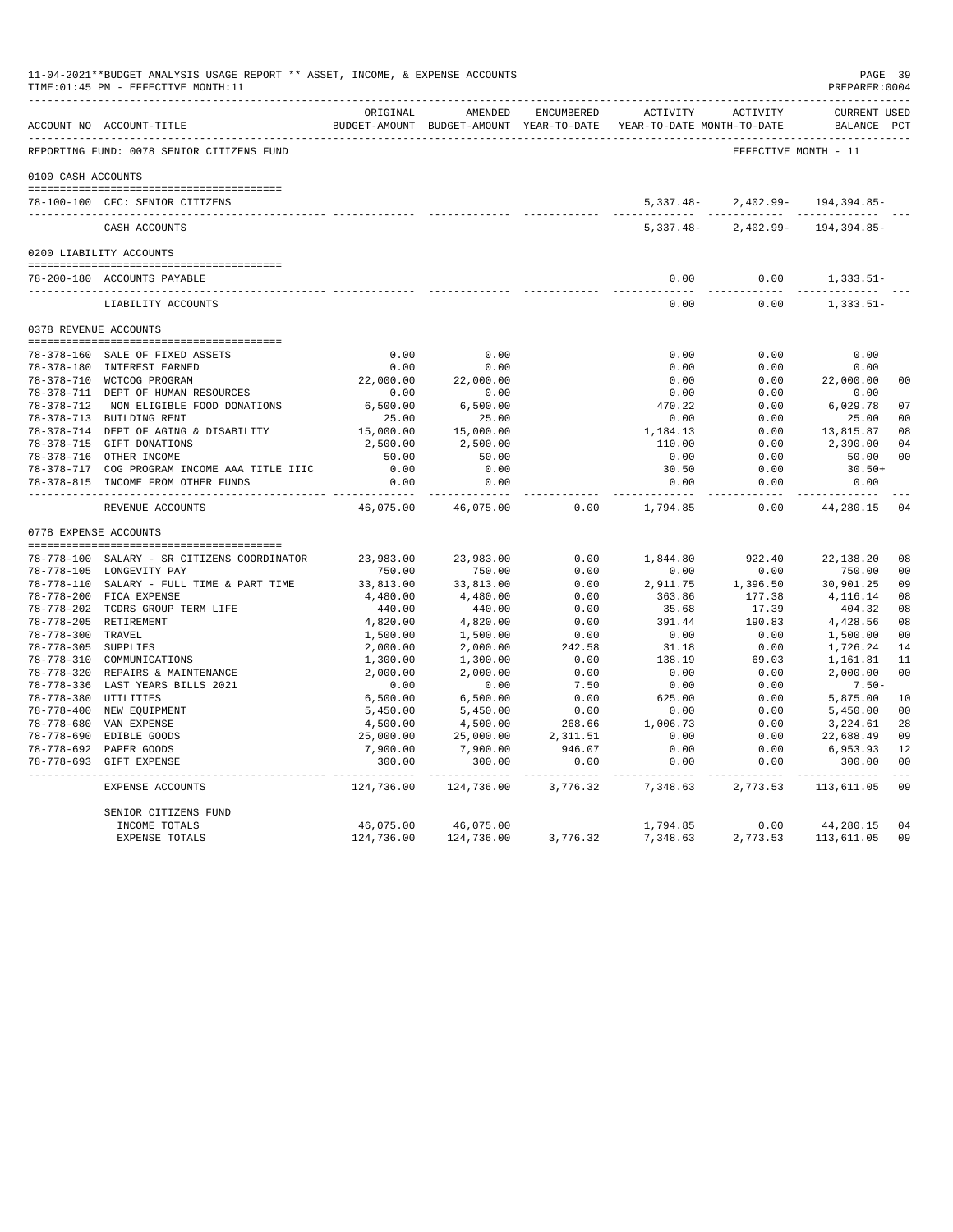11-04-2021**BUDGET ANALYSIS USAGE REPORT ** ASSET, INCOME, & EXPENSE ACCOUNTS
TIME:01:45 PM - EFFECTIVE MONTH:11
PREPARER:0004

REPORTING FUND: 0078 SENIOR CITIZENS FUND — EFFECTIVE MONTH - 11

| ACCOUNT NO | ACCOUNT-TITLE | ORIGINAL BUDGET-AMOUNT | AMENDED BUDGET-AMOUNT | ENCUMBERED YEAR-TO-DATE | ACTIVITY YEAR-TO-DATE | ACTIVITY MONTH-TO-DATE | CURRENT USED BALANCE | PCT |
|---|---|---|---|---|---|---|---|---|
| **0100 CASH ACCOUNTS** | | | | | | | | |
| 78-100-100 | CFC: SENIOR CITIZENS | | | | 5,337.48- | 2,402.99- | 194,394.85- | |
| | CASH ACCOUNTS | | | | 5,337.48- | 2,402.99- | 194,394.85- | |
| **0200 LIABILITY ACCOUNTS** | | | | | | | | |
| 78-200-180 | ACCOUNTS PAYABLE | | | | 0.00 | 0.00 | 1,333.51- | |
| | LIABILITY ACCOUNTS | | | | 0.00 | 0.00 | 1,333.51- | |
| **0378 REVENUE ACCOUNTS** | | | | | | | | |
| 78-378-160 | SALE OF FIXED ASSETS | 0.00 | 0.00 | | 0.00 | 0.00 | 0.00 | |
| 78-378-180 | INTEREST EARNED | 0.00 | 0.00 | | 0.00 | 0.00 | 0.00 | |
| 78-378-710 | WCTCOG PROGRAM | 22,000.00 | 22,000.00 | | 0.00 | 0.00 | 22,000.00 | 00 |
| 78-378-711 | DEPT OF HUMAN RESOURCES | 0.00 | 0.00 | | 0.00 | 0.00 | 0.00 | |
| 78-378-712 | NON ELIGIBLE FOOD DONATIONS | 6,500.00 | 6,500.00 | | 470.22 | 0.00 | 6,029.78 | 07 |
| 78-378-713 | BUILDING RENT | 25.00 | 25.00 | | 0.00 | 0.00 | 25.00 | 00 |
| 78-378-714 | DEPT OF AGING & DISABILITY | 15,000.00 | 15,000.00 | | 1,184.13 | 0.00 | 13,815.87 | 08 |
| 78-378-715 | GIFT DONATIONS | 2,500.00 | 2,500.00 | | 110.00 | 0.00 | 2,390.00 | 04 |
| 78-378-716 | OTHER INCOME | 50.00 | 50.00 | | 0.00 | 0.00 | 50.00 | 00 |
| 78-378-717 | COG PROGRAM INCOME AAA TITLE IIIC | 0.00 | 0.00 | | 30.50 | 0.00 | 30.50+ | |
| 78-378-815 | INCOME FROM OTHER FUNDS | 0.00 | 0.00 | | 0.00 | 0.00 | 0.00 | |
| | REVENUE ACCOUNTS | 46,075.00 | 46,075.00 | 0.00 | 1,794.85 | 0.00 | 44,280.15 | 04 |
| **0778 EXPENSE ACCOUNTS** | | | | | | | | |
| 78-778-100 | SALARY - SR CITIZENS COORDINATOR | 23,983.00 | 23,983.00 | 0.00 | 1,844.80 | 922.40 | 22,138.20 | 08 |
| 78-778-105 | LONGEVITY PAY | 750.00 | 750.00 | 0.00 | 0.00 | 0.00 | 750.00 | 00 |
| 78-778-110 | SALARY - FULL TIME & PART TIME | 33,813.00 | 33,813.00 | 0.00 | 2,911.75 | 1,396.50 | 30,901.25 | 09 |
| 78-778-200 | FICA EXPENSE | 4,480.00 | 4,480.00 | 0.00 | 363.86 | 177.38 | 4,116.14 | 08 |
| 78-778-202 | TCDRS GROUP TERM LIFE | 440.00 | 440.00 | 0.00 | 35.68 | 17.39 | 404.32 | 08 |
| 78-778-205 | RETIREMENT | 4,820.00 | 4,820.00 | 0.00 | 391.44 | 190.83 | 4,428.56 | 08 |
| 78-778-300 | TRAVEL | 1,500.00 | 1,500.00 | 0.00 | 0.00 | 0.00 | 1,500.00 | 00 |
| 78-778-305 | SUPPLIES | 2,000.00 | 2,000.00 | 242.58 | 31.18 | 0.00 | 1,726.24 | 14 |
| 78-778-310 | COMMUNICATIONS | 1,300.00 | 1,300.00 | 0.00 | 138.19 | 69.03 | 1,161.81 | 11 |
| 78-778-320 | REPAIRS & MAINTENANCE | 2,000.00 | 2,000.00 | 0.00 | 0.00 | 0.00 | 2,000.00 | 00 |
| 78-778-336 | LAST YEARS BILLS 2021 | 0.00 | 0.00 | 7.50 | 0.00 | 0.00 | 7.50- | |
| 78-778-380 | UTILITIES | 6,500.00 | 6,500.00 | 0.00 | 625.00 | 0.00 | 5,875.00 | 10 |
| 78-778-400 | NEW EQUIPMENT | 5,450.00 | 5,450.00 | 0.00 | 0.00 | 0.00 | 5,450.00 | 00 |
| 78-778-680 | VAN EXPENSE | 4,500.00 | 4,500.00 | 268.66 | 1,006.73 | 0.00 | 3,224.61 | 28 |
| 78-778-690 | EDIBLE GOODS | 25,000.00 | 25,000.00 | 2,311.51 | 0.00 | 0.00 | 22,688.49 | 09 |
| 78-778-692 | PAPER GOODS | 7,900.00 | 7,900.00 | 946.07 | 0.00 | 0.00 | 6,953.93 | 12 |
| 78-778-693 | GIFT EXPENSE | 300.00 | 300.00 | 0.00 | 0.00 | 0.00 | 300.00 | 00 |
| | EXPENSE ACCOUNTS | 124,736.00 | 124,736.00 | 3,776.32 | 7,348.63 | 2,773.53 | 113,611.05 | 09 |
| | SENIOR CITIZENS FUND | | | | | | | |
| | INCOME TOTALS | 46,075.00 | 46,075.00 | | 1,794.85 | 0.00 | 44,280.15 | 04 |
| | EXPENSE TOTALS | 124,736.00 | 124,736.00 | 3,776.32 | 7,348.63 | 2,773.53 | 113,611.05 | 09 |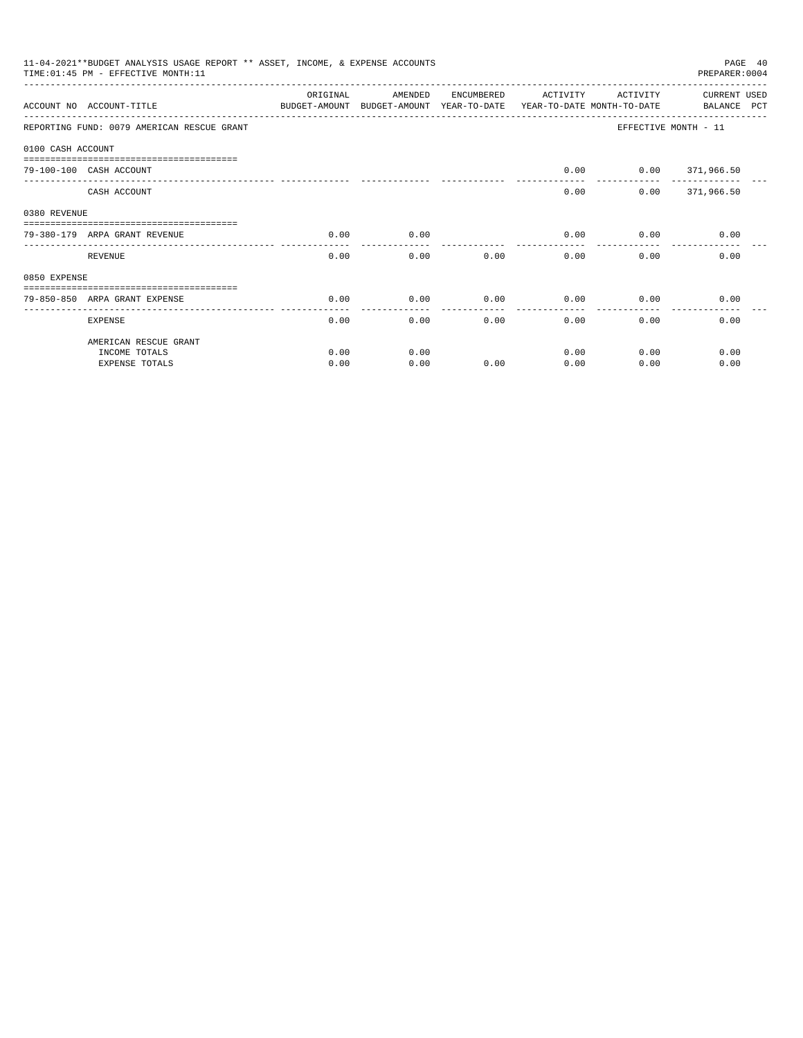11-04-2021**BUDGET ANALYSIS USAGE REPORT ** ASSET, INCOME, & EXPENSE ACCOUNTS
TIME:01:45 PM - EFFECTIVE MONTH:11

PREPARER:0004

| ACCOUNT NO | ACCOUNT-TITLE | ORIGINAL BUDGET-AMOUNT | AMENDED BUDGET-AMOUNT | ENCUMBERED YEAR-TO-DATE | ACTIVITY YEAR-TO-DATE | ACTIVITY MONTH-TO-DATE | CURRENT BALANCE | USED PCT |
|---|---|---|---|---|---|---|---|---|
| REPORTING FUND: 0079 AMERICAN RESCUE GRANT | | | | | | EFFECTIVE MONTH - 11 | | |
| 0100 CASH ACCOUNT | | | | | | | | |
| 79-100-100 | CASH ACCOUNT | | | | 0.00 | 0.00 | 371,966.50 | |
| | CASH ACCOUNT | | | | 0.00 | 0.00 | 371,966.50 | |
| 0380 REVENUE | | | | | | | | |
| 79-380-179 | ARPA GRANT REVENUE | 0.00 | 0.00 | | 0.00 | 0.00 | 0.00 | |
| | REVENUE | 0.00 | 0.00 | 0.00 | 0.00 | 0.00 | 0.00 | |
| 0850 EXPENSE | | | | | | | | |
| 79-850-850 | ARPA GRANT EXPENSE | 0.00 | 0.00 | 0.00 | 0.00 | 0.00 | 0.00 | |
| | EXPENSE | 0.00 | 0.00 | 0.00 | 0.00 | 0.00 | 0.00 | |
| | AMERICAN RESCUE GRANT | | | | | | | |
| | INCOME TOTALS | 0.00 | 0.00 | | 0.00 | 0.00 | 0.00 | |
| | EXPENSE TOTALS | 0.00 | 0.00 | 0.00 | 0.00 | 0.00 | 0.00 | |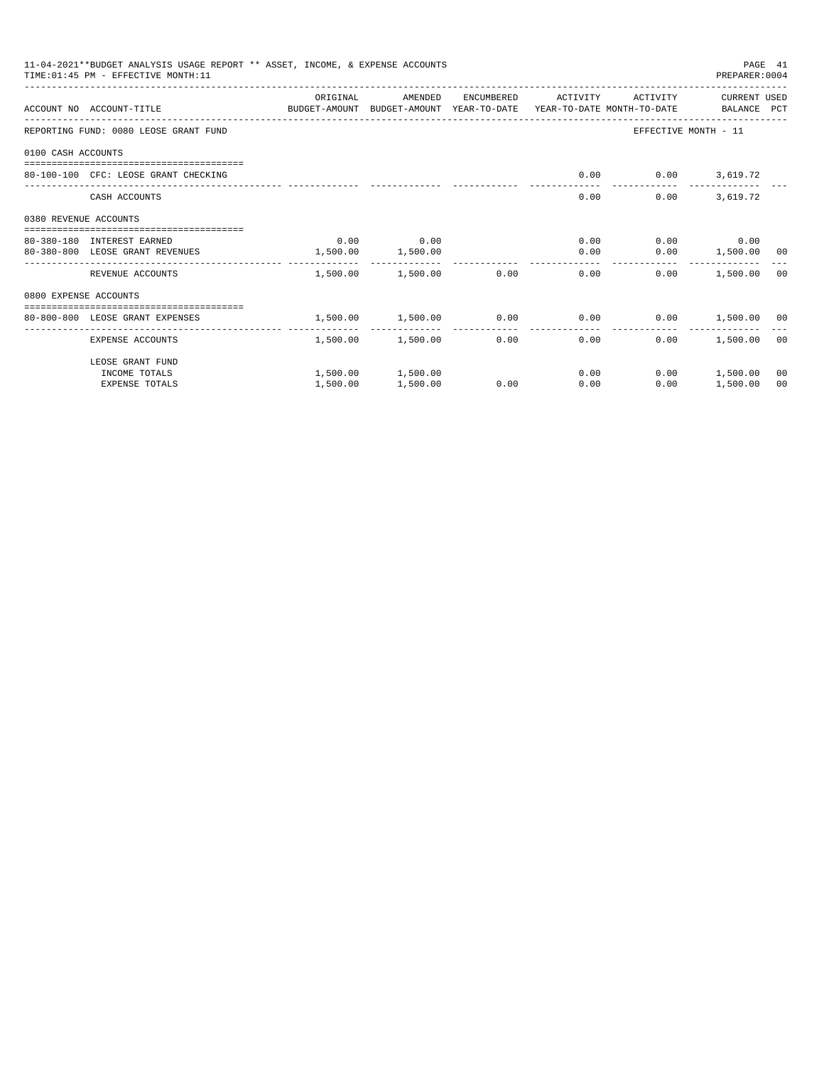11-04-2021**BUDGET ANALYSIS USAGE REPORT ** ASSET, INCOME, & EXPENSE ACCOUNTS
TIME:01:45 PM - EFFECTIVE MONTH:11

PREPARER:0004

| ACCOUNT NO | ACCOUNT-TITLE | ORIGINAL BUDGET-AMOUNT | AMENDED BUDGET-AMOUNT | ENCUMBERED YEAR-TO-DATE | ACTIVITY YEAR-TO-DATE | ACTIVITY MONTH-TO-DATE | CURRENT BALANCE | USED PCT |
|---|---|---|---|---|---|---|---|---|
| REPORTING FUND: 0080 LEOSE GRANT FUND | | | | | | EFFECTIVE MONTH - 11 | | |
| 0100 CASH ACCOUNTS | | | | | | | | |
| 80-100-100 | CFC: LEOSE GRANT CHECKING | | | | 0.00 | 0.00 | 3,619.72 | |
| | CASH ACCOUNTS | | | | 0.00 | 0.00 | 3,619.72 | |
| 0380 REVENUE ACCOUNTS | | | | | | | | |
| 80-380-180 | INTEREST EARNED | 0.00 | 0.00 | | 0.00 | 0.00 | 0.00 | |
| 80-380-800 | LEOSE GRANT REVENUES | 1,500.00 | 1,500.00 | | 0.00 | 0.00 | 1,500.00 | 00 |
| | REVENUE ACCOUNTS | 1,500.00 | 1,500.00 | 0.00 | 0.00 | 0.00 | 1,500.00 | 00 |
| 0800 EXPENSE ACCOUNTS | | | | | | | | |
| 80-800-800 | LEOSE GRANT EXPENSES | 1,500.00 | 1,500.00 | 0.00 | 0.00 | 0.00 | 1,500.00 | 00 |
| | EXPENSE ACCOUNTS | 1,500.00 | 1,500.00 | 0.00 | 0.00 | 0.00 | 1,500.00 | 00 |
| | LEOSE GRANT FUND | | | | | | | |
| | INCOME TOTALS | 1,500.00 | 1,500.00 | | 0.00 | 0.00 | 1,500.00 | 00 |
| | EXPENSE TOTALS | 1,500.00 | 1,500.00 | 0.00 | 0.00 | 0.00 | 1,500.00 | 00 |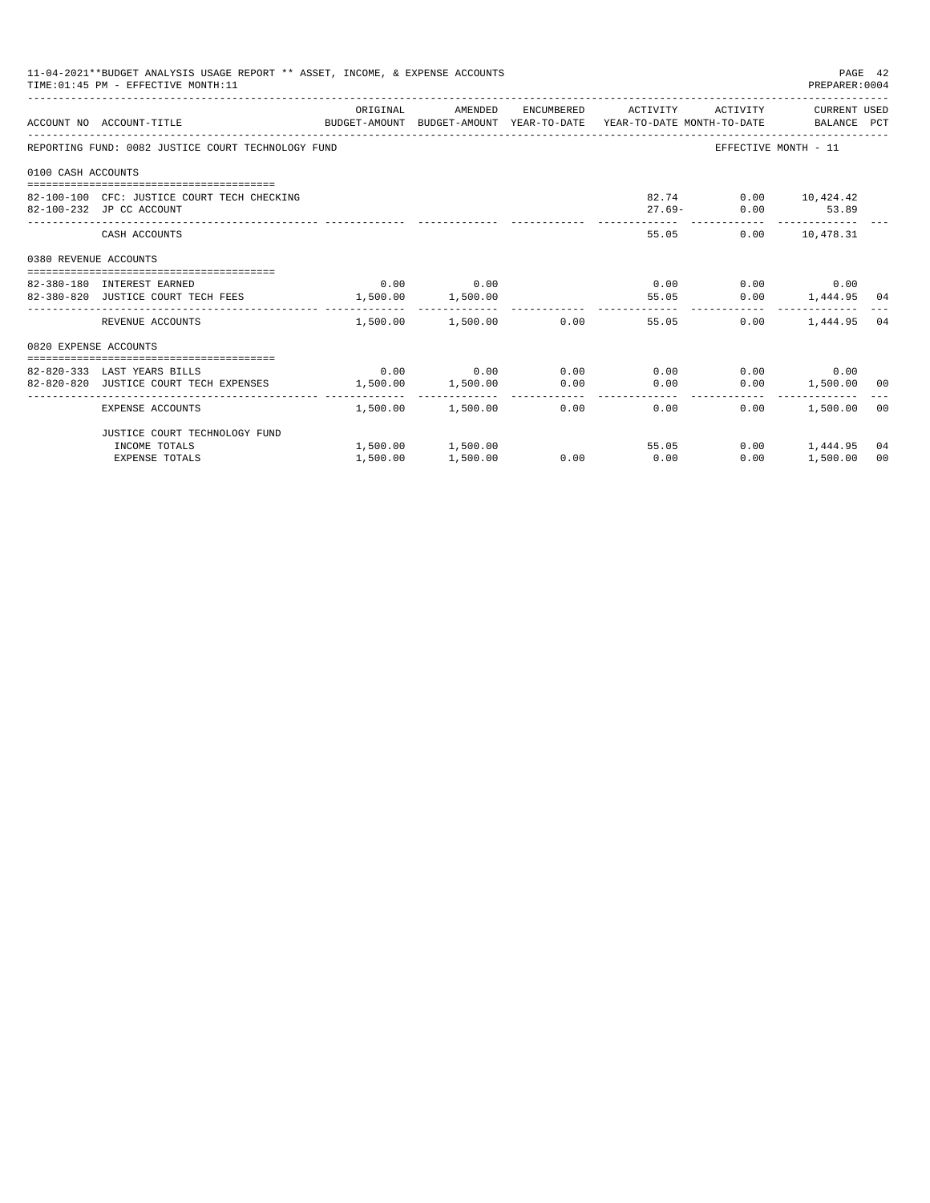11-04-2021**BUDGET ANALYSIS USAGE REPORT ** ASSET, INCOME, & EXPENSE ACCOUNTS
TIME:01:45 PM - EFFECTIVE MONTH:11

PREPARER:0004

| ACCOUNT NO | ACCOUNT-TITLE | ORIGINAL BUDGET-AMOUNT | AMENDED BUDGET-AMOUNT | ENCUMBERED YEAR-TO-DATE | ACTIVITY YEAR-TO-DATE | ACTIVITY MONTH-TO-DATE | CURRENT USED BALANCE | PCT |
|---|---|---|---|---|---|---|---|---|
| REPORTING FUND: 0082 JUSTICE COURT TECHNOLOGY FUND | | | | | | | EFFECTIVE MONTH - 11 | |
| 0100 CASH ACCOUNTS | | | | | | | | |
| 82-100-100 | CFC: JUSTICE COURT TECH CHECKING | | | | 82.74 | 0.00 | 10,424.42 | |
| 82-100-232 | JP CC ACCOUNT | | | | 27.69- | 0.00 | 53.89 | |
| | CASH ACCOUNTS | | | | 55.05 | 0.00 | 10,478.31 | |
| 0380 REVENUE ACCOUNTS | | | | | | | | |
| 82-380-180 | INTEREST EARNED | 0.00 | 0.00 | | 0.00 | 0.00 | 0.00 | |
| 82-380-820 | JUSTICE COURT TECH FEES | 1,500.00 | 1,500.00 | | 55.05 | 0.00 | 1,444.95 | 04 |
| | REVENUE ACCOUNTS | 1,500.00 | 1,500.00 | 0.00 | 55.05 | 0.00 | 1,444.95 | 04 |
| 0820 EXPENSE ACCOUNTS | | | | | | | | |
| 82-820-333 | LAST YEARS BILLS | 0.00 | 0.00 | 0.00 | 0.00 | 0.00 | 0.00 | |
| 82-820-820 | JUSTICE COURT TECH EXPENSES | 1,500.00 | 1,500.00 | 0.00 | 0.00 | 0.00 | 1,500.00 | 00 |
| | EXPENSE ACCOUNTS | 1,500.00 | 1,500.00 | 0.00 | 0.00 | 0.00 | 1,500.00 | 00 |
| | JUSTICE COURT TECHNOLOGY FUND | | | | | | | |
| | INCOME TOTALS | 1,500.00 | 1,500.00 | | 55.05 | 0.00 | 1,444.95 | 04 |
| | EXPENSE TOTALS | 1,500.00 | 1,500.00 | 0.00 | 0.00 | 0.00 | 1,500.00 | 00 |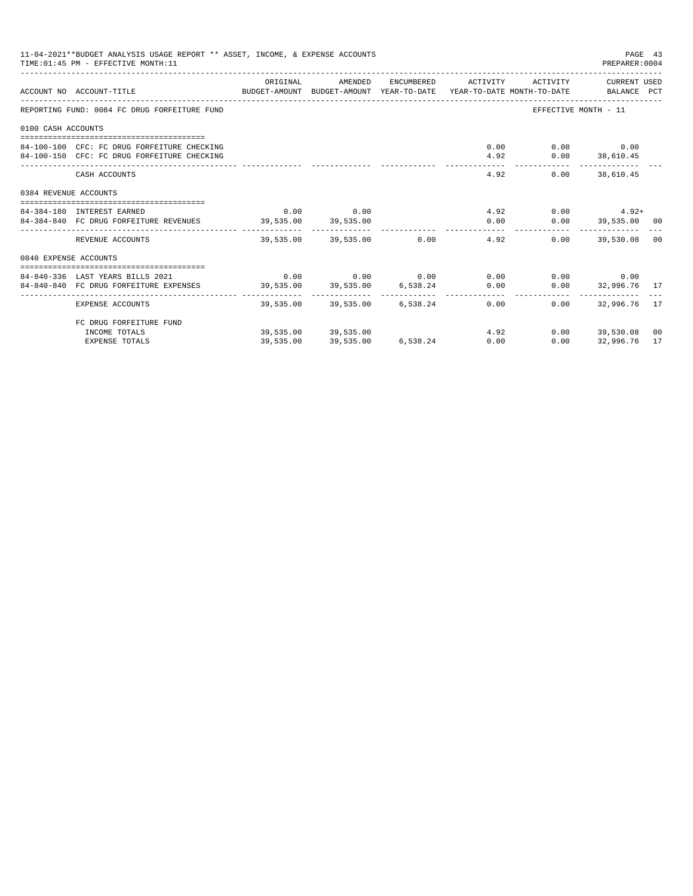11-04-2021**BUDGET ANALYSIS USAGE REPORT ** ASSET, INCOME, & EXPENSE ACCOUNTS
TIME:01:45 PM - EFFECTIVE MONTH:11

PREPARER:0004

| ACCOUNT NO | ACCOUNT-TITLE | ORIGINAL BUDGET-AMOUNT | AMENDED BUDGET-AMOUNT | ENCUMBERED YEAR-TO-DATE | ACTIVITY YEAR-TO-DATE | ACTIVITY MONTH-TO-DATE | CURRENT USED BALANCE | PCT |
|---|---|---|---|---|---|---|---|---|
| REPORTING FUND: 0084 FC DRUG FORFEITURE FUND | | | | | | | EFFECTIVE MONTH - 11 | |
| 0100 CASH ACCOUNTS | | | | | | | | |
| 84-100-100 | CFC: FC DRUG FORFEITURE CHECKING | | | | 0.00 | 0.00 | 0.00 | |
| 84-100-150 | CFC: FC DRUG FORFEITURE CHECKING | | | | 4.92 | 0.00 | 38,610.45 | |
| | CASH ACCOUNTS | | | | 4.92 | 0.00 | 38,610.45 | |
| 0384 REVENUE ACCOUNTS | | | | | | | | |
| 84-384-180 | INTEREST EARNED | 0.00 | 0.00 | | 4.92 | 0.00 | 4.92+ | |
| 84-384-840 | FC DRUG FORFEITURE REVENUES | 39,535.00 | 39,535.00 | | 0.00 | 0.00 | 39,535.00 | 00 |
| | REVENUE ACCOUNTS | 39,535.00 | 39,535.00 | 0.00 | 4.92 | 0.00 | 39,530.08 | 00 |
| 0840 EXPENSE ACCOUNTS | | | | | | | | |
| 84-840-336 | LAST YEARS BILLS 2021 | 0.00 | 0.00 | 0.00 | 0.00 | 0.00 | 0.00 | |
| 84-840-840 | FC DRUG FORFEITURE EXPENSES | 39,535.00 | 39,535.00 | 6,538.24 | 0.00 | 0.00 | 32,996.76 | 17 |
| | EXPENSE ACCOUNTS | 39,535.00 | 39,535.00 | 6,538.24 | 0.00 | 0.00 | 32,996.76 | 17 |
| | FC DRUG FORFEITURE FUND | | | | | | | |
| | INCOME TOTALS | 39,535.00 | 39,535.00 | | 4.92 | 0.00 | 39,530.08 | 00 |
| | EXPENSE TOTALS | 39,535.00 | 39,535.00 | 6,538.24 | 0.00 | 0.00 | 32,996.76 | 17 |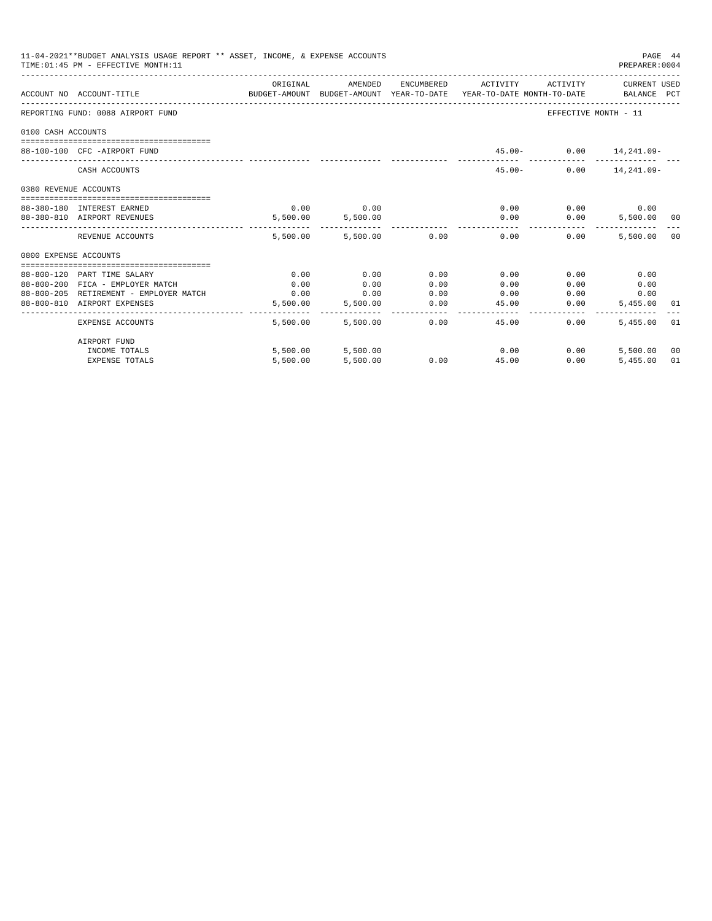11-04-2021**BUDGET ANALYSIS USAGE REPORT ** ASSET, INCOME, & EXPENSE ACCOUNTS
TIME:01:45 PM - EFFECTIVE MONTH:11

PREPARER:0004

| ACCOUNT NO | ACCOUNT-TITLE | ORIGINAL BUDGET-AMOUNT | AMENDED BUDGET-AMOUNT | ENCUMBERED YEAR-TO-DATE | ACTIVITY YEAR-TO-DATE | ACTIVITY MONTH-TO-DATE | CURRENT USED BALANCE | PCT |
|---|---|---|---|---|---|---|---|---|
| REPORTING FUND: 0088 AIRPORT FUND | | | | | | EFFECTIVE MONTH - 11 | | |
| 0100 CASH ACCOUNTS | | | | | | | | |
| 88-100-100 | CFC -AIRPORT FUND | | | | 45.00- | 0.00 | 14,241.09- | |
| | CASH ACCOUNTS | | | | 45.00- | 0.00 | 14,241.09- | |
| 0380 REVENUE ACCOUNTS | | | | | | | | |
| 88-380-180 | INTEREST EARNED | 0.00 | 0.00 | | 0.00 | 0.00 | 0.00 | |
| 88-380-810 | AIRPORT REVENUES | 5,500.00 | 5,500.00 | | 0.00 | 0.00 | 5,500.00 | 00 |
| | REVENUE ACCOUNTS | 5,500.00 | 5,500.00 | 0.00 | 0.00 | 0.00 | 5,500.00 | 00 |
| 0800 EXPENSE ACCOUNTS | | | | | | | | |
| 88-800-120 | PART TIME SALARY | 0.00 | 0.00 | 0.00 | 0.00 | 0.00 | 0.00 | |
| 88-800-200 | FICA - EMPLOYER MATCH | 0.00 | 0.00 | 0.00 | 0.00 | 0.00 | 0.00 | |
| 88-800-205 | RETIREMENT - EMPLOYER MATCH | 0.00 | 0.00 | 0.00 | 0.00 | 0.00 | 0.00 | |
| 88-800-810 | AIRPORT EXPENSES | 5,500.00 | 5,500.00 | 0.00 | 45.00 | 0.00 | 5,455.00 | 01 |
| | EXPENSE ACCOUNTS | 5,500.00 | 5,500.00 | 0.00 | 45.00 | 0.00 | 5,455.00 | 01 |
| | AIRPORT FUND | | | | | | | |
| | INCOME TOTALS | 5,500.00 | 5,500.00 | | 0.00 | 0.00 | 5,500.00 | 00 |
| | EXPENSE TOTALS | 5,500.00 | 5,500.00 | 0.00 | 45.00 | 0.00 | 5,455.00 | 01 |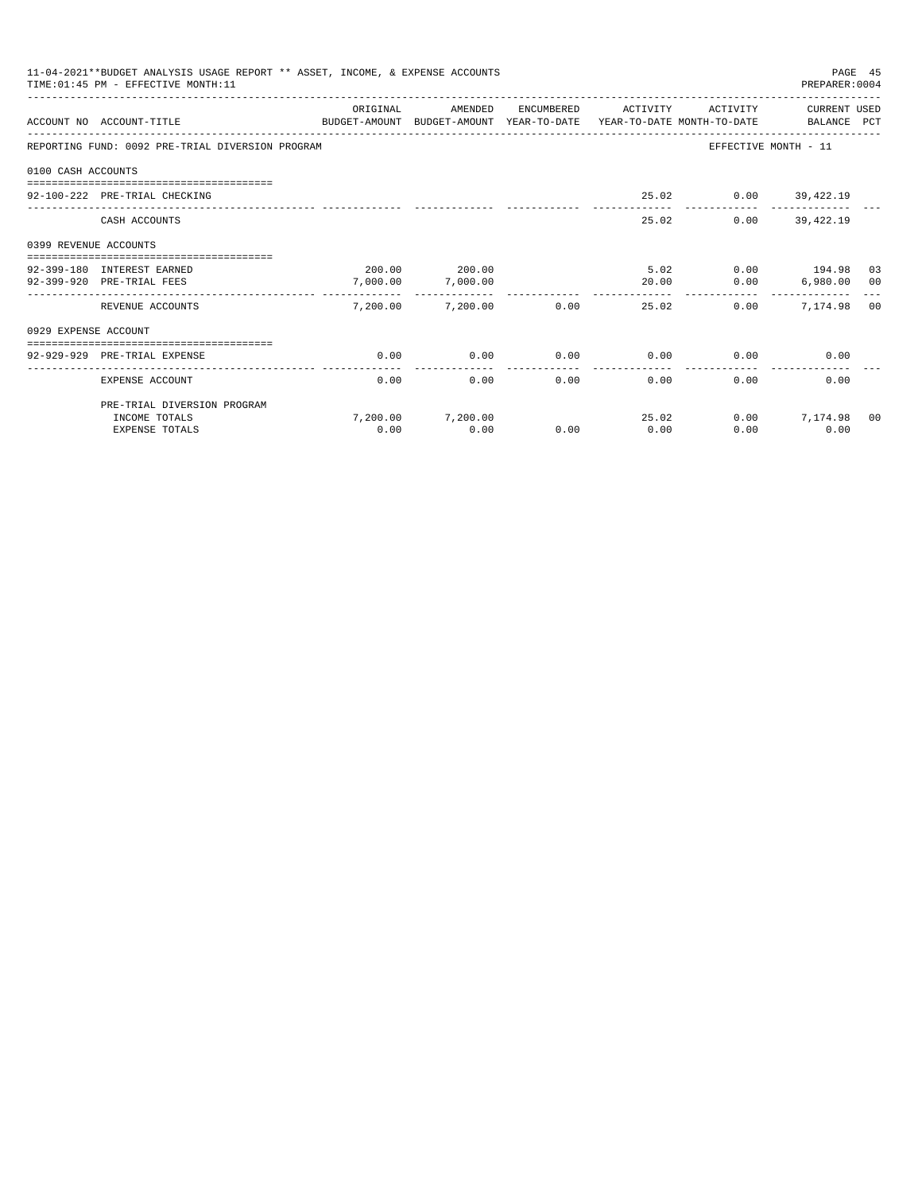11-04-2021**BUDGET ANALYSIS USAGE REPORT ** ASSET, INCOME, & EXPENSE ACCOUNTS

TIME:01:45 PM - EFFECTIVE MONTH:11

PREPARER:0004

| ACCOUNT NO | ACCOUNT-TITLE | ORIGINAL BUDGET-AMOUNT | AMENDED BUDGET-AMOUNT | ENCUMBERED YEAR-TO-DATE | ACTIVITY YEAR-TO-DATE | ACTIVITY MONTH-TO-DATE | CURRENT USED BALANCE | PCT |
|---|---|---|---|---|---|---|---|---|
| REPORTING FUND: 0092 PRE-TRIAL DIVERSION PROGRAM | | | | | | EFFECTIVE MONTH - 11 | | |
| 0100 CASH ACCOUNTS | | | | | | | | |
| 92-100-222 | PRE-TRIAL CHECKING | | | | 25.02 | 0.00 | 39,422.19 | |
| | CASH ACCOUNTS | | | | 25.02 | 0.00 | 39,422.19 | |
| 0399 REVENUE ACCOUNTS | | | | | | | | |
| 92-399-180 | INTEREST EARNED | 200.00 | 200.00 | | 5.02 | 0.00 | 194.98 | 03 |
| 92-399-920 | PRE-TRIAL FEES | 7,000.00 | 7,000.00 | | 20.00 | 0.00 | 6,980.00 | 00 |
| | REVENUE ACCOUNTS | 7,200.00 | 7,200.00 | 0.00 | 25.02 | 0.00 | 7,174.98 | 00 |
| 0929 EXPENSE ACCOUNT | | | | | | | | |
| 92-929-929 | PRE-TRIAL EXPENSE | 0.00 | 0.00 | 0.00 | 0.00 | 0.00 | 0.00 | |
| | EXPENSE ACCOUNT | 0.00 | 0.00 | 0.00 | 0.00 | 0.00 | 0.00 | |
| | PRE-TRIAL DIVERSION PROGRAM | | | | | | | |
| | INCOME TOTALS | 7,200.00 | 7,200.00 | | 25.02 | 0.00 | 7,174.98 | 00 |
| | EXPENSE TOTALS | 0.00 | 0.00 | 0.00 | 0.00 | 0.00 | 0.00 | |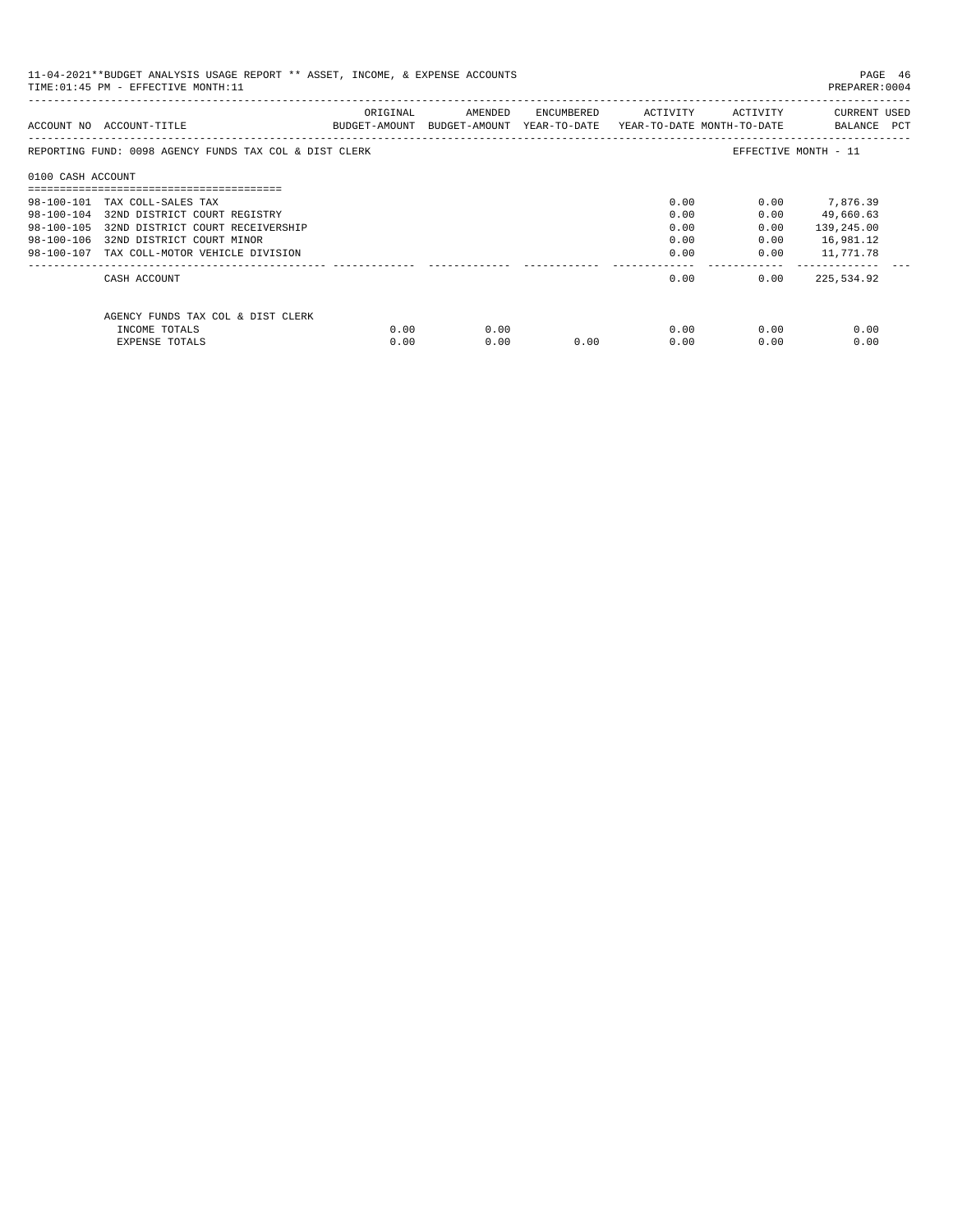11-04-2021**BUDGET ANALYSIS USAGE REPORT ** ASSET, INCOME, & EXPENSE ACCOUNTS
TIME:01:45 PM - EFFECTIVE MONTH:11
PREPARER:0004

| ACCOUNT NO | ACCOUNT-TITLE | ORIGINAL BUDGET-AMOUNT | AMENDED BUDGET-AMOUNT | ENCUMBERED YEAR-TO-DATE | ACTIVITY YEAR-TO-DATE | ACTIVITY MONTH-TO-DATE | CURRENT USED BALANCE PCT |
|---|---|---|---|---|---|---|---|
| REPORTING FUND: 0098 AGENCY FUNDS TAX COL & DIST CLERK | | | | | | | EFFECTIVE MONTH - 11 |
| 0100 CASH ACCOUNT | | | | | | | |
| 98-100-101 | TAX COLL-SALES TAX | | | | 0.00 | 0.00 | 7,876.39 |
| 98-100-104 | 32ND DISTRICT COURT REGISTRY | | | | 0.00 | 0.00 | 49,660.63 |
| 98-100-105 | 32ND DISTRICT COURT RECEIVERSHIP | | | | 0.00 | 0.00 | 139,245.00 |
| 98-100-106 | 32ND DISTRICT COURT MINOR | | | | 0.00 | 0.00 | 16,981.12 |
| 98-100-107 | TAX COLL-MOTOR VEHICLE DIVISION | | | | 0.00 | 0.00 | 11,771.78 |
| | CASH ACCOUNT | | | | 0.00 | 0.00 | 225,534.92 |
| | AGENCY FUNDS TAX COL & DIST CLERK | | | | | | |
| | INCOME TOTALS | 0.00 | 0.00 | | 0.00 | 0.00 | 0.00 |
| | EXPENSE TOTALS | 0.00 | 0.00 | 0.00 | 0.00 | 0.00 | 0.00 |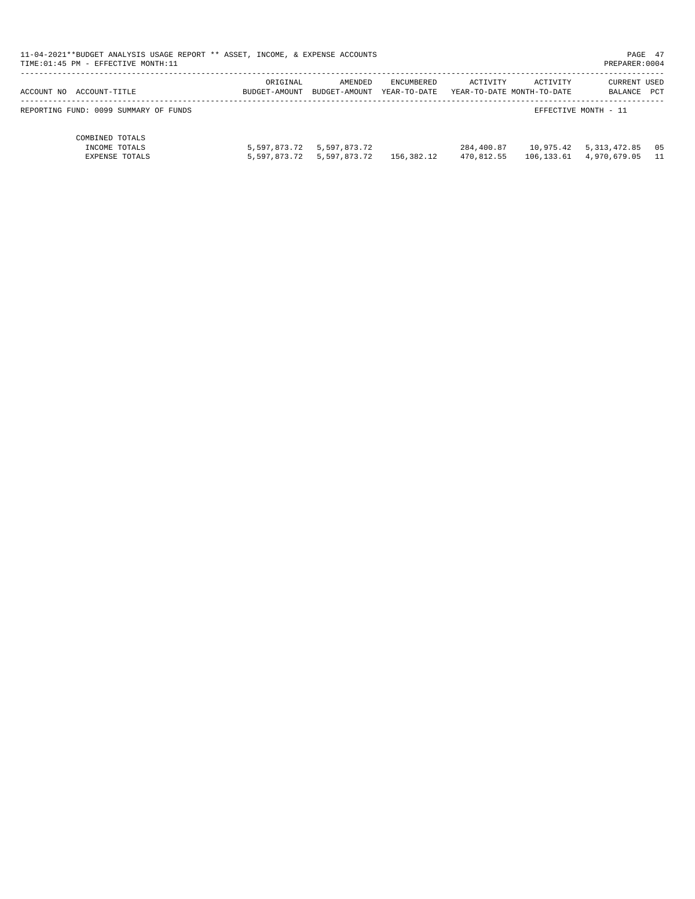11-04-2021**BUDGET ANALYSIS USAGE REPORT ** ASSET, INCOME, & EXPENSE ACCOUNTS

TIME:01:45 PM - EFFECTIVE MONTH:11

PREPARER:0004

| ACCOUNT NO | ACCOUNT-TITLE | ORIGINAL BUDGET-AMOUNT | AMENDED BUDGET-AMOUNT | ENCUMBERED YEAR-TO-DATE | ACTIVITY YEAR-TO-DATE | ACTIVITY MONTH-TO-DATE | CURRENT BALANCE | USED PCT |
|---|---|---|---|---|---|---|---|---|
| REPORTING FUND: 0099 SUMMARY OF FUNDS | | | | | | EFFECTIVE MONTH - 11 | | |
| | COMBINED TOTALS | | | | | | | |
| | INCOME TOTALS | 5,597,873.72 | 5,597,873.72 | | 284,400.87 | 10,975.42 | 5,313,472.85 | 05 |
| | EXPENSE TOTALS | 5,597,873.72 | 5,597,873.72 | 156,382.12 | 470,812.55 | 106,133.61 | 4,970,679.05 | 11 |